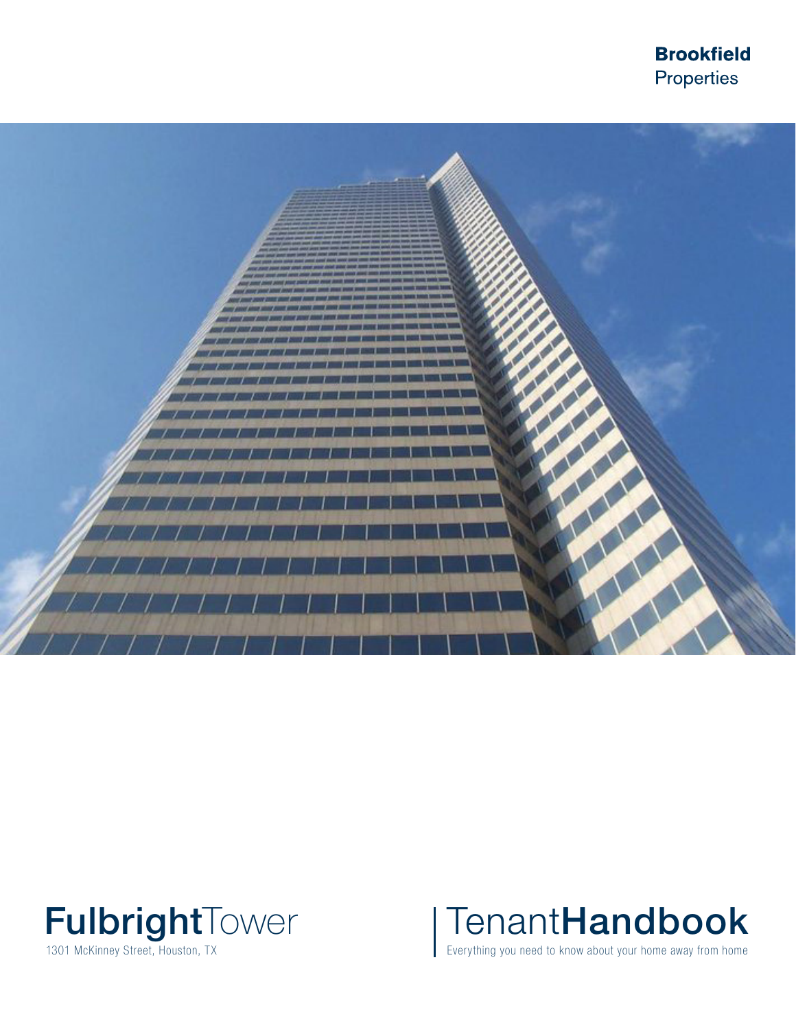**Brookfield** Properties

# **Fulbright**Tower

1301 McKinney Street, Houston, TX

# Tenant**Handbook**

Everything you need to know about your home away from home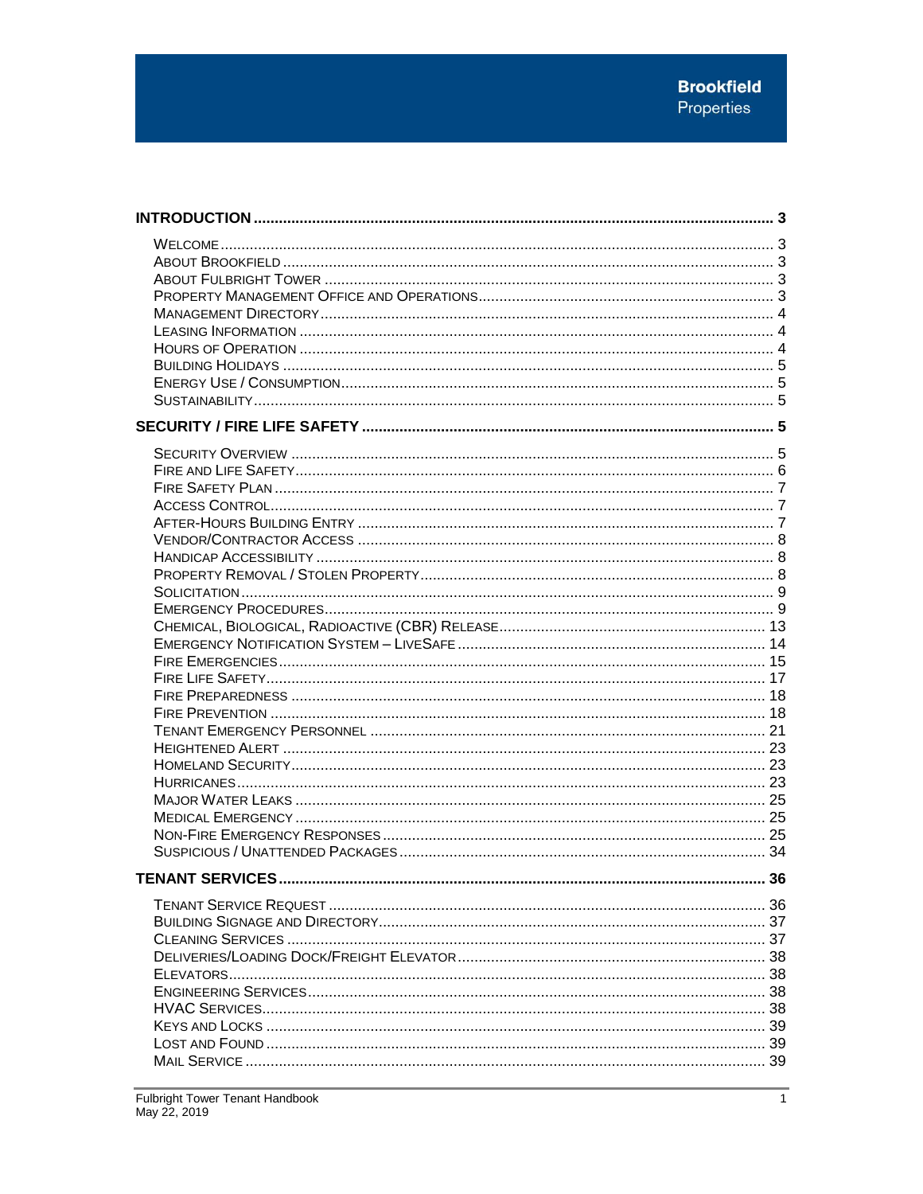**Brookfield** Properties

| | |
|---|---|
| **INTRODUCTION** | **3** |
| Welcome | 3 |
| About Brookfield | 3 |
| About Fulbright Tower | 3 |
| Property Management Office and Operations | 3 |
| Management Directory | 4 |
| Leasing Information | 4 |
| Hours of Operation | 4 |
| Building Holidays | 5 |
| Energy Use / Consumption | 5 |
| Sustainability | 5 |
| **SECURITY / FIRE LIFE SAFETY** | **5** |
| Security Overview | 5 |
| Fire and Life Safety | 6 |
| Fire Safety Plan | 7 |
| Access Control | 7 |
| After-Hours Building Entry | 7 |
| Vendor/Contractor Access | 8 |
| Handicap Accessibility | 8 |
| Property Removal / Stolen Property | 8 |
| Solicitation | 9 |
| Emergency Procedures | 9 |
| Chemical, Biological, Radioactive (CBR) Release | 13 |
| Emergency Notification System – LiveSafe | 14 |
| Fire Emergencies | 15 |
| Fire Life Safety | 17 |
| Fire Preparedness | 18 |
| Fire Prevention | 18 |
| Tenant Emergency Personnel | 21 |
| Heightened Alert | 23 |
| Homeland Security | 23 |
| Hurricanes | 23 |
| Major Water Leaks | 25 |
| Medical Emergency | 25 |
| Non-Fire Emergency Responses | 25 |
| Suspicious / Unattended Packages | 34 |
| **TENANT SERVICES** | **36** |
| Tenant Service Request | 36 |
| Building Signage and Directory | 37 |
| Cleaning Services | 37 |
| Deliveries/Loading Dock/Freight Elevator | 38 |
| Elevators | 38 |
| Engineering Services | 38 |
| HVAC Services | 38 |
| Keys and Locks | 39 |
| Lost and Found | 39 |
| Mail Service | 39 |

Fulbright Tower Tenant Handbook
May 22, 2019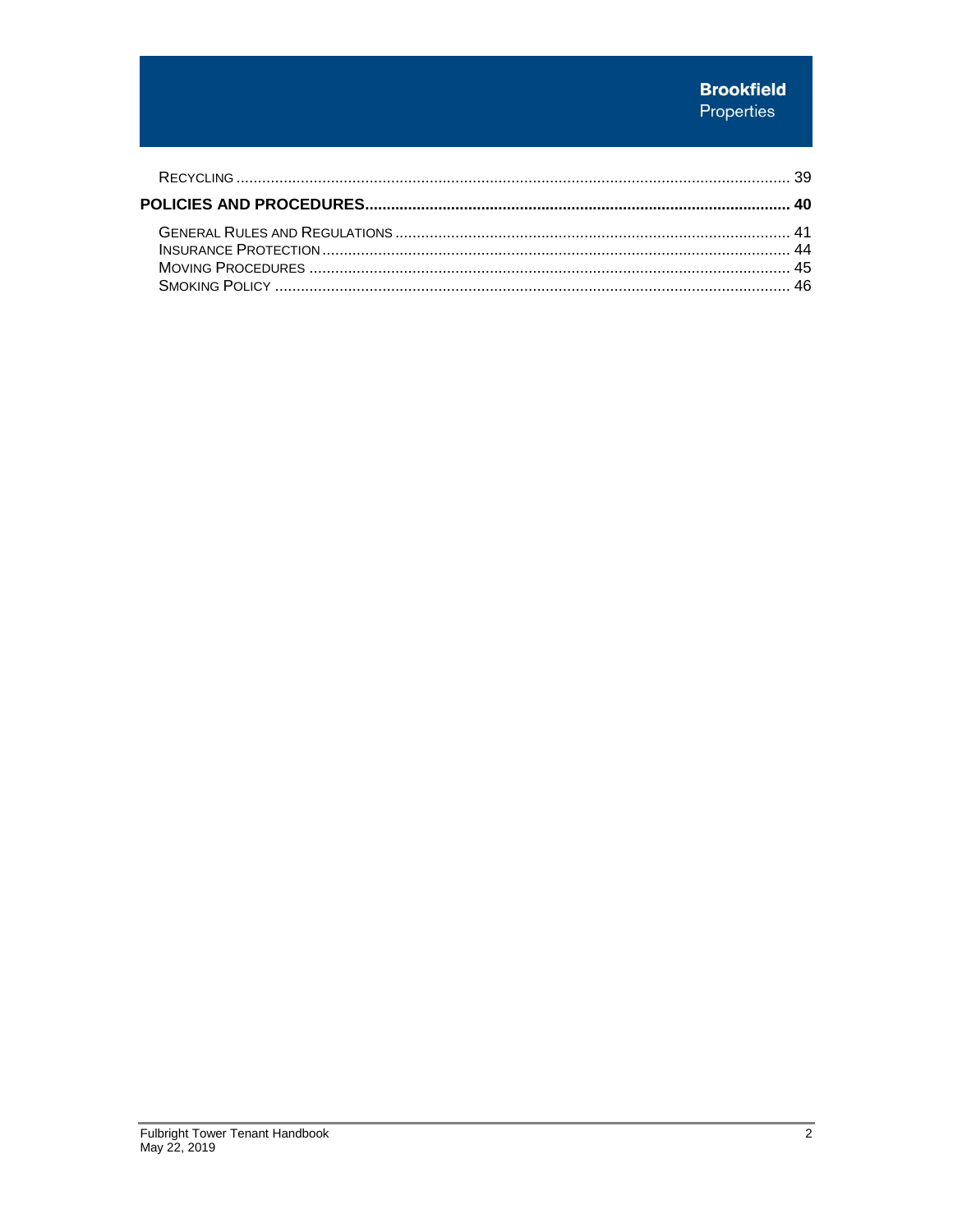Recycling ............................................................................................................................ 39

**Policies and Procedures ................................................................................................ 40**

General Rules and Regulations ........................................................................................ 41
Insurance Protection .......................................................................................................... 44
Moving Procedures ............................................................................................................ 45
Smoking Policy .................................................................................................................. 46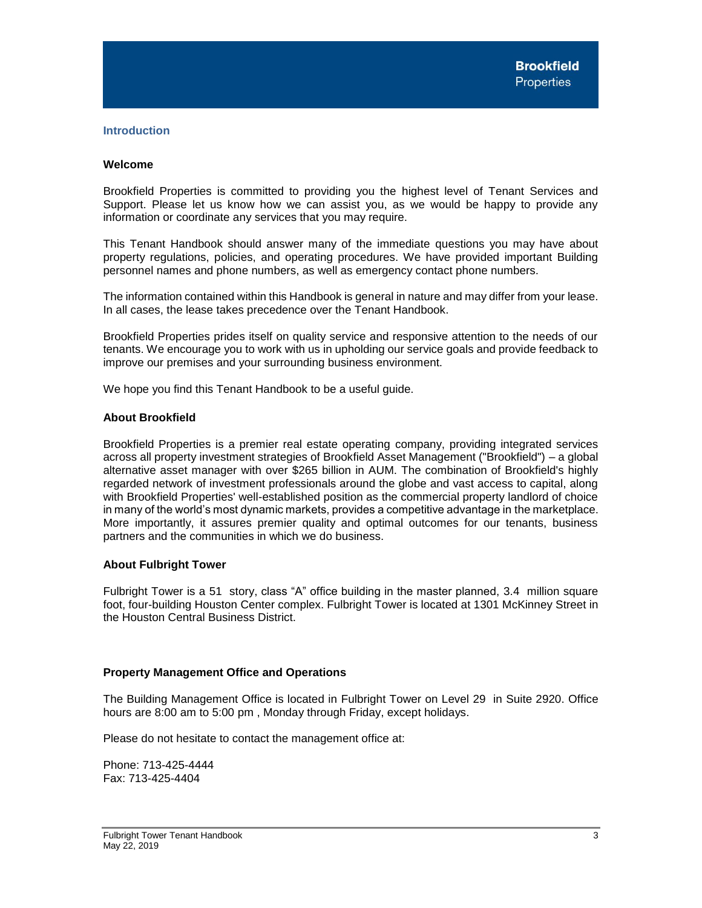## Introduction

### Welcome

Brookfield Properties is committed to providing you the highest level of Tenant Services and Support. Please let us know how we can assist you, as we would be happy to provide any information or coordinate any services that you may require.

This Tenant Handbook should answer many of the immediate questions you may have about property regulations, policies, and operating procedures. We have provided important Building personnel names and phone numbers, as well as emergency contact phone numbers.

The information contained within this Handbook is general in nature and may differ from your lease. In all cases, the lease takes precedence over the Tenant Handbook.

Brookfield Properties prides itself on quality service and responsive attention to the needs of our tenants. We encourage you to work with us in upholding our service goals and provide feedback to improve our premises and your surrounding business environment.

We hope you find this Tenant Handbook to be a useful guide.

### About Brookfield

Brookfield Properties is a premier real estate operating company, providing integrated services across all property investment strategies of Brookfield Asset Management ("Brookfield") – a global alternative asset manager with over $265 billion in AUM. The combination of Brookfield's highly regarded network of investment professionals around the globe and vast access to capital, along with Brookfield Properties' well-established position as the commercial property landlord of choice in many of the world's most dynamic markets, provides a competitive advantage in the marketplace. More importantly, it assures premier quality and optimal outcomes for our tenants, business partners and the communities in which we do business.

### About Fulbright Tower

Fulbright Tower is a 51 story, class "A" office building in the master planned, 3.4 million square foot, four-building Houston Center complex. Fulbright Tower is located at 1301 McKinney Street in the Houston Central Business District.

### Property Management Office and Operations

The Building Management Office is located in Fulbright Tower on Level 29 in Suite 2920. Office hours are 8:00 am to 5:00 pm , Monday through Friday, except holidays.

Please do not hesitate to contact the management office at:

Phone: 713-425-4444
Fax: 713-425-4404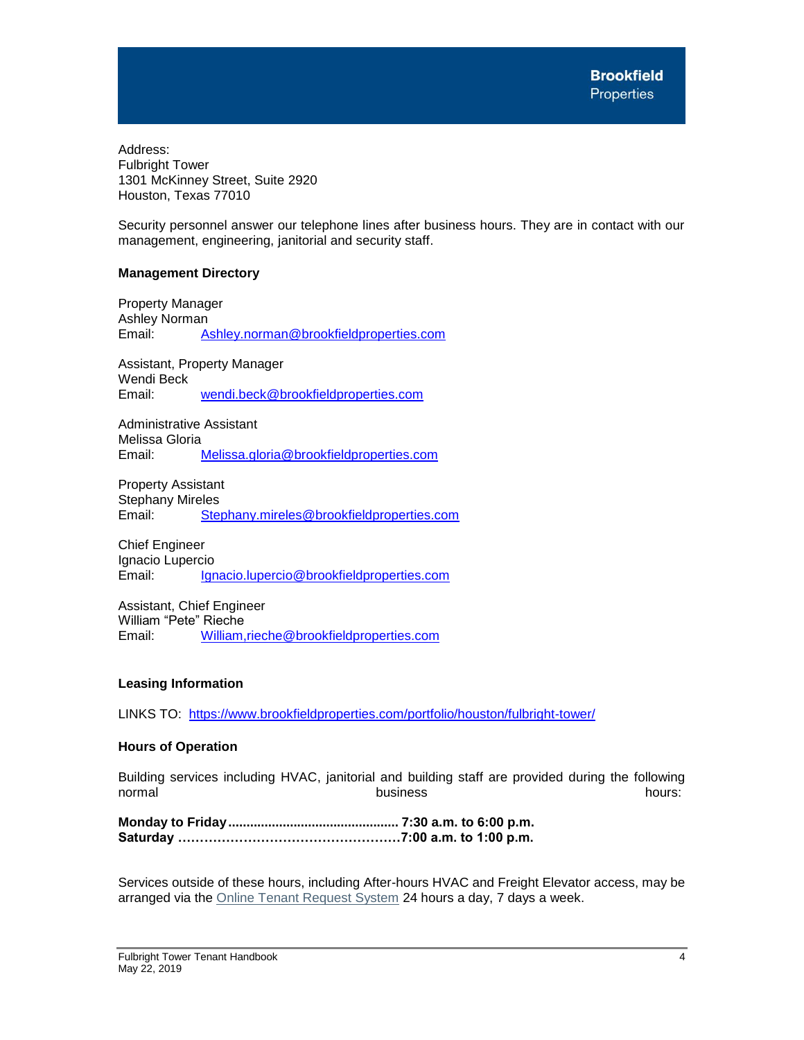Address:
Fulbright Tower
1301 McKinney Street, Suite 2920
Houston, Texas 77010

Security personnel answer our telephone lines after business hours. They are in contact with our management, engineering, janitorial and security staff.

**Management Directory**

Property Manager
Ashley Norman
Email: Ashley.norman@brookfieldproperties.com

Assistant, Property Manager
Wendi Beck
Email: wendi.beck@brookfieldproperties.com

Administrative Assistant
Melissa Gloria
Email: Melissa.gloria@brookfieldproperties.com

Property Assistant
Stephany Mireles
Email: Stephany.mireles@brookfieldproperties.com

Chief Engineer
Ignacio Lupercio
Email: Ignacio.lupercio@brookfieldproperties.com

Assistant, Chief Engineer
William "Pete" Rieche
Email: William,rieche@brookfieldproperties.com

**Leasing Information**

LINKS TO: https://www.brookfieldproperties.com/portfolio/houston/fulbright-tower/

**Hours of Operation**

Building services including HVAC, janitorial and building staff are provided during the following normal business hours:

**Monday to Friday............................................... 7:30 a.m. to 6:00 p.m.**
**Saturday ……………………………………………7:00 a.m. to 1:00 p.m.**

Services outside of these hours, including After-hours HVAC and Freight Elevator access, may be arranged via the Online Tenant Request System 24 hours a day, 7 days a week.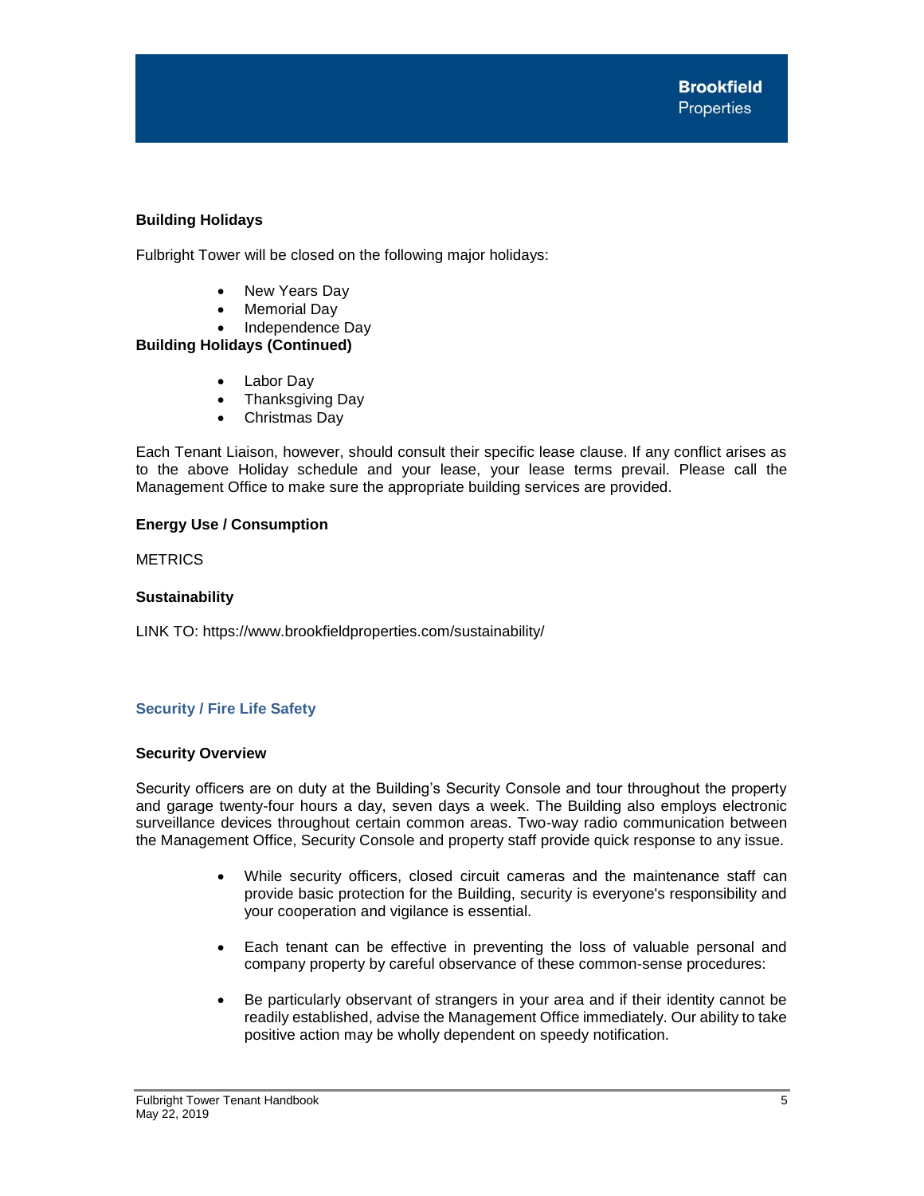### Building Holidays

Fulbright Tower will be closed on the following major holidays:

- New Years Day
- Memorial Day
- Independence Day

### Building Holidays (Continued)

- Labor Day
- Thanksgiving Day
- Christmas Day

Each Tenant Liaison, however, should consult their specific lease clause. If any conflict arises as to the above Holiday schedule and your lease, your lease terms prevail. Please call the Management Office to make sure the appropriate building services are provided.

### Energy Use / Consumption

METRICS

### Sustainability

LINK TO: https://www.brookfieldproperties.com/sustainability/

## Security / Fire Life Safety

### Security Overview

Security officers are on duty at the Building's Security Console and tour throughout the property and garage twenty-four hours a day, seven days a week. The Building also employs electronic surveillance devices throughout certain common areas. Two-way radio communication between the Management Office, Security Console and property staff provide quick response to any issue.

- While security officers, closed circuit cameras and the maintenance staff can provide basic protection for the Building, security is everyone's responsibility and your cooperation and vigilance is essential.
- Each tenant can be effective in preventing the loss of valuable personal and company property by careful observance of these common-sense procedures:
- Be particularly observant of strangers in your area and if their identity cannot be readily established, advise the Management Office immediately. Our ability to take positive action may be wholly dependent on speedy notification.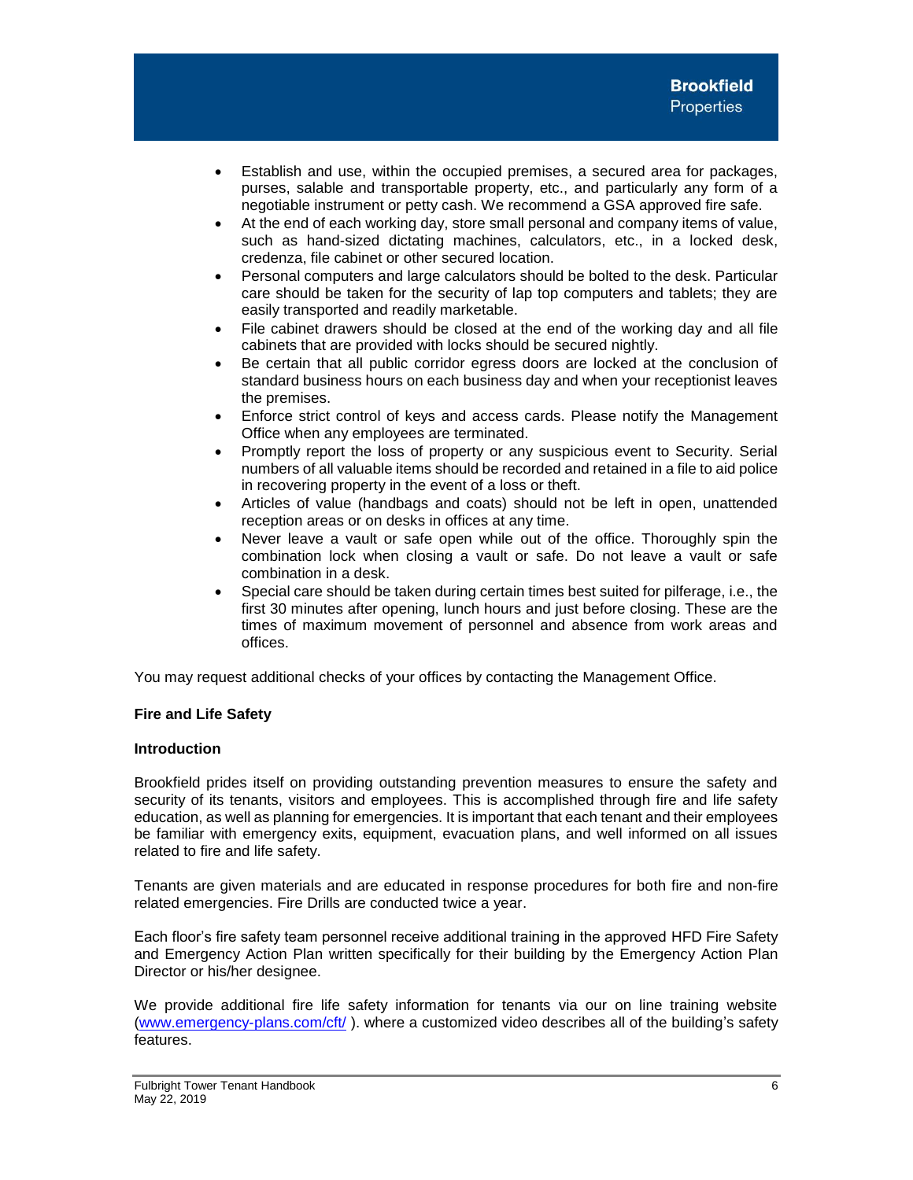- Establish and use, within the occupied premises, a secured area for packages, purses, salable and transportable property, etc., and particularly any form of a negotiable instrument or petty cash. We recommend a GSA approved fire safe.
- At the end of each working day, store small personal and company items of value, such as hand-sized dictating machines, calculators, etc., in a locked desk, credenza, file cabinet or other secured location.
- Personal computers and large calculators should be bolted to the desk. Particular care should be taken for the security of lap top computers and tablets; they are easily transported and readily marketable.
- File cabinet drawers should be closed at the end of the working day and all file cabinets that are provided with locks should be secured nightly.
- Be certain that all public corridor egress doors are locked at the conclusion of standard business hours on each business day and when your receptionist leaves the premises.
- Enforce strict control of keys and access cards. Please notify the Management Office when any employees are terminated.
- Promptly report the loss of property or any suspicious event to Security. Serial numbers of all valuable items should be recorded and retained in a file to aid police in recovering property in the event of a loss or theft.
- Articles of value (handbags and coats) should not be left in open, unattended reception areas or on desks in offices at any time.
- Never leave a vault or safe open while out of the office. Thoroughly spin the combination lock when closing a vault or safe. Do not leave a vault or safe combination in a desk.
- Special care should be taken during certain times best suited for pilferage, i.e., the first 30 minutes after opening, lunch hours and just before closing. These are the times of maximum movement of personnel and absence from work areas and offices.

You may request additional checks of your offices by contacting the Management Office.

## Fire and Life Safety

### Introduction

Brookfield prides itself on providing outstanding prevention measures to ensure the safety and security of its tenants, visitors and employees. This is accomplished through fire and life safety education, as well as planning for emergencies. It is important that each tenant and their employees be familiar with emergency exits, equipment, evacuation plans, and well informed on all issues related to fire and life safety.

Tenants are given materials and are educated in response procedures for both fire and non-fire related emergencies. Fire Drills are conducted twice a year.

Each floor's fire safety team personnel receive additional training in the approved HFD Fire Safety and Emergency Action Plan written specifically for their building by the Emergency Action Plan Director or his/her designee.

We provide additional fire life safety information for tenants via our on line training website ([www.emergency-plans.com/cft/](http://www.emergency-plans.com/cft/) ). where a customized video describes all of the building's safety features.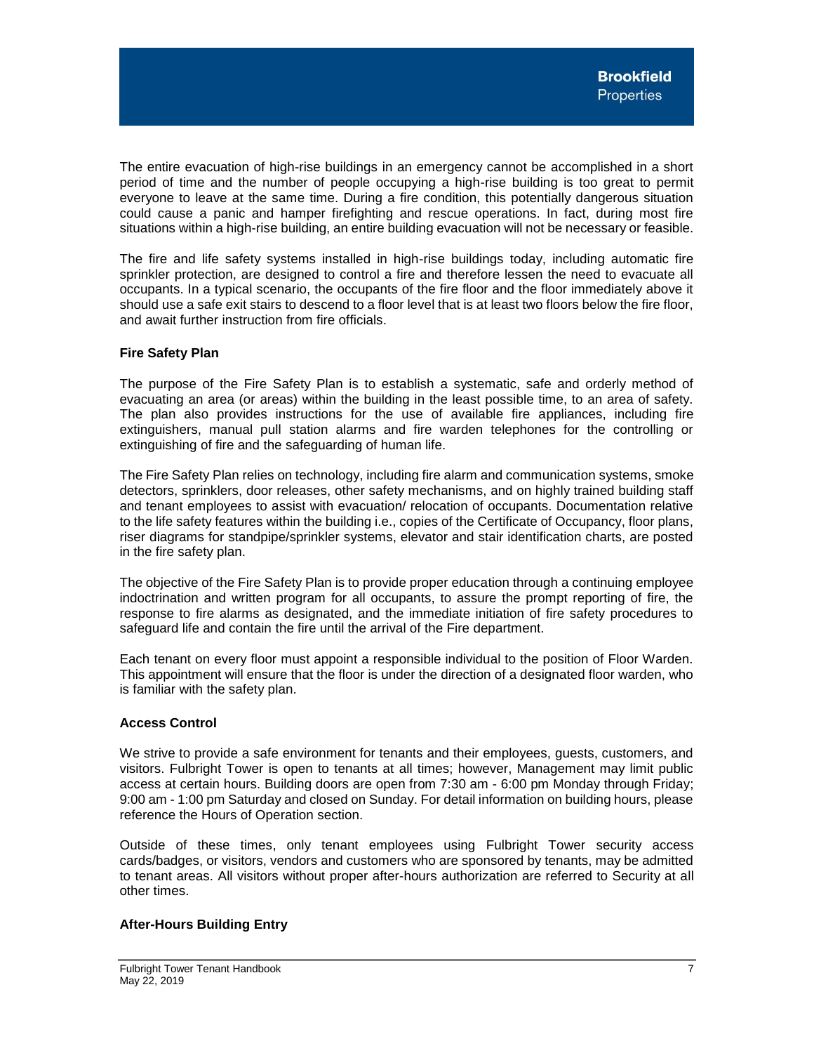The entire evacuation of high-rise buildings in an emergency cannot be accomplished in a short period of time and the number of people occupying a high-rise building is too great to permit everyone to leave at the same time. During a fire condition, this potentially dangerous situation could cause a panic and hamper firefighting and rescue operations. In fact, during most fire situations within a high-rise building, an entire building evacuation will not be necessary or feasible.

The fire and life safety systems installed in high-rise buildings today, including automatic fire sprinkler protection, are designed to control a fire and therefore lessen the need to evacuate all occupants. In a typical scenario, the occupants of the fire floor and the floor immediately above it should use a safe exit stairs to descend to a floor level that is at least two floors below the fire floor, and await further instruction from fire officials.

**Fire Safety Plan**

The purpose of the Fire Safety Plan is to establish a systematic, safe and orderly method of evacuating an area (or areas) within the building in the least possible time, to an area of safety. The plan also provides instructions for the use of available fire appliances, including fire extinguishers, manual pull station alarms and fire warden telephones for the controlling or extinguishing of fire and the safeguarding of human life.

The Fire Safety Plan relies on technology, including fire alarm and communication systems, smoke detectors, sprinklers, door releases, other safety mechanisms, and on highly trained building staff and tenant employees to assist with evacuation/ relocation of occupants. Documentation relative to the life safety features within the building i.e., copies of the Certificate of Occupancy, floor plans, riser diagrams for standpipe/sprinkler systems, elevator and stair identification charts, are posted in the fire safety plan.

The objective of the Fire Safety Plan is to provide proper education through a continuing employee indoctrination and written program for all occupants, to assure the prompt reporting of fire, the response to fire alarms as designated, and the immediate initiation of fire safety procedures to safeguard life and contain the fire until the arrival of the Fire department.

Each tenant on every floor must appoint a responsible individual to the position of Floor Warden. This appointment will ensure that the floor is under the direction of a designated floor warden, who is familiar with the safety plan.

**Access Control**

We strive to provide a safe environment for tenants and their employees, guests, customers, and visitors. Fulbright Tower is open to tenants at all times; however, Management may limit public access at certain hours. Building doors are open from 7:30 am - 6:00 pm Monday through Friday; 9:00 am - 1:00 pm Saturday and closed on Sunday. For detail information on building hours, please reference the Hours of Operation section.

Outside of these times, only tenant employees using Fulbright Tower security access cards/badges, or visitors, vendors and customers who are sponsored by tenants, may be admitted to tenant areas. All visitors without proper after-hours authorization are referred to Security at all other times.

**After-Hours Building Entry**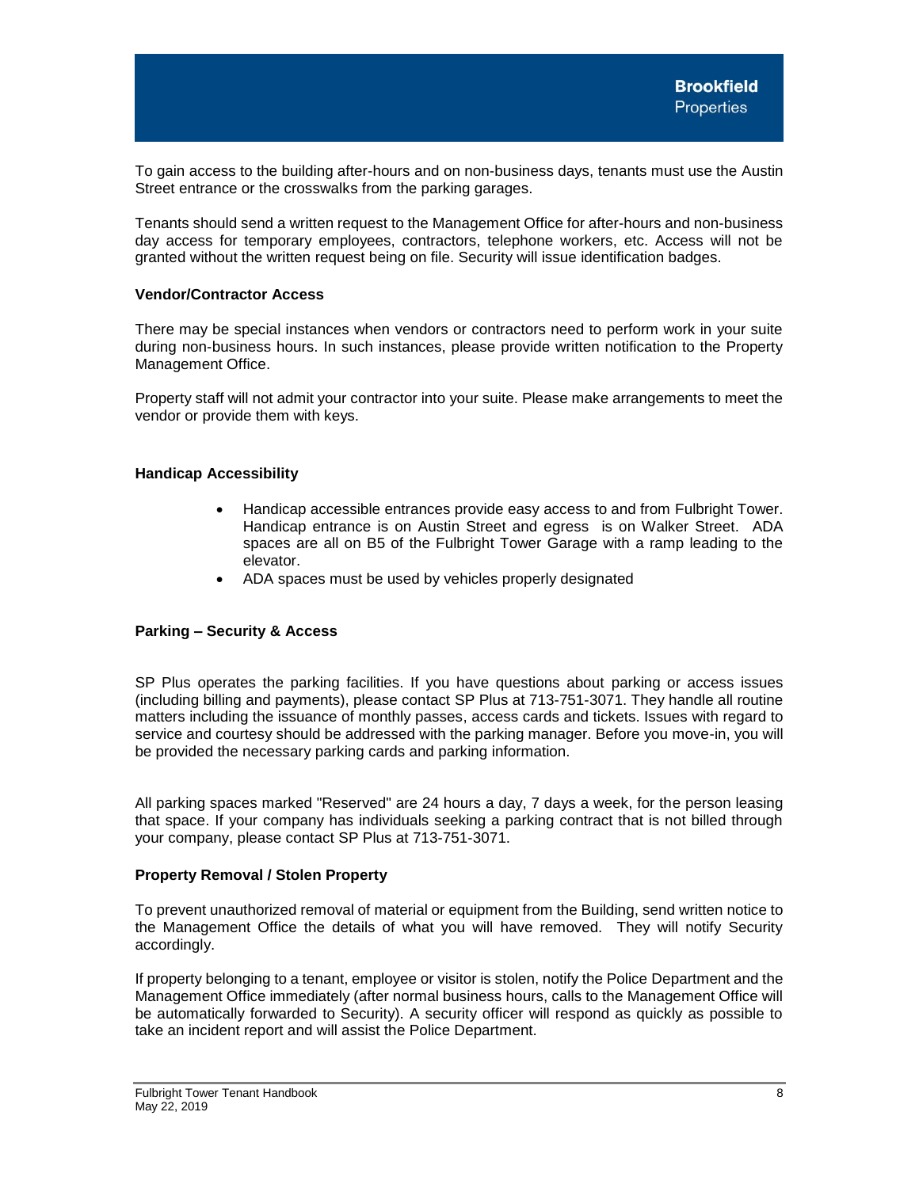To gain access to the building after-hours and on non-business days, tenants must use the Austin Street entrance or the crosswalks from the parking garages.

Tenants should send a written request to the Management Office for after-hours and non-business day access for temporary employees, contractors, telephone workers, etc. Access will not be granted without the written request being on file. Security will issue identification badges.

**Vendor/Contractor Access**

There may be special instances when vendors or contractors need to perform work in your suite during non-business hours. In such instances, please provide written notification to the Property Management Office.

Property staff will not admit your contractor into your suite. Please make arrangements to meet the vendor or provide them with keys.

**Handicap Accessibility**

- Handicap accessible entrances provide easy access to and from Fulbright Tower. Handicap entrance is on Austin Street and egress is on Walker Street. ADA spaces are all on B5 of the Fulbright Tower Garage with a ramp leading to the elevator.
- ADA spaces must be used by vehicles properly designated

**Parking – Security & Access**

SP Plus operates the parking facilities. If you have questions about parking or access issues (including billing and payments), please contact SP Plus at 713-751-3071. They handle all routine matters including the issuance of monthly passes, access cards and tickets. Issues with regard to service and courtesy should be addressed with the parking manager. Before you move-in, you will be provided the necessary parking cards and parking information.

All parking spaces marked "Reserved" are 24 hours a day, 7 days a week, for the person leasing that space. If your company has individuals seeking a parking contract that is not billed through your company, please contact SP Plus at 713-751-3071.

**Property Removal / Stolen Property**

To prevent unauthorized removal of material or equipment from the Building, send written notice to the Management Office the details of what you will have removed. They will notify Security accordingly.

If property belonging to a tenant, employee or visitor is stolen, notify the Police Department and the Management Office immediately (after normal business hours, calls to the Management Office will be automatically forwarded to Security). A security officer will respond as quickly as possible to take an incident report and will assist the Police Department.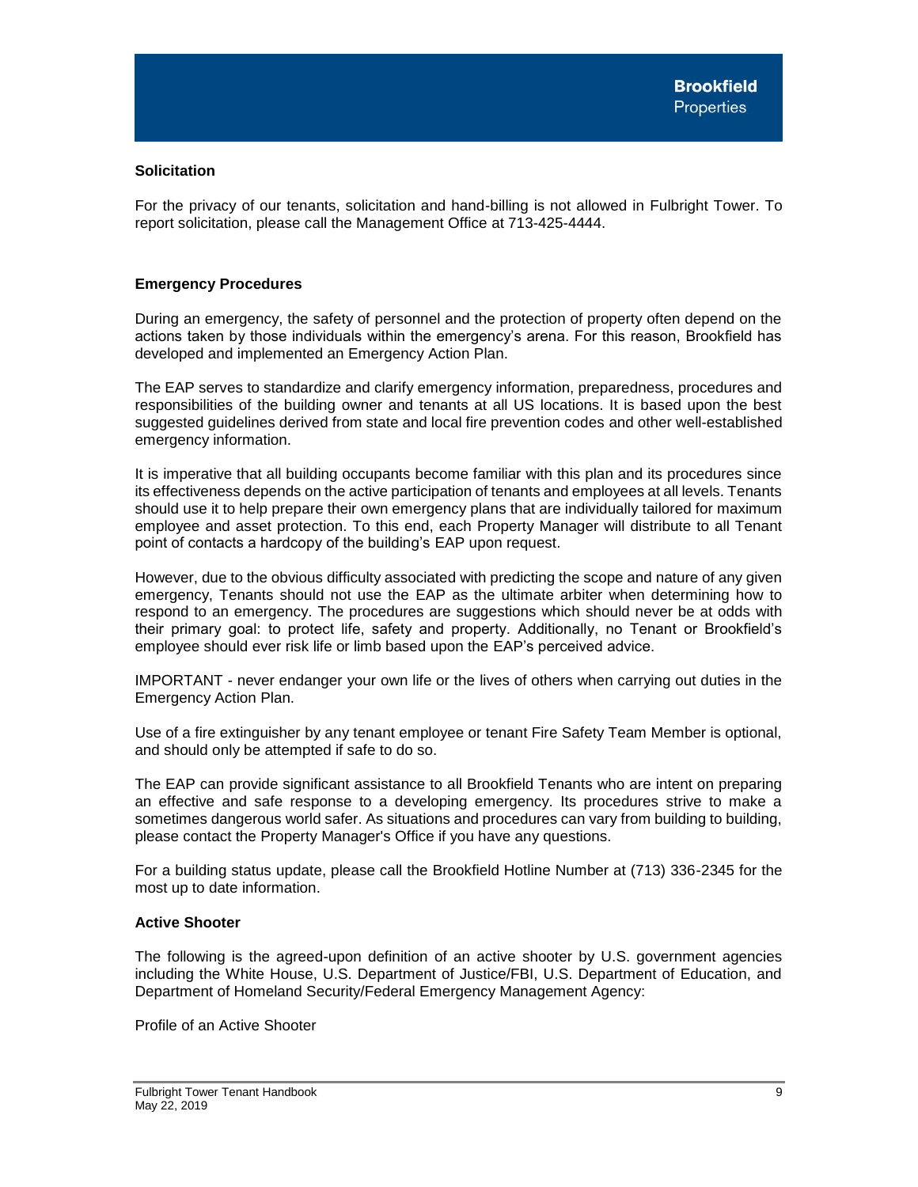### Solicitation

For the privacy of our tenants, solicitation and hand-billing is not allowed in Fulbright Tower. To report solicitation, please call the Management Office at 713-425-4444.

### Emergency Procedures

During an emergency, the safety of personnel and the protection of property often depend on the actions taken by those individuals within the emergency's arena. For this reason, Brookfield has developed and implemented an Emergency Action Plan.

The EAP serves to standardize and clarify emergency information, preparedness, procedures and responsibilities of the building owner and tenants at all US locations. It is based upon the best suggested guidelines derived from state and local fire prevention codes and other well-established emergency information.

It is imperative that all building occupants become familiar with this plan and its procedures since its effectiveness depends on the active participation of tenants and employees at all levels. Tenants should use it to help prepare their own emergency plans that are individually tailored for maximum employee and asset protection. To this end, each Property Manager will distribute to all Tenant point of contacts a hardcopy of the building's EAP upon request.

However, due to the obvious difficulty associated with predicting the scope and nature of any given emergency, Tenants should not use the EAP as the ultimate arbiter when determining how to respond to an emergency. The procedures are suggestions which should never be at odds with their primary goal: to protect life, safety and property. Additionally, no Tenant or Brookfield's employee should ever risk life or limb based upon the EAP's perceived advice.

IMPORTANT - never endanger your own life or the lives of others when carrying out duties in the Emergency Action Plan.

Use of a fire extinguisher by any tenant employee or tenant Fire Safety Team Member is optional, and should only be attempted if safe to do so.

The EAP can provide significant assistance to all Brookfield Tenants who are intent on preparing an effective and safe response to a developing emergency. Its procedures strive to make a sometimes dangerous world safer. As situations and procedures can vary from building to building, please contact the Property Manager's Office if you have any questions.

For a building status update, please call the Brookfield Hotline Number at (713) 336-2345 for the most up to date information.

### Active Shooter

The following is the agreed-upon definition of an active shooter by U.S. government agencies including the White House, U.S. Department of Justice/FBI, U.S. Department of Education, and Department of Homeland Security/Federal Emergency Management Agency:

Profile of an Active Shooter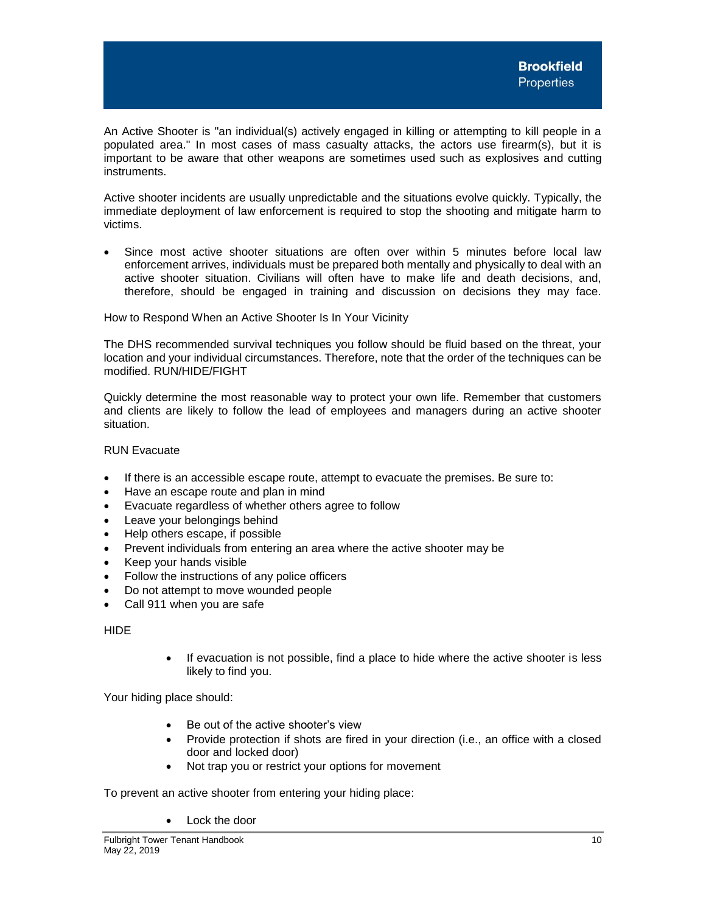An Active Shooter is "an individual(s) actively engaged in killing or attempting to kill people in a populated area." In most cases of mass casualty attacks, the actors use firearm(s), but it is important to be aware that other weapons are sometimes used such as explosives and cutting instruments.

Active shooter incidents are usually unpredictable and the situations evolve quickly. Typically, the immediate deployment of law enforcement is required to stop the shooting and mitigate harm to victims.

- Since most active shooter situations are often over within 5 minutes before local law enforcement arrives, individuals must be prepared both mentally and physically to deal with an active shooter situation. Civilians will often have to make life and death decisions, and, therefore, should be engaged in training and discussion on decisions they may face.

How to Respond When an Active Shooter Is In Your Vicinity

The DHS recommended survival techniques you follow should be fluid based on the threat, your location and your individual circumstances. Therefore, note that the order of the techniques can be modified. RUN/HIDE/FIGHT

Quickly determine the most reasonable way to protect your own life. Remember that customers and clients are likely to follow the lead of employees and managers during an active shooter situation.

RUN Evacuate

- If there is an accessible escape route, attempt to evacuate the premises. Be sure to:
- Have an escape route and plan in mind
- Evacuate regardless of whether others agree to follow
- Leave your belongings behind
- Help others escape, if possible
- Prevent individuals from entering an area where the active shooter may be
- Keep your hands visible
- Follow the instructions of any police officers
- Do not attempt to move wounded people
- Call 911 when you are safe

HIDE

- If evacuation is not possible, find a place to hide where the active shooter is less likely to find you.

Your hiding place should:

- Be out of the active shooter's view
- Provide protection if shots are fired in your direction (i.e., an office with a closed door and locked door)
- Not trap you or restrict your options for movement

To prevent an active shooter from entering your hiding place:

- Lock the door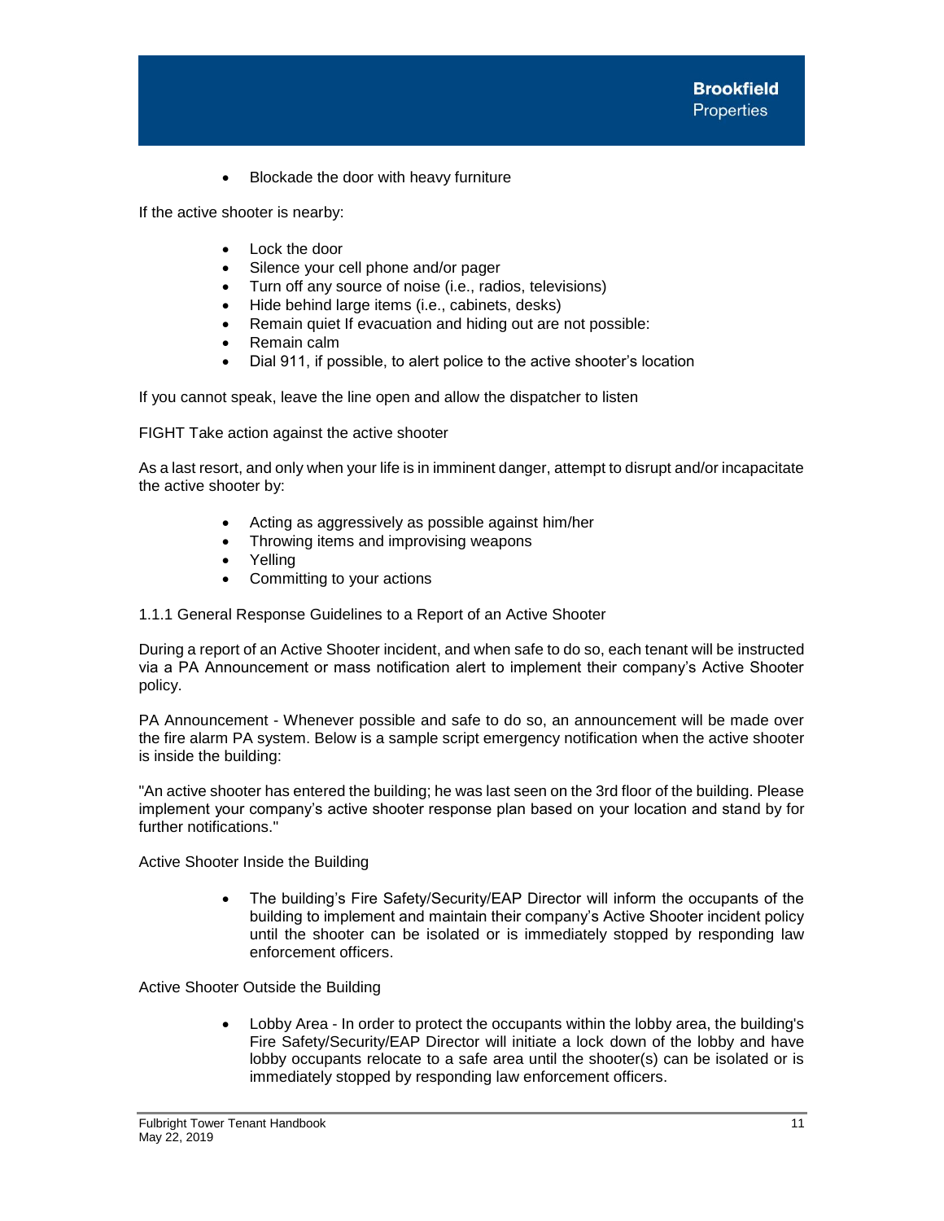- Blockade the door with heavy furniture

If the active shooter is nearby:

- Lock the door
- Silence your cell phone and/or pager
- Turn off any source of noise (i.e., radios, televisions)
- Hide behind large items (i.e., cabinets, desks)
- Remain quiet If evacuation and hiding out are not possible:
- Remain calm
- Dial 911, if possible, to alert police to the active shooter's location

If you cannot speak, leave the line open and allow the dispatcher to listen

FIGHT Take action against the active shooter

As a last resort, and only when your life is in imminent danger, attempt to disrupt and/or incapacitate the active shooter by:

- Acting as aggressively as possible against him/her
- Throwing items and improvising weapons
- Yelling
- Committing to your actions

1.1.1 General Response Guidelines to a Report of an Active Shooter

During a report of an Active Shooter incident, and when safe to do so, each tenant will be instructed via a PA Announcement or mass notification alert to implement their company's Active Shooter policy.

PA Announcement - Whenever possible and safe to do so, an announcement will be made over the fire alarm PA system. Below is a sample script emergency notification when the active shooter is inside the building:

"An active shooter has entered the building; he was last seen on the 3rd floor of the building. Please implement your company's active shooter response plan based on your location and stand by for further notifications."

Active Shooter Inside the Building

- The building's Fire Safety/Security/EAP Director will inform the occupants of the building to implement and maintain their company's Active Shooter incident policy until the shooter can be isolated or is immediately stopped by responding law enforcement officers.

Active Shooter Outside the Building

- Lobby Area - In order to protect the occupants within the lobby area, the building's Fire Safety/Security/EAP Director will initiate a lock down of the lobby and have lobby occupants relocate to a safe area until the shooter(s) can be isolated or is immediately stopped by responding law enforcement officers.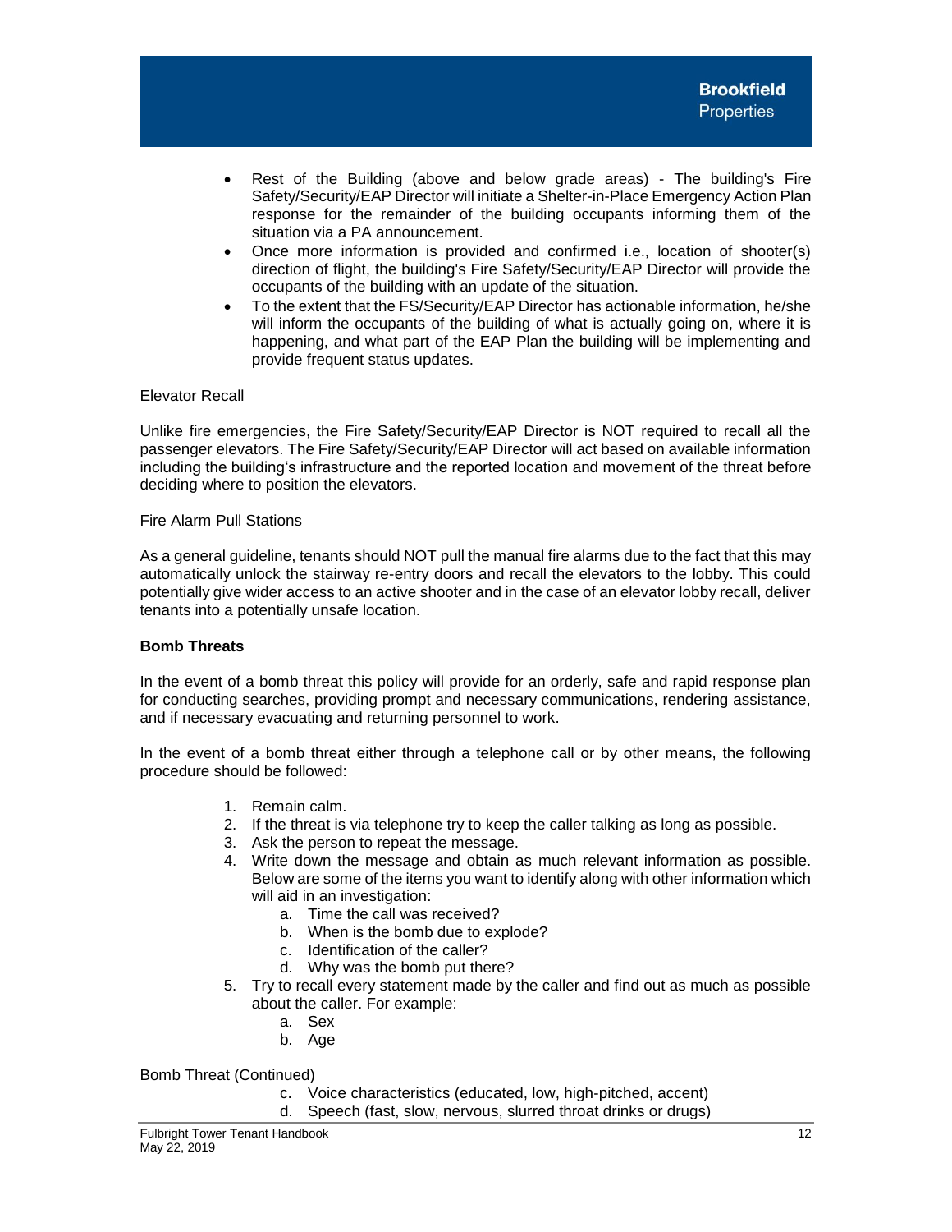- Rest of the Building (above and below grade areas) - The building's Fire Safety/Security/EAP Director will initiate a Shelter-in-Place Emergency Action Plan response for the remainder of the building occupants informing them of the situation via a PA announcement.
- Once more information is provided and confirmed i.e., location of shooter(s) direction of flight, the building's Fire Safety/Security/EAP Director will provide the occupants of the building with an update of the situation.
- To the extent that the FS/Security/EAP Director has actionable information, he/she will inform the occupants of the building of what is actually going on, where it is happening, and what part of the EAP Plan the building will be implementing and provide frequent status updates.

Elevator Recall

Unlike fire emergencies, the Fire Safety/Security/EAP Director is NOT required to recall all the passenger elevators. The Fire Safety/Security/EAP Director will act based on available information including the building's infrastructure and the reported location and movement of the threat before deciding where to position the elevators.

Fire Alarm Pull Stations

As a general guideline, tenants should NOT pull the manual fire alarms due to the fact that this may automatically unlock the stairway re-entry doors and recall the elevators to the lobby. This could potentially give wider access to an active shooter and in the case of an elevator lobby recall, deliver tenants into a potentially unsafe location.

**Bomb Threats**

In the event of a bomb threat this policy will provide for an orderly, safe and rapid response plan for conducting searches, providing prompt and necessary communications, rendering assistance, and if necessary evacuating and returning personnel to work.

In the event of a bomb threat either through a telephone call or by other means, the following procedure should be followed:

1. Remain calm.
2. If the threat is via telephone try to keep the caller talking as long as possible.
3. Ask the person to repeat the message.
4. Write down the message and obtain as much relevant information as possible. Below are some of the items you want to identify along with other information which will aid in an investigation:
   a. Time the call was received?
   b. When is the bomb due to explode?
   c. Identification of the caller?
   d. Why was the bomb put there?
5. Try to recall every statement made by the caller and find out as much as possible about the caller. For example:
   a. Sex
   b. Age

Bomb Threat (Continued)

   c. Voice characteristics (educated, low, high-pitched, accent)
   d. Speech (fast, slow, nervous, slurred throat drinks or drugs)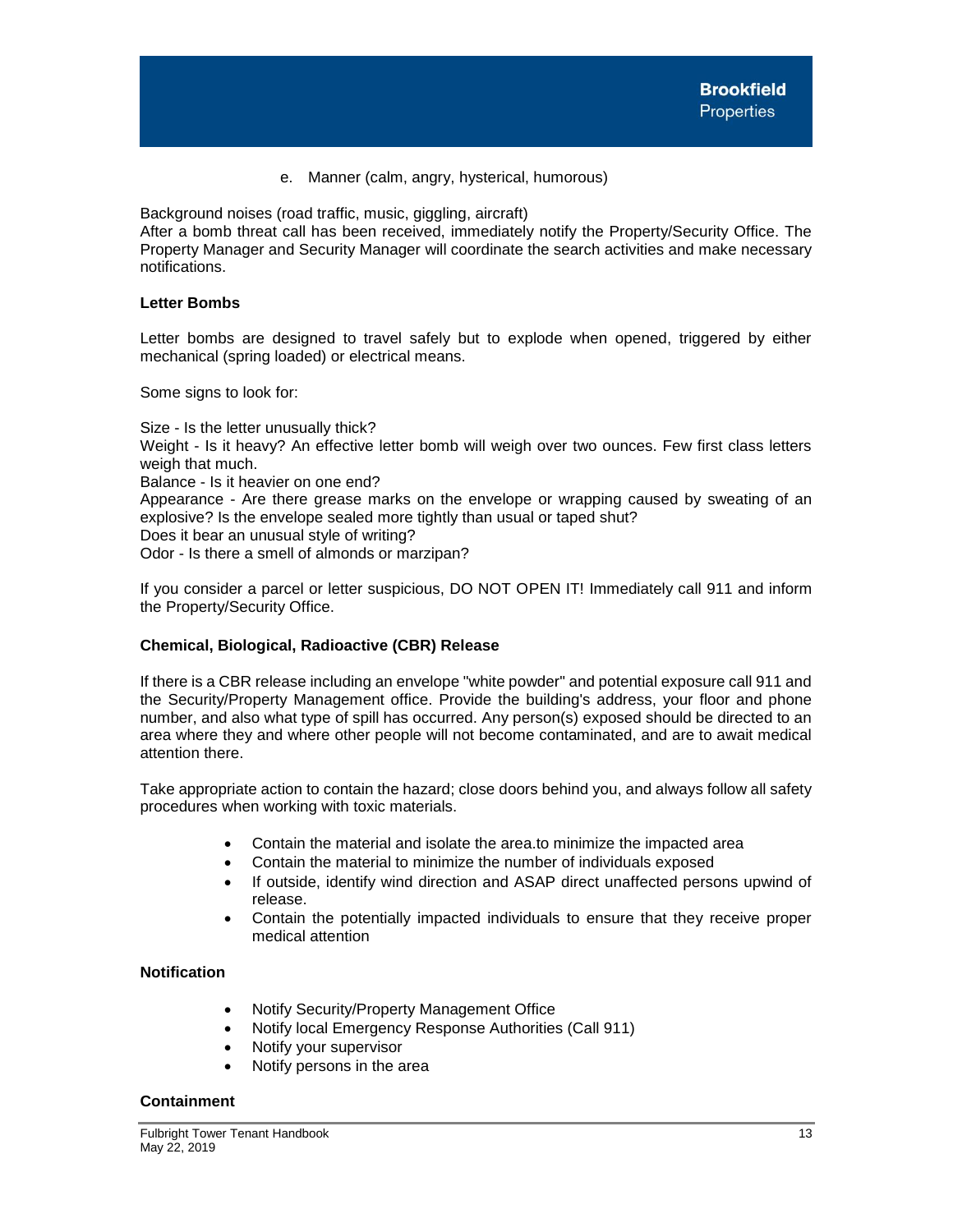e. Manner (calm, angry, hysterical, humorous)

Background noises (road traffic, music, giggling, aircraft)
After a bomb threat call has been received, immediately notify the Property/Security Office. The Property Manager and Security Manager will coordinate the search activities and make necessary notifications.

**Letter Bombs**

Letter bombs are designed to travel safely but to explode when opened, triggered by either mechanical (spring loaded) or electrical means.

Some signs to look for:

Size - Is the letter unusually thick?
Weight - Is it heavy? An effective letter bomb will weigh over two ounces. Few first class letters weigh that much.
Balance - Is it heavier on one end?
Appearance - Are there grease marks on the envelope or wrapping caused by sweating of an explosive? Is the envelope sealed more tightly than usual or taped shut?
Does it bear an unusual style of writing?
Odor - Is there a smell of almonds or marzipan?

If you consider a parcel or letter suspicious, DO NOT OPEN IT! Immediately call 911 and inform the Property/Security Office.

**Chemical, Biological, Radioactive (CBR) Release**

If there is a CBR release including an envelope "white powder" and potential exposure call 911 and the Security/Property Management office. Provide the building's address, your floor and phone number, and also what type of spill has occurred. Any person(s) exposed should be directed to an area where they and where other people will not become contaminated, and are to await medical attention there.

Take appropriate action to contain the hazard; close doors behind you, and always follow all safety procedures when working with toxic materials.

- Contain the material and isolate the area.to minimize the impacted area
- Contain the material to minimize the number of individuals exposed
- If outside, identify wind direction and ASAP direct unaffected persons upwind of release.
- Contain the potentially impacted individuals to ensure that they receive proper medical attention

**Notification**

- Notify Security/Property Management Office
- Notify local Emergency Response Authorities (Call 911)
- Notify your supervisor
- Notify persons in the area

**Containment**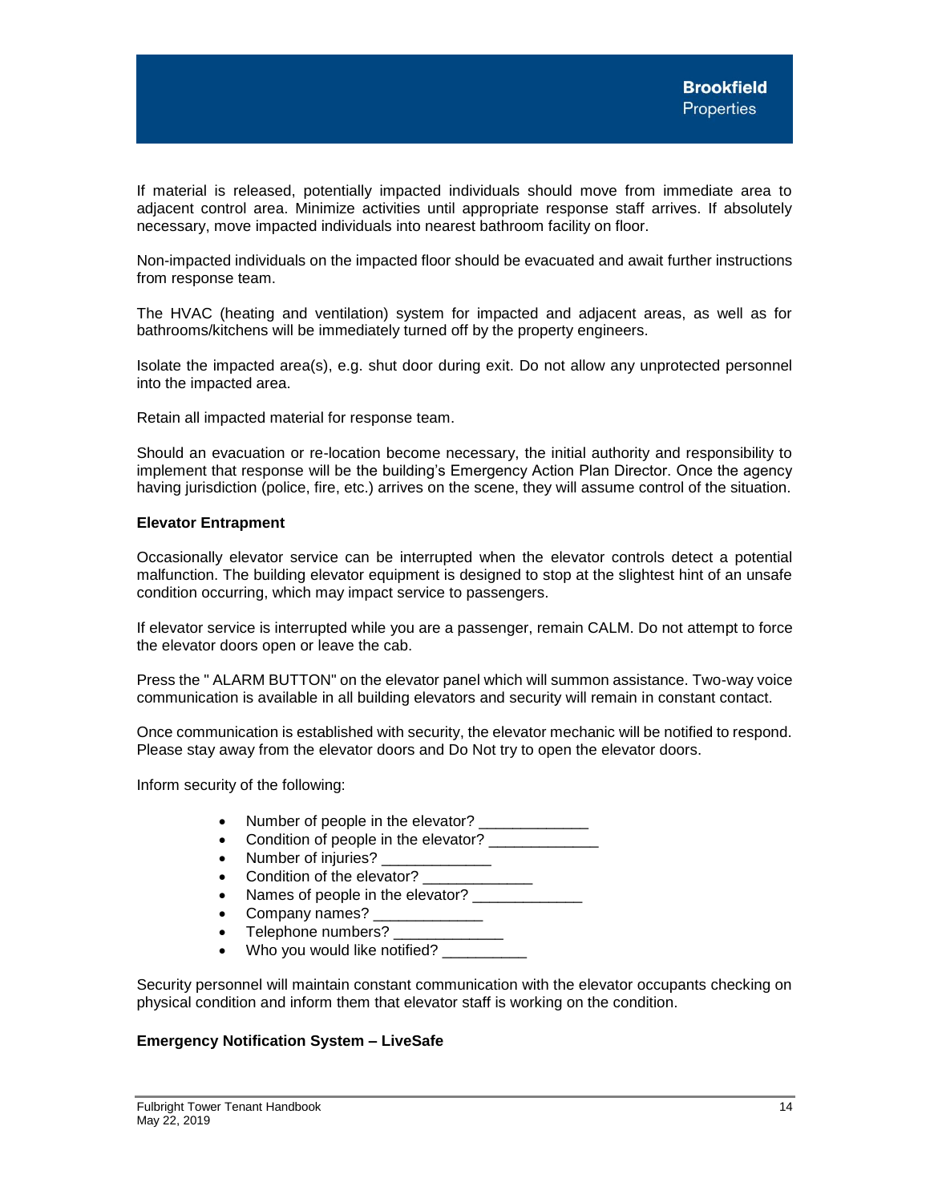If material is released, potentially impacted individuals should move from immediate area to adjacent control area. Minimize activities until appropriate response staff arrives. If absolutely necessary, move impacted individuals into nearest bathroom facility on floor.

Non-impacted individuals on the impacted floor should be evacuated and await further instructions from response team.

The HVAC (heating and ventilation) system for impacted and adjacent areas, as well as for bathrooms/kitchens will be immediately turned off by the property engineers.

Isolate the impacted area(s), e.g. shut door during exit. Do not allow any unprotected personnel into the impacted area.

Retain all impacted material for response team.

Should an evacuation or re-location become necessary, the initial authority and responsibility to implement that response will be the building's Emergency Action Plan Director. Once the agency having jurisdiction (police, fire, etc.) arrives on the scene, they will assume control of the situation.

**Elevator Entrapment**

Occasionally elevator service can be interrupted when the elevator controls detect a potential malfunction. The building elevator equipment is designed to stop at the slightest hint of an unsafe condition occurring, which may impact service to passengers.

If elevator service is interrupted while you are a passenger, remain CALM. Do not attempt to force the elevator doors open or leave the cab.

Press the " ALARM BUTTON" on the elevator panel which will summon assistance. Two-way voice communication is available in all building elevators and security will remain in constant contact.

Once communication is established with security, the elevator mechanic will be notified to respond. Please stay away from the elevator doors and Do Not try to open the elevator doors.

Inform security of the following:

- Number of people in the elevator? _____________
- Condition of people in the elevator? _____________
- Number of injuries? _____________
- Condition of the elevator? _____________
- Names of people in the elevator? _____________
- Company names? _____________
- Telephone numbers? _____________
- Who you would like notified? __________

Security personnel will maintain constant communication with the elevator occupants checking on physical condition and inform them that elevator staff is working on the condition.

**Emergency Notification System – LiveSafe**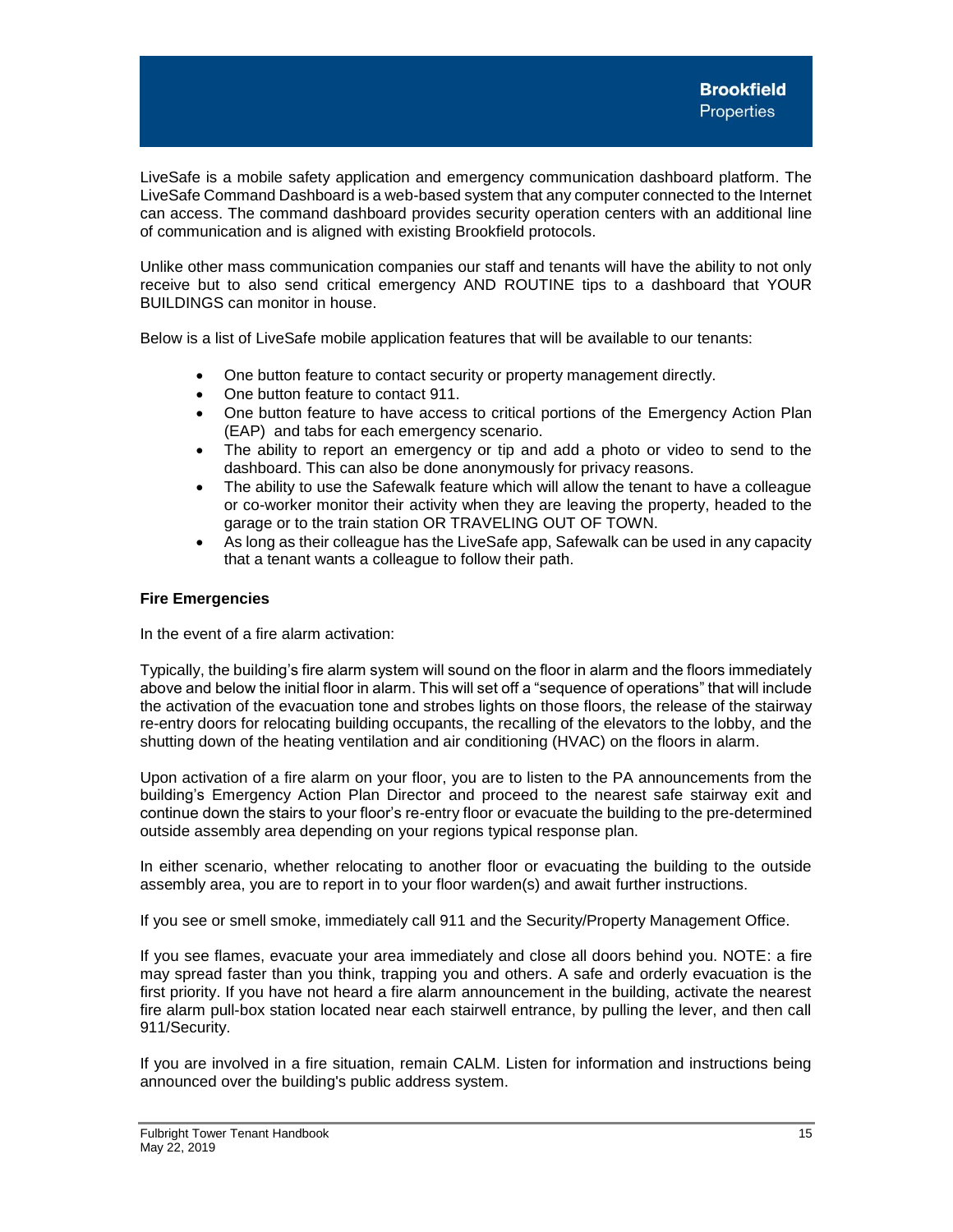LiveSafe is a mobile safety application and emergency communication dashboard platform. The LiveSafe Command Dashboard is a web-based system that any computer connected to the Internet can access. The command dashboard provides security operation centers with an additional line of communication and is aligned with existing Brookfield protocols.

Unlike other mass communication companies our staff and tenants will have the ability to not only receive but to also send critical emergency AND ROUTINE tips to a dashboard that YOUR BUILDINGS can monitor in house.

Below is a list of LiveSafe mobile application features that will be available to our tenants:

- One button feature to contact security or property management directly.
- One button feature to contact 911.
- One button feature to have access to critical portions of the Emergency Action Plan (EAP) and tabs for each emergency scenario.
- The ability to report an emergency or tip and add a photo or video to send to the dashboard. This can also be done anonymously for privacy reasons.
- The ability to use the Safewalk feature which will allow the tenant to have a colleague or co-worker monitor their activity when they are leaving the property, headed to the garage or to the train station OR TRAVELING OUT OF TOWN.
- As long as their colleague has the LiveSafe app, Safewalk can be used in any capacity that a tenant wants a colleague to follow their path.

**Fire Emergencies**

In the event of a fire alarm activation:

Typically, the building's fire alarm system will sound on the floor in alarm and the floors immediately above and below the initial floor in alarm. This will set off a "sequence of operations" that will include the activation of the evacuation tone and strobes lights on those floors, the release of the stairway re-entry doors for relocating building occupants, the recalling of the elevators to the lobby, and the shutting down of the heating ventilation and air conditioning (HVAC) on the floors in alarm.

Upon activation of a fire alarm on your floor, you are to listen to the PA announcements from the building's Emergency Action Plan Director and proceed to the nearest safe stairway exit and continue down the stairs to your floor's re-entry floor or evacuate the building to the pre-determined outside assembly area depending on your regions typical response plan.

In either scenario, whether relocating to another floor or evacuating the building to the outside assembly area, you are to report in to your floor warden(s) and await further instructions.

If you see or smell smoke, immediately call 911 and the Security/Property Management Office.

If you see flames, evacuate your area immediately and close all doors behind you. NOTE: a fire may spread faster than you think, trapping you and others. A safe and orderly evacuation is the first priority. If you have not heard a fire alarm announcement in the building, activate the nearest fire alarm pull-box station located near each stairwell entrance, by pulling the lever, and then call 911/Security.

If you are involved in a fire situation, remain CALM. Listen for information and instructions being announced over the building's public address system.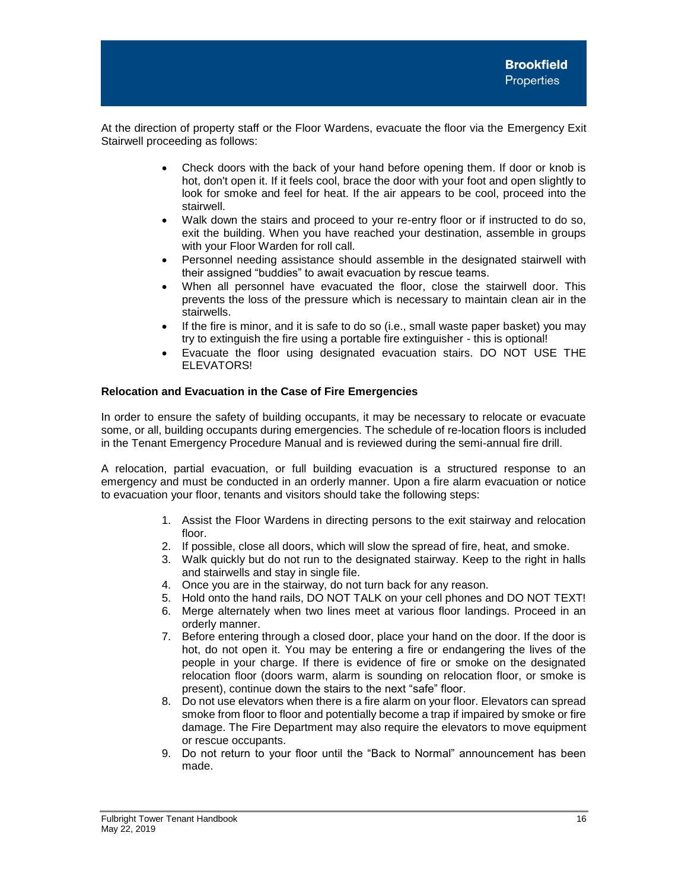At the direction of property staff or the Floor Wardens, evacuate the floor via the Emergency Exit Stairwell proceeding as follows:

- Check doors with the back of your hand before opening them. If door or knob is hot, don't open it. If it feels cool, brace the door with your foot and open slightly to look for smoke and feel for heat. If the air appears to be cool, proceed into the stairwell.
- Walk down the stairs and proceed to your re-entry floor or if instructed to do so, exit the building. When you have reached your destination, assemble in groups with your Floor Warden for roll call.
- Personnel needing assistance should assemble in the designated stairwell with their assigned "buddies" to await evacuation by rescue teams.
- When all personnel have evacuated the floor, close the stairwell door. This prevents the loss of the pressure which is necessary to maintain clean air in the stairwells.
- If the fire is minor, and it is safe to do so (i.e., small waste paper basket) you may try to extinguish the fire using a portable fire extinguisher - this is optional!
- Evacuate the floor using designated evacuation stairs. DO NOT USE THE ELEVATORS!

**Relocation and Evacuation in the Case of Fire Emergencies**

In order to ensure the safety of building occupants, it may be necessary to relocate or evacuate some, or all, building occupants during emergencies. The schedule of re-location floors is included in the Tenant Emergency Procedure Manual and is reviewed during the semi-annual fire drill.

A relocation, partial evacuation, or full building evacuation is a structured response to an emergency and must be conducted in an orderly manner. Upon a fire alarm evacuation or notice to evacuation your floor, tenants and visitors should take the following steps:

1. Assist the Floor Wardens in directing persons to the exit stairway and relocation floor.
2. If possible, close all doors, which will slow the spread of fire, heat, and smoke.
3. Walk quickly but do not run to the designated stairway. Keep to the right in halls and stairwells and stay in single file.
4. Once you are in the stairway, do not turn back for any reason.
5. Hold onto the hand rails, DO NOT TALK on your cell phones and DO NOT TEXT!
6. Merge alternately when two lines meet at various floor landings. Proceed in an orderly manner.
7. Before entering through a closed door, place your hand on the door. If the door is hot, do not open it. You may be entering a fire or endangering the lives of the people in your charge. If there is evidence of fire or smoke on the designated relocation floor (doors warm, alarm is sounding on relocation floor, or smoke is present), continue down the stairs to the next "safe" floor.
8. Do not use elevators when there is a fire alarm on your floor. Elevators can spread smoke from floor to floor and potentially become a trap if impaired by smoke or fire damage. The Fire Department may also require the elevators to move equipment or rescue occupants.
9. Do not return to your floor until the "Back to Normal" announcement has been made.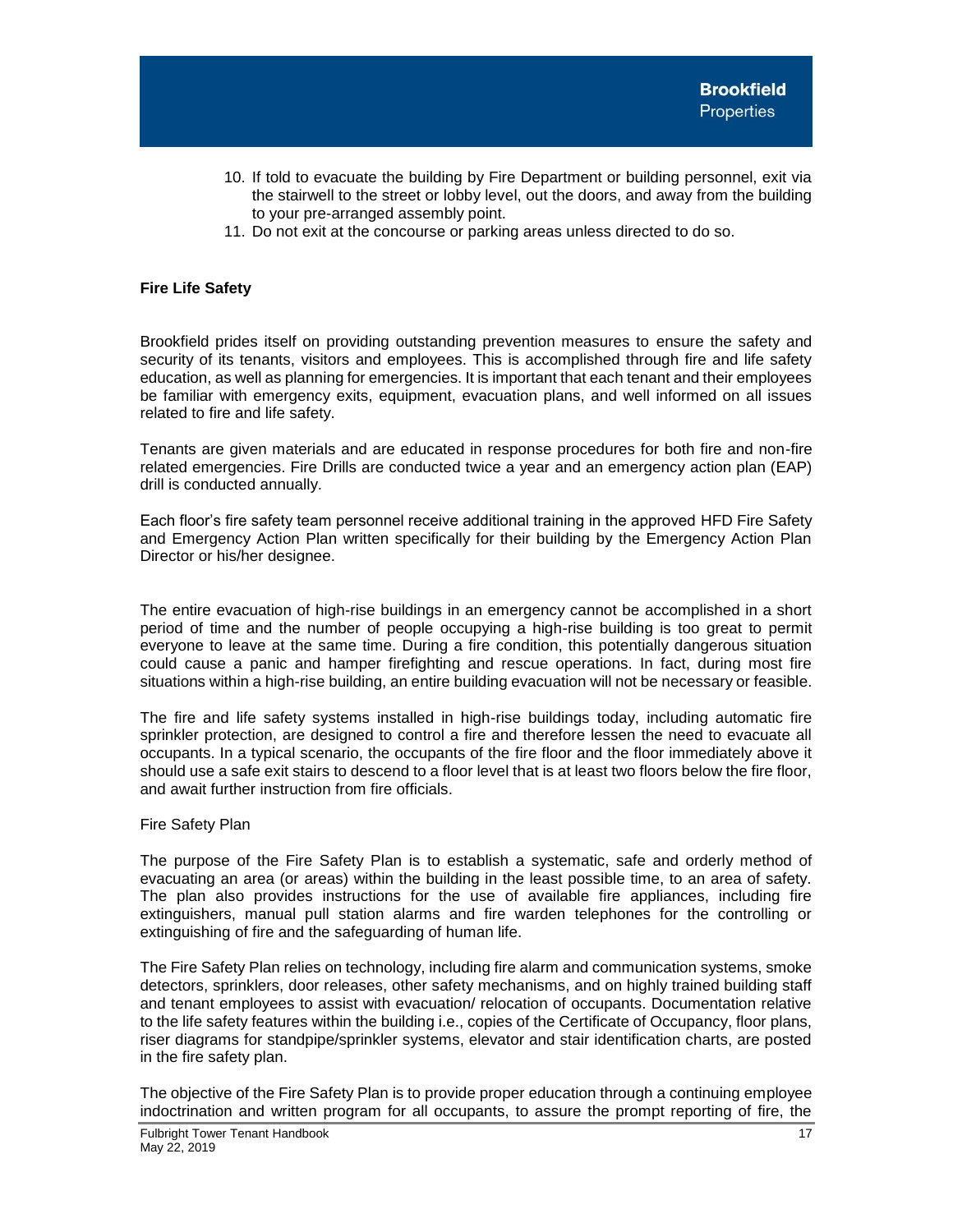10. If told to evacuate the building by Fire Department or building personnel, exit via the stairwell to the street or lobby level, out the doors, and away from the building to your pre-arranged assembly point.
11. Do not exit at the concourse or parking areas unless directed to do so.

**Fire Life Safety**

Brookfield prides itself on providing outstanding prevention measures to ensure the safety and security of its tenants, visitors and employees. This is accomplished through fire and life safety education, as well as planning for emergencies. It is important that each tenant and their employees be familiar with emergency exits, equipment, evacuation plans, and well informed on all issues related to fire and life safety.

Tenants are given materials and are educated in response procedures for both fire and non-fire related emergencies. Fire Drills are conducted twice a year and an emergency action plan (EAP) drill is conducted annually.

Each floor's fire safety team personnel receive additional training in the approved HFD Fire Safety and Emergency Action Plan written specifically for their building by the Emergency Action Plan Director or his/her designee.

The entire evacuation of high-rise buildings in an emergency cannot be accomplished in a short period of time and the number of people occupying a high-rise building is too great to permit everyone to leave at the same time. During a fire condition, this potentially dangerous situation could cause a panic and hamper firefighting and rescue operations. In fact, during most fire situations within a high-rise building, an entire building evacuation will not be necessary or feasible.

The fire and life safety systems installed in high-rise buildings today, including automatic fire sprinkler protection, are designed to control a fire and therefore lessen the need to evacuate all occupants. In a typical scenario, the occupants of the fire floor and the floor immediately above it should use a safe exit stairs to descend to a floor level that is at least two floors below the fire floor, and await further instruction from fire officials.

Fire Safety Plan

The purpose of the Fire Safety Plan is to establish a systematic, safe and orderly method of evacuating an area (or areas) within the building in the least possible time, to an area of safety. The plan also provides instructions for the use of available fire appliances, including fire extinguishers, manual pull station alarms and fire warden telephones for the controlling or extinguishing of fire and the safeguarding of human life.

The Fire Safety Plan relies on technology, including fire alarm and communication systems, smoke detectors, sprinklers, door releases, other safety mechanisms, and on highly trained building staff and tenant employees to assist with evacuation/ relocation of occupants. Documentation relative to the life safety features within the building i.e., copies of the Certificate of Occupancy, floor plans, riser diagrams for standpipe/sprinkler systems, elevator and stair identification charts, are posted in the fire safety plan.

The objective of the Fire Safety Plan is to provide proper education through a continuing employee indoctrination and written program for all occupants, to assure the prompt reporting of fire, the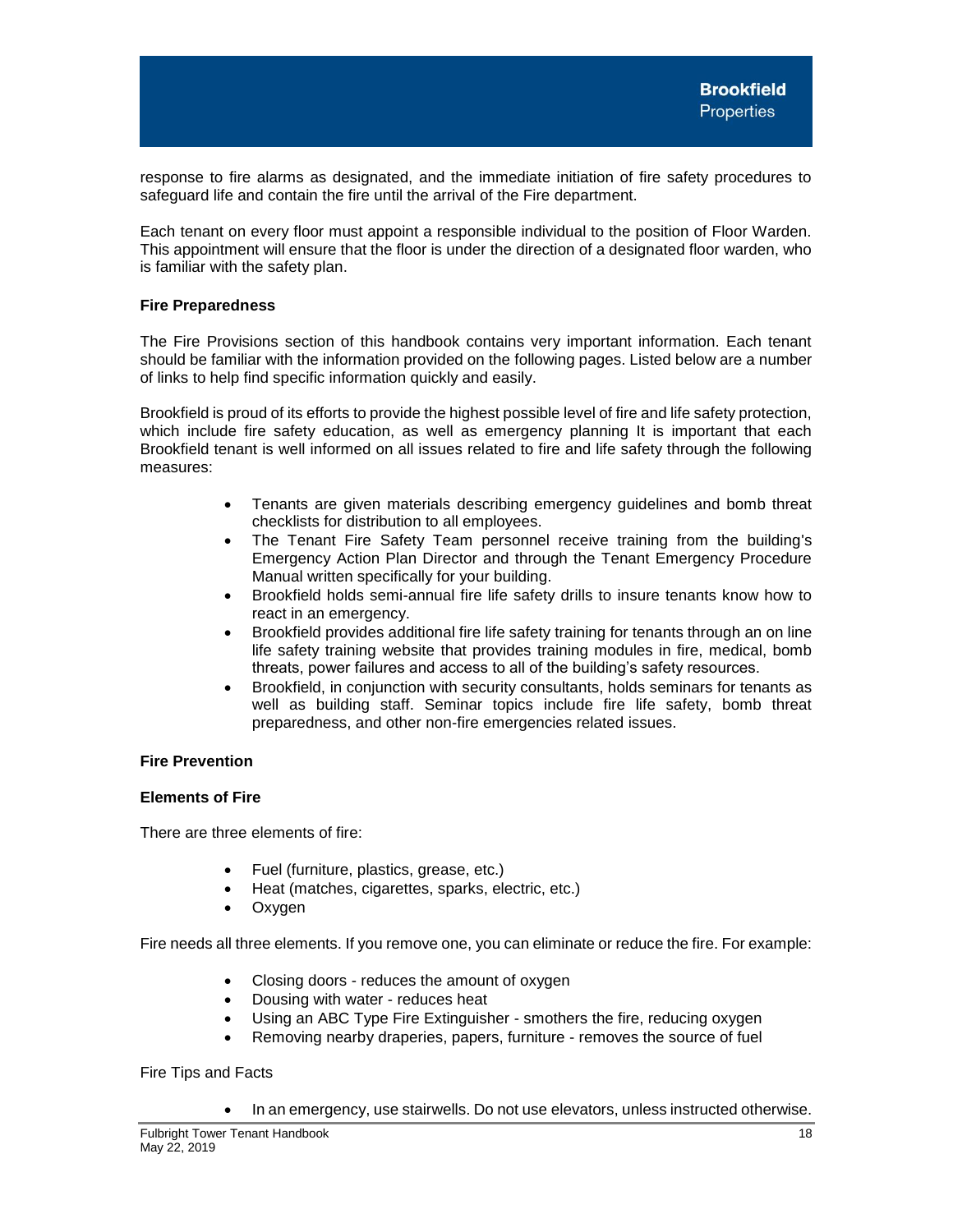response to fire alarms as designated, and the immediate initiation of fire safety procedures to safeguard life and contain the fire until the arrival of the Fire department.

Each tenant on every floor must appoint a responsible individual to the position of Floor Warden. This appointment will ensure that the floor is under the direction of a designated floor warden, who is familiar with the safety plan.

**Fire Preparedness**

The Fire Provisions section of this handbook contains very important information. Each tenant should be familiar with the information provided on the following pages. Listed below are a number of links to help find specific information quickly and easily.

Brookfield is proud of its efforts to provide the highest possible level of fire and life safety protection, which include fire safety education, as well as emergency planning It is important that each Brookfield tenant is well informed on all issues related to fire and life safety through the following measures:

- Tenants are given materials describing emergency guidelines and bomb threat checklists for distribution to all employees.
- The Tenant Fire Safety Team personnel receive training from the building's Emergency Action Plan Director and through the Tenant Emergency Procedure Manual written specifically for your building.
- Brookfield holds semi-annual fire life safety drills to insure tenants know how to react in an emergency.
- Brookfield provides additional fire life safety training for tenants through an on line life safety training website that provides training modules in fire, medical, bomb threats, power failures and access to all of the building's safety resources.
- Brookfield, in conjunction with security consultants, holds seminars for tenants as well as building staff. Seminar topics include fire life safety, bomb threat preparedness, and other non-fire emergencies related issues.

**Fire Prevention**

**Elements of Fire**

There are three elements of fire:

- Fuel (furniture, plastics, grease, etc.)
- Heat (matches, cigarettes, sparks, electric, etc.)
- Oxygen

Fire needs all three elements. If you remove one, you can eliminate or reduce the fire. For example:

- Closing doors - reduces the amount of oxygen
- Dousing with water - reduces heat
- Using an ABC Type Fire Extinguisher - smothers the fire, reducing oxygen
- Removing nearby draperies, papers, furniture - removes the source of fuel

Fire Tips and Facts

- In an emergency, use stairwells. Do not use elevators, unless instructed otherwise.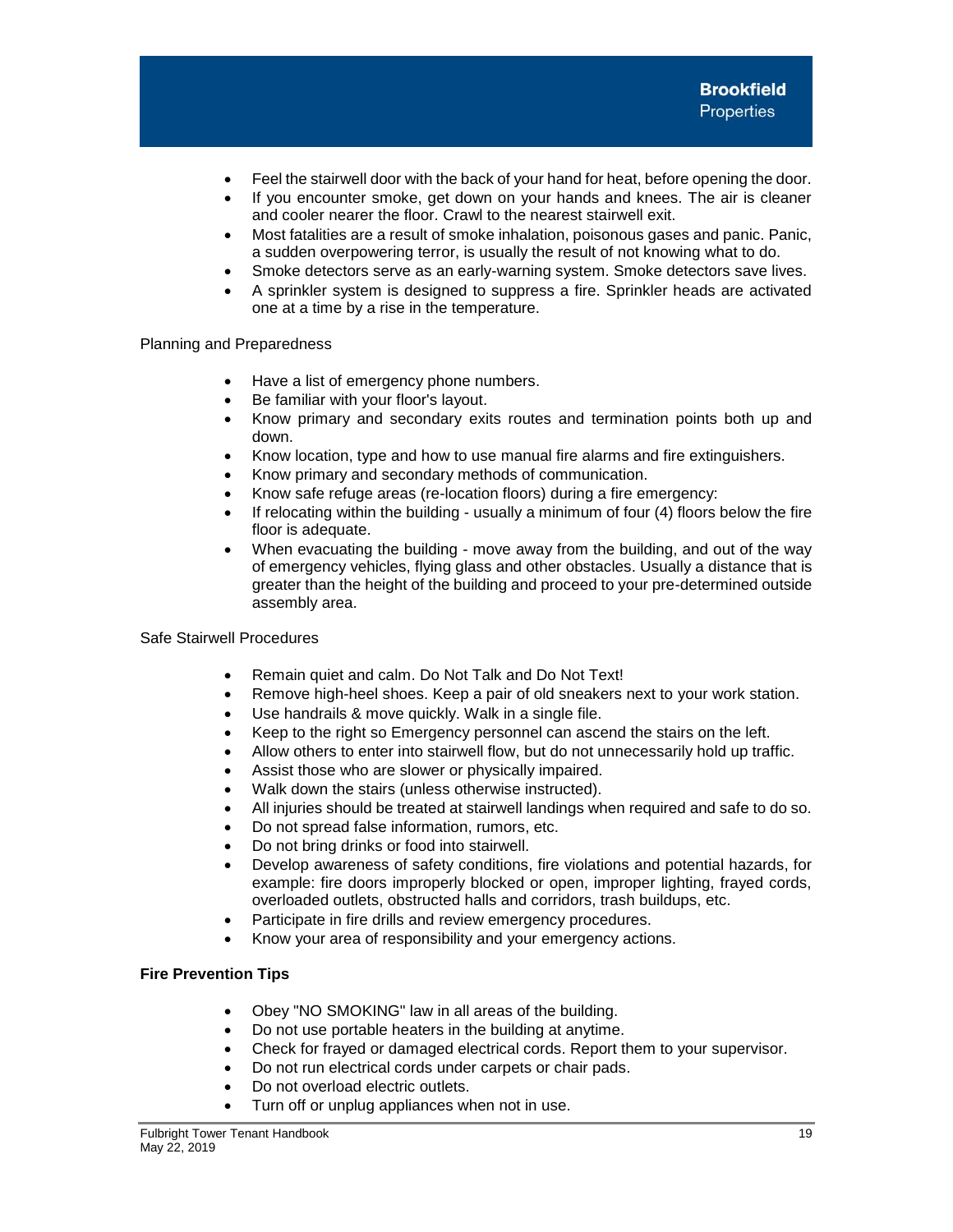- Feel the stairwell door with the back of your hand for heat, before opening the door.
- If you encounter smoke, get down on your hands and knees. The air is cleaner and cooler nearer the floor. Crawl to the nearest stairwell exit.
- Most fatalities are a result of smoke inhalation, poisonous gases and panic. Panic, a sudden overpowering terror, is usually the result of not knowing what to do.
- Smoke detectors serve as an early-warning system. Smoke detectors save lives.
- A sprinkler system is designed to suppress a fire. Sprinkler heads are activated one at a time by a rise in the temperature.

Planning and Preparedness

- Have a list of emergency phone numbers.
- Be familiar with your floor's layout.
- Know primary and secondary exits routes and termination points both up and down.
- Know location, type and how to use manual fire alarms and fire extinguishers.
- Know primary and secondary methods of communication.
- Know safe refuge areas (re-location floors) during a fire emergency:
- If relocating within the building - usually a minimum of four (4) floors below the fire floor is adequate.
- When evacuating the building - move away from the building, and out of the way of emergency vehicles, flying glass and other obstacles. Usually a distance that is greater than the height of the building and proceed to your pre-determined outside assembly area.

Safe Stairwell Procedures

- Remain quiet and calm. Do Not Talk and Do Not Text!
- Remove high-heel shoes. Keep a pair of old sneakers next to your work station.
- Use handrails & move quickly. Walk in a single file.
- Keep to the right so Emergency personnel can ascend the stairs on the left.
- Allow others to enter into stairwell flow, but do not unnecessarily hold up traffic.
- Assist those who are slower or physically impaired.
- Walk down the stairs (unless otherwise instructed).
- All injuries should be treated at stairwell landings when required and safe to do so.
- Do not spread false information, rumors, etc.
- Do not bring drinks or food into stairwell.
- Develop awareness of safety conditions, fire violations and potential hazards, for example: fire doors improperly blocked or open, improper lighting, frayed cords, overloaded outlets, obstructed halls and corridors, trash buildups, etc.
- Participate in fire drills and review emergency procedures.
- Know your area of responsibility and your emergency actions.

**Fire Prevention Tips**

- Obey "NO SMOKING" law in all areas of the building.
- Do not use portable heaters in the building at anytime.
- Check for frayed or damaged electrical cords. Report them to your supervisor.
- Do not run electrical cords under carpets or chair pads.
- Do not overload electric outlets.
- Turn off or unplug appliances when not in use.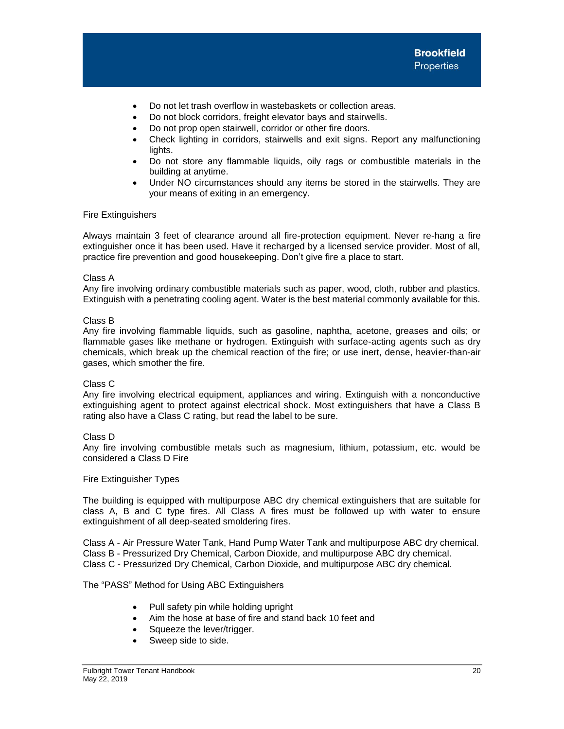- Do not let trash overflow in wastebaskets or collection areas.
- Do not block corridors, freight elevator bays and stairwells.
- Do not prop open stairwell, corridor or other fire doors.
- Check lighting in corridors, stairwells and exit signs. Report any malfunctioning lights.
- Do not store any flammable liquids, oily rags or combustible materials in the building at anytime.
- Under NO circumstances should any items be stored in the stairwells. They are your means of exiting in an emergency.

## Fire Extinguishers

Always maintain 3 feet of clearance around all fire-protection equipment. Never re-hang a fire extinguisher once it has been used. Have it recharged by a licensed service provider. Most of all, practice fire prevention and good housekeeping. Don't give fire a place to start.

### Class A

Any fire involving ordinary combustible materials such as paper, wood, cloth, rubber and plastics. Extinguish with a penetrating cooling agent. Water is the best material commonly available for this.

### Class B

Any fire involving flammable liquids, such as gasoline, naphtha, acetone, greases and oils; or flammable gases like methane or hydrogen. Extinguish with surface-acting agents such as dry chemicals, which break up the chemical reaction of the fire; or use inert, dense, heavier-than-air gases, which smother the fire.

### Class C

Any fire involving electrical equipment, appliances and wiring. Extinguish with a nonconductive extinguishing agent to protect against electrical shock. Most extinguishers that have a Class B rating also have a Class C rating, but read the label to be sure.

### Class D

Any fire involving combustible metals such as magnesium, lithium, potassium, etc. would be considered a Class D Fire

## Fire Extinguisher Types

The building is equipped with multipurpose ABC dry chemical extinguishers that are suitable for class A, B and C type fires. All Class A fires must be followed up with water to ensure extinguishment of all deep-seated smoldering fires.

Class A - Air Pressure Water Tank, Hand Pump Water Tank and multipurpose ABC dry chemical.
Class B - Pressurized Dry Chemical, Carbon Dioxide, and multipurpose ABC dry chemical.
Class C - Pressurized Dry Chemical, Carbon Dioxide, and multipurpose ABC dry chemical.

## The "PASS" Method for Using ABC Extinguishers

- Pull safety pin while holding upright
- Aim the hose at base of fire and stand back 10 feet and
- Squeeze the lever/trigger.
- Sweep side to side.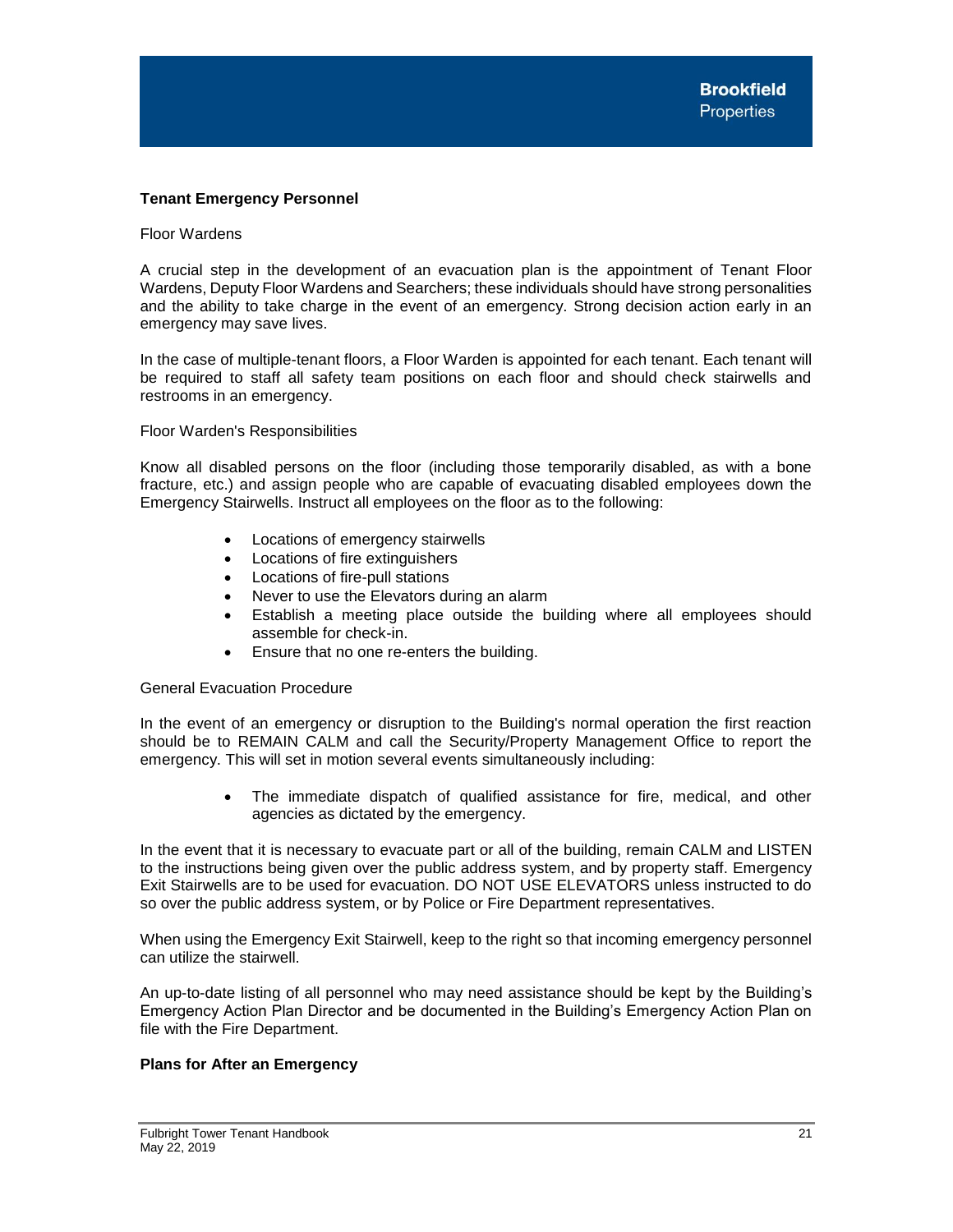**Tenant Emergency Personnel**

Floor Wardens

A crucial step in the development of an evacuation plan is the appointment of Tenant Floor Wardens, Deputy Floor Wardens and Searchers; these individuals should have strong personalities and the ability to take charge in the event of an emergency. Strong decision action early in an emergency may save lives.

In the case of multiple-tenant floors, a Floor Warden is appointed for each tenant. Each tenant will be required to staff all safety team positions on each floor and should check stairwells and restrooms in an emergency.

Floor Warden's Responsibilities

Know all disabled persons on the floor (including those temporarily disabled, as with a bone fracture, etc.) and assign people who are capable of evacuating disabled employees down the Emergency Stairwells. Instruct all employees on the floor as to the following:

- Locations of emergency stairwells
- Locations of fire extinguishers
- Locations of fire-pull stations
- Never to use the Elevators during an alarm
- Establish a meeting place outside the building where all employees should assemble for check-in.
- Ensure that no one re-enters the building.

General Evacuation Procedure

In the event of an emergency or disruption to the Building's normal operation the first reaction should be to REMAIN CALM and call the Security/Property Management Office to report the emergency. This will set in motion several events simultaneously including:

- The immediate dispatch of qualified assistance for fire, medical, and other agencies as dictated by the emergency.

In the event that it is necessary to evacuate part or all of the building, remain CALM and LISTEN to the instructions being given over the public address system, and by property staff. Emergency Exit Stairwells are to be used for evacuation. DO NOT USE ELEVATORS unless instructed to do so over the public address system, or by Police or Fire Department representatives.

When using the Emergency Exit Stairwell, keep to the right so that incoming emergency personnel can utilize the stairwell.

An up-to-date listing of all personnel who may need assistance should be kept by the Building's Emergency Action Plan Director and be documented in the Building's Emergency Action Plan on file with the Fire Department.

**Plans for After an Emergency**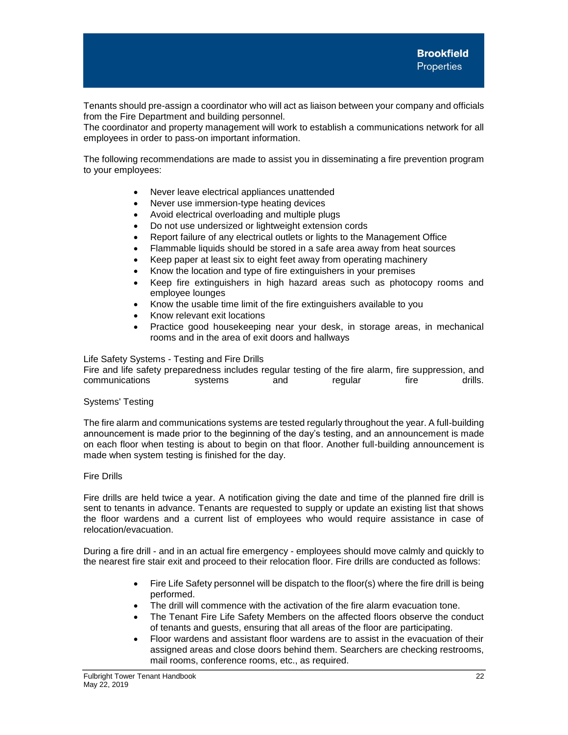Tenants should pre-assign a coordinator who will act as liaison between your company and officials from the Fire Department and building personnel.
The coordinator and property management will work to establish a communications network for all employees in order to pass-on important information.

The following recommendations are made to assist you in disseminating a fire prevention program to your employees:

- Never leave electrical appliances unattended
- Never use immersion-type heating devices
- Avoid electrical overloading and multiple plugs
- Do not use undersized or lightweight extension cords
- Report failure of any electrical outlets or lights to the Management Office
- Flammable liquids should be stored in a safe area away from heat sources
- Keep paper at least six to eight feet away from operating machinery
- Know the location and type of fire extinguishers in your premises
- Keep fire extinguishers in high hazard areas such as photocopy rooms and employee lounges
- Know the usable time limit of the fire extinguishers available to you
- Know relevant exit locations
- Practice good housekeeping near your desk, in storage areas, in mechanical rooms and in the area of exit doors and hallways

Life Safety Systems - Testing and Fire Drills

Fire and life safety preparedness includes regular testing of the fire alarm, fire suppression, and communications systems and regular fire drills.

Systems' Testing

The fire alarm and communications systems are tested regularly throughout the year. A full-building announcement is made prior to the beginning of the day's testing, and an announcement is made on each floor when testing is about to begin on that floor. Another full-building announcement is made when system testing is finished for the day.

Fire Drills

Fire drills are held twice a year. A notification giving the date and time of the planned fire drill is sent to tenants in advance. Tenants are requested to supply or update an existing list that shows the floor wardens and a current list of employees who would require assistance in case of relocation/evacuation.

During a fire drill - and in an actual fire emergency - employees should move calmly and quickly to the nearest fire stair exit and proceed to their relocation floor. Fire drills are conducted as follows:

- Fire Life Safety personnel will be dispatch to the floor(s) where the fire drill is being performed.
- The drill will commence with the activation of the fire alarm evacuation tone.
- The Tenant Fire Life Safety Members on the affected floors observe the conduct of tenants and guests, ensuring that all areas of the floor are participating.
- Floor wardens and assistant floor wardens are to assist in the evacuation of their assigned areas and close doors behind them. Searchers are checking restrooms, mail rooms, conference rooms, etc., as required.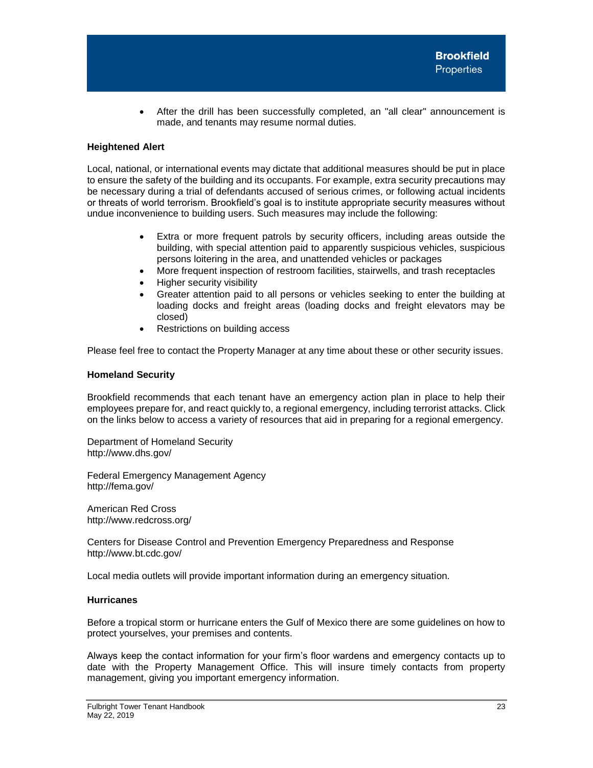- After the drill has been successfully completed, an "all clear" announcement is made, and tenants may resume normal duties.

**Heightened Alert**

Local, national, or international events may dictate that additional measures should be put in place to ensure the safety of the building and its occupants. For example, extra security precautions may be necessary during a trial of defendants accused of serious crimes, or following actual incidents or threats of world terrorism. Brookfield's goal is to institute appropriate security measures without undue inconvenience to building users. Such measures may include the following:

- Extra or more frequent patrols by security officers, including areas outside the building, with special attention paid to apparently suspicious vehicles, suspicious persons loitering in the area, and unattended vehicles or packages
- More frequent inspection of restroom facilities, stairwells, and trash receptacles
- Higher security visibility
- Greater attention paid to all persons or vehicles seeking to enter the building at loading docks and freight areas (loading docks and freight elevators may be closed)
- Restrictions on building access

Please feel free to contact the Property Manager at any time about these or other security issues.

**Homeland Security**

Brookfield recommends that each tenant have an emergency action plan in place to help their employees prepare for, and react quickly to, a regional emergency, including terrorist attacks. Click on the links below to access a variety of resources that aid in preparing for a regional emergency.

Department of Homeland Security
http://www.dhs.gov/

Federal Emergency Management Agency
http://fema.gov/

American Red Cross
http://www.redcross.org/

Centers for Disease Control and Prevention Emergency Preparedness and Response
http://www.bt.cdc.gov/

Local media outlets will provide important information during an emergency situation.

**Hurricanes**

Before a tropical storm or hurricane enters the Gulf of Mexico there are some guidelines on how to protect yourselves, your premises and contents.

Always keep the contact information for your firm's floor wardens and emergency contacts up to date with the Property Management Office. This will insure timely contacts from property management, giving you important emergency information.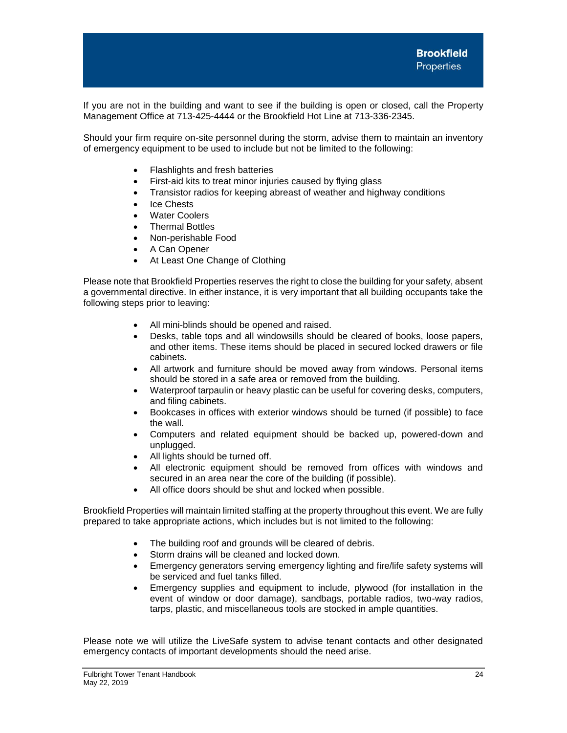If you are not in the building and want to see if the building is open or closed, call the Property Management Office at 713-425-4444 or the Brookfield Hot Line at 713-336-2345.

Should your firm require on-site personnel during the storm, advise them to maintain an inventory of emergency equipment to be used to include but not be limited to the following:

- Flashlights and fresh batteries
- First-aid kits to treat minor injuries caused by flying glass
- Transistor radios for keeping abreast of weather and highway conditions
- Ice Chests
- Water Coolers
- Thermal Bottles
- Non-perishable Food
- A Can Opener
- At Least One Change of Clothing

Please note that Brookfield Properties reserves the right to close the building for your safety, absent a governmental directive. In either instance, it is very important that all building occupants take the following steps prior to leaving:

- All mini-blinds should be opened and raised.
- Desks, table tops and all windowsills should be cleared of books, loose papers, and other items. These items should be placed in secured locked drawers or file cabinets.
- All artwork and furniture should be moved away from windows. Personal items should be stored in a safe area or removed from the building.
- Waterproof tarpaulin or heavy plastic can be useful for covering desks, computers, and filing cabinets.
- Bookcases in offices with exterior windows should be turned (if possible) to face the wall.
- Computers and related equipment should be backed up, powered-down and unplugged.
- All lights should be turned off.
- All electronic equipment should be removed from offices with windows and secured in an area near the core of the building (if possible).
- All office doors should be shut and locked when possible.

Brookfield Properties will maintain limited staffing at the property throughout this event. We are fully prepared to take appropriate actions, which includes but is not limited to the following:

- The building roof and grounds will be cleared of debris.
- Storm drains will be cleaned and locked down.
- Emergency generators serving emergency lighting and fire/life safety systems will be serviced and fuel tanks filled.
- Emergency supplies and equipment to include, plywood (for installation in the event of window or door damage), sandbags, portable radios, two-way radios, tarps, plastic, and miscellaneous tools are stocked in ample quantities.

Please note we will utilize the LiveSafe system to advise tenant contacts and other designated emergency contacts of important developments should the need arise.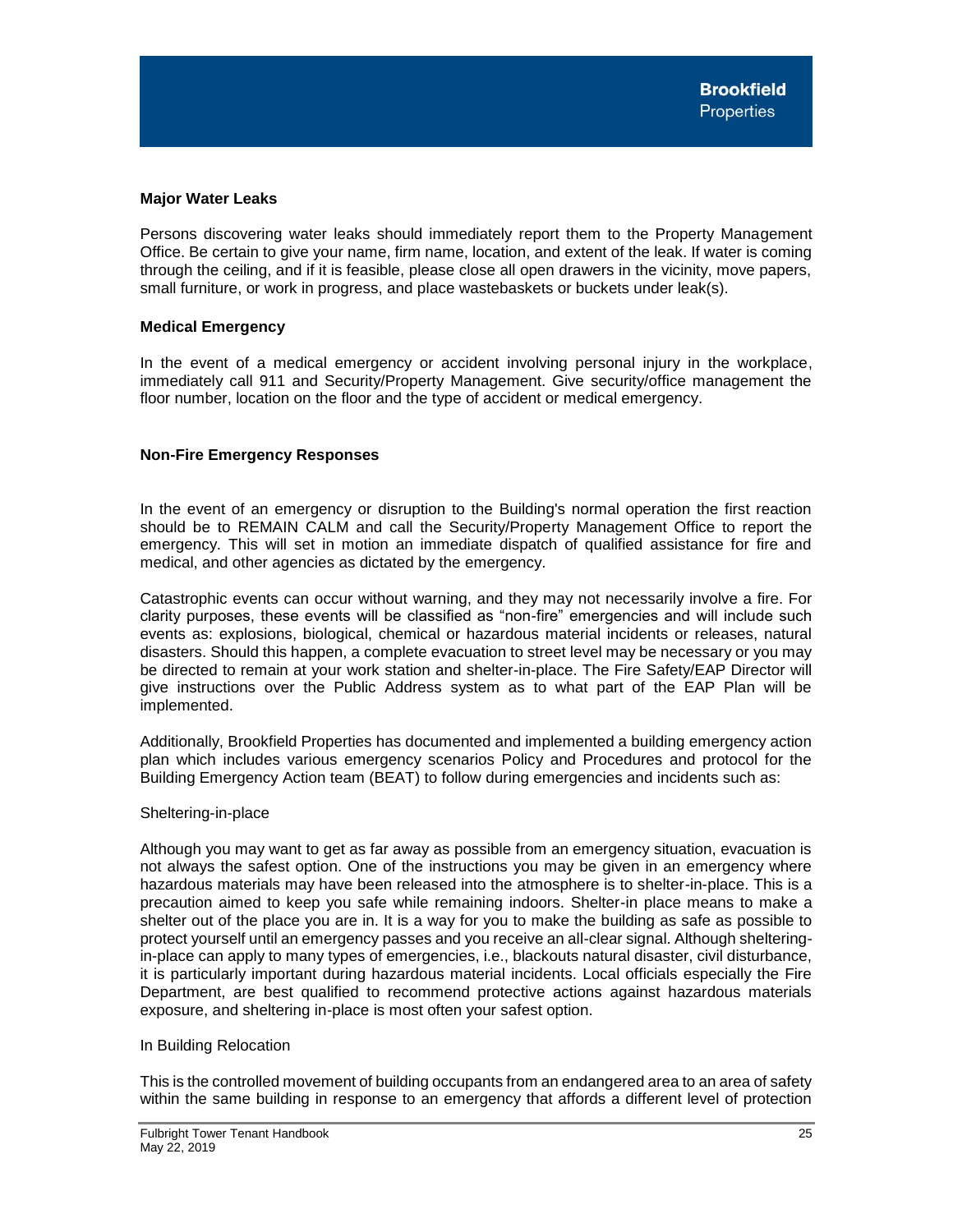### Major Water Leaks

Persons discovering water leaks should immediately report them to the Property Management Office. Be certain to give your name, firm name, location, and extent of the leak. If water is coming through the ceiling, and if it is feasible, please close all open drawers in the vicinity, move papers, small furniture, or work in progress, and place wastebaskets or buckets under leak(s).

### Medical Emergency

In the event of a medical emergency or accident involving personal injury in the workplace, immediately call 911 and Security/Property Management. Give security/office management the floor number, location on the floor and the type of accident or medical emergency.

### Non-Fire Emergency Responses

In the event of an emergency or disruption to the Building's normal operation the first reaction should be to REMAIN CALM and call the Security/Property Management Office to report the emergency. This will set in motion an immediate dispatch of qualified assistance for fire and medical, and other agencies as dictated by the emergency.

Catastrophic events can occur without warning, and they may not necessarily involve a fire. For clarity purposes, these events will be classified as "non-fire" emergencies and will include such events as: explosions, biological, chemical or hazardous material incidents or releases, natural disasters. Should this happen, a complete evacuation to street level may be necessary or you may be directed to remain at your work station and shelter-in-place. The Fire Safety/EAP Director will give instructions over the Public Address system as to what part of the EAP Plan will be implemented.

Additionally, Brookfield Properties has documented and implemented a building emergency action plan which includes various emergency scenarios Policy and Procedures and protocol for the Building Emergency Action team (BEAT) to follow during emergencies and incidents such as:

Sheltering-in-place

Although you may want to get as far away as possible from an emergency situation, evacuation is not always the safest option. One of the instructions you may be given in an emergency where hazardous materials may have been released into the atmosphere is to shelter-in-place. This is a precaution aimed to keep you safe while remaining indoors. Shelter-in place means to make a shelter out of the place you are in. It is a way for you to make the building as safe as possible to protect yourself until an emergency passes and you receive an all-clear signal. Although sheltering-in-place can apply to many types of emergencies, i.e., blackouts natural disaster, civil disturbance, it is particularly important during hazardous material incidents. Local officials especially the Fire Department, are best qualified to recommend protective actions against hazardous materials exposure, and sheltering in-place is most often your safest option.

In Building Relocation

This is the controlled movement of building occupants from an endangered area to an area of safety within the same building in response to an emergency that affords a different level of protection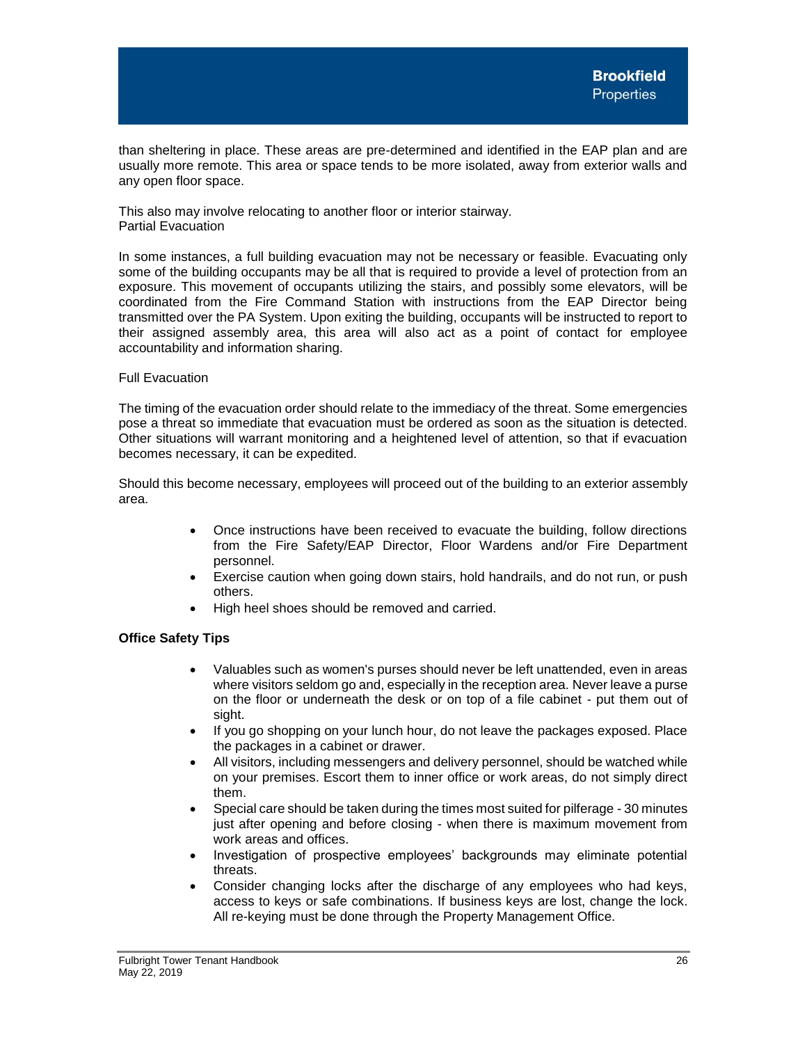than sheltering in place. These areas are pre-determined and identified in the EAP plan and are usually more remote. This area or space tends to be more isolated, away from exterior walls and any open floor space.

This also may involve relocating to another floor or interior stairway.
Partial Evacuation

In some instances, a full building evacuation may not be necessary or feasible. Evacuating only some of the building occupants may be all that is required to provide a level of protection from an exposure. This movement of occupants utilizing the stairs, and possibly some elevators, will be coordinated from the Fire Command Station with instructions from the EAP Director being transmitted over the PA System. Upon exiting the building, occupants will be instructed to report to their assigned assembly area, this area will also act as a point of contact for employee accountability and information sharing.

Full Evacuation

The timing of the evacuation order should relate to the immediacy of the threat. Some emergencies pose a threat so immediate that evacuation must be ordered as soon as the situation is detected. Other situations will warrant monitoring and a heightened level of attention, so that if evacuation becomes necessary, it can be expedited.

Should this become necessary, employees will proceed out of the building to an exterior assembly area.

- Once instructions have been received to evacuate the building, follow directions from the Fire Safety/EAP Director, Floor Wardens and/or Fire Department personnel.
- Exercise caution when going down stairs, hold handrails, and do not run, or push others.
- High heel shoes should be removed and carried.

**Office Safety Tips**

- Valuables such as women's purses should never be left unattended, even in areas where visitors seldom go and, especially in the reception area. Never leave a purse on the floor or underneath the desk or on top of a file cabinet - put them out of sight.
- If you go shopping on your lunch hour, do not leave the packages exposed. Place the packages in a cabinet or drawer.
- All visitors, including messengers and delivery personnel, should be watched while on your premises. Escort them to inner office or work areas, do not simply direct them.
- Special care should be taken during the times most suited for pilferage - 30 minutes just after opening and before closing - when there is maximum movement from work areas and offices.
- Investigation of prospective employees' backgrounds may eliminate potential threats.
- Consider changing locks after the discharge of any employees who had keys, access to keys or safe combinations. If business keys are lost, change the lock. All re-keying must be done through the Property Management Office.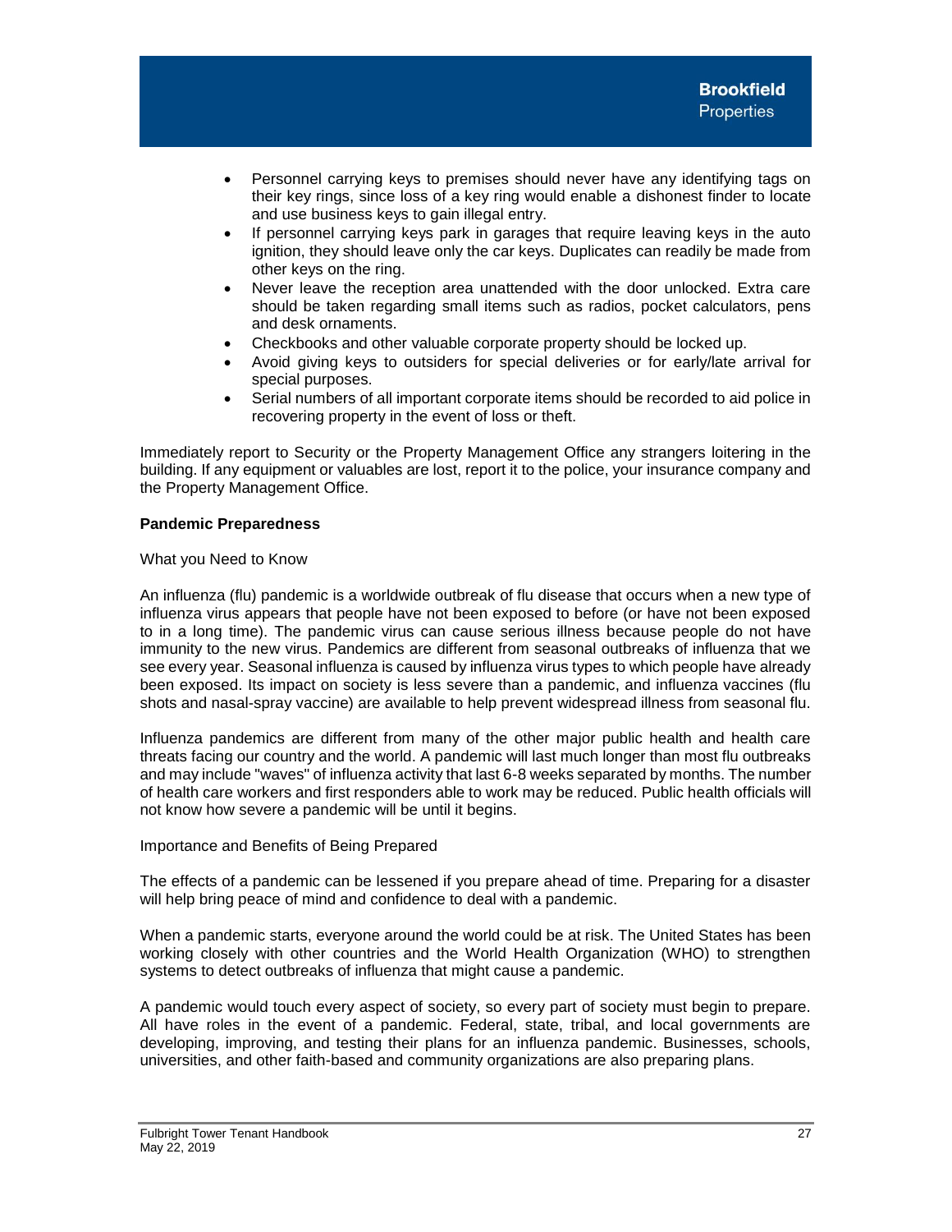- Personnel carrying keys to premises should never have any identifying tags on their key rings, since loss of a key ring would enable a dishonest finder to locate and use business keys to gain illegal entry.
- If personnel carrying keys park in garages that require leaving keys in the auto ignition, they should leave only the car keys. Duplicates can readily be made from other keys on the ring.
- Never leave the reception area unattended with the door unlocked. Extra care should be taken regarding small items such as radios, pocket calculators, pens and desk ornaments.
- Checkbooks and other valuable corporate property should be locked up.
- Avoid giving keys to outsiders for special deliveries or for early/late arrival for special purposes.
- Serial numbers of all important corporate items should be recorded to aid police in recovering property in the event of loss or theft.

Immediately report to Security or the Property Management Office any strangers loitering in the building. If any equipment or valuables are lost, report it to the police, your insurance company and the Property Management Office.

**Pandemic Preparedness**

What you Need to Know

An influenza (flu) pandemic is a worldwide outbreak of flu disease that occurs when a new type of influenza virus appears that people have not been exposed to before (or have not been exposed to in a long time). The pandemic virus can cause serious illness because people do not have immunity to the new virus. Pandemics are different from seasonal outbreaks of influenza that we see every year. Seasonal influenza is caused by influenza virus types to which people have already been exposed. Its impact on society is less severe than a pandemic, and influenza vaccines (flu shots and nasal-spray vaccine) are available to help prevent widespread illness from seasonal flu.

Influenza pandemics are different from many of the other major public health and health care threats facing our country and the world. A pandemic will last much longer than most flu outbreaks and may include "waves" of influenza activity that last 6-8 weeks separated by months. The number of health care workers and first responders able to work may be reduced. Public health officials will not know how severe a pandemic will be until it begins.

Importance and Benefits of Being Prepared

The effects of a pandemic can be lessened if you prepare ahead of time. Preparing for a disaster will help bring peace of mind and confidence to deal with a pandemic.

When a pandemic starts, everyone around the world could be at risk. The United States has been working closely with other countries and the World Health Organization (WHO) to strengthen systems to detect outbreaks of influenza that might cause a pandemic.

A pandemic would touch every aspect of society, so every part of society must begin to prepare. All have roles in the event of a pandemic. Federal, state, tribal, and local governments are developing, improving, and testing their plans for an influenza pandemic. Businesses, schools, universities, and other faith-based and community organizations are also preparing plans.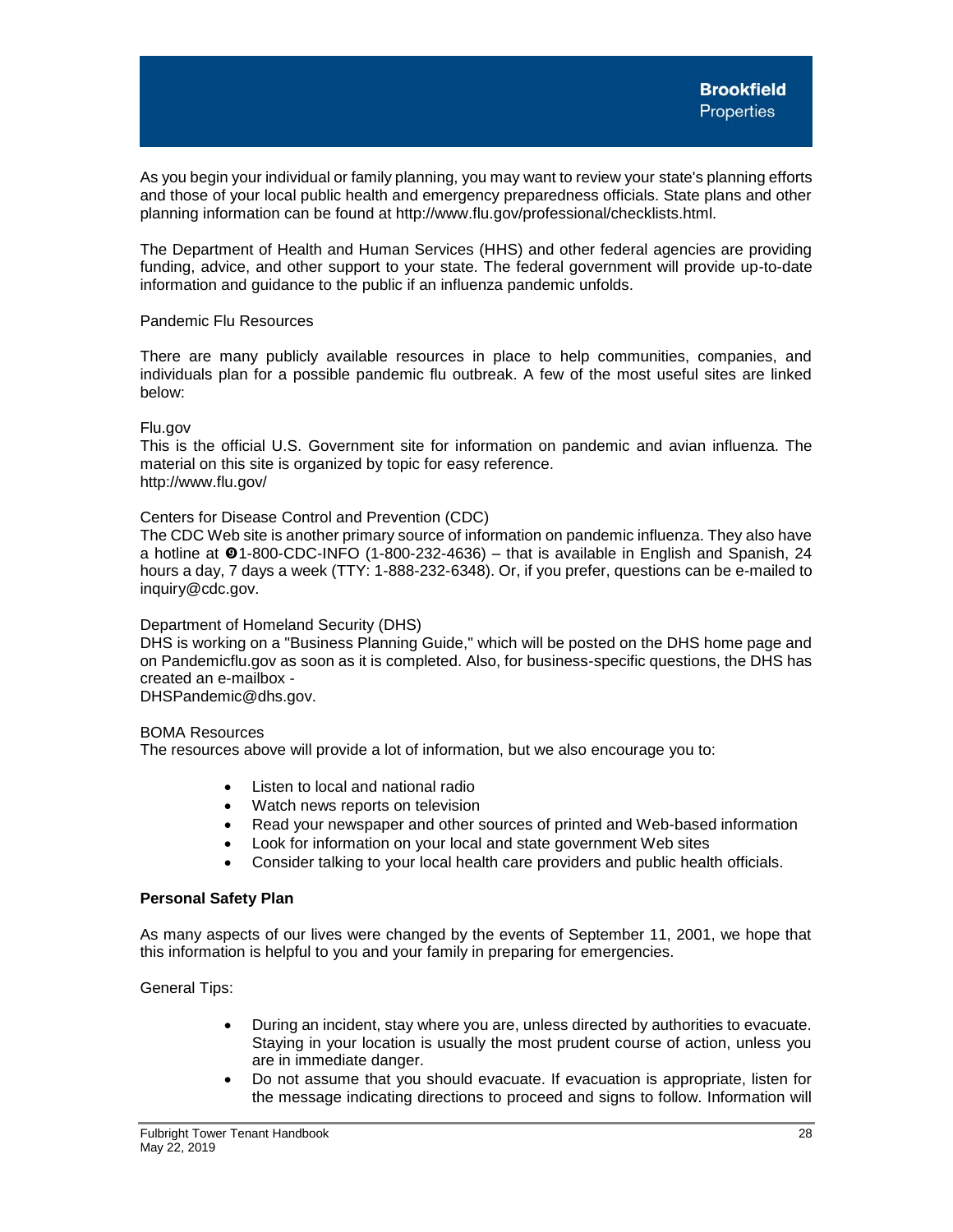As you begin your individual or family planning, you may want to review your state's planning efforts and those of your local public health and emergency preparedness officials. State plans and other planning information can be found at http://www.flu.gov/professional/checklists.html.

The Department of Health and Human Services (HHS) and other federal agencies are providing funding, advice, and other support to your state. The federal government will provide up-to-date information and guidance to the public if an influenza pandemic unfolds.

Pandemic Flu Resources

There are many publicly available resources in place to help communities, companies, and individuals plan for a possible pandemic flu outbreak. A few of the most useful sites are linked below:

Flu.gov
This is the official U.S. Government site for information on pandemic and avian influenza. The material on this site is organized by topic for easy reference.
http://www.flu.gov/

Centers for Disease Control and Prevention (CDC)
The CDC Web site is another primary source of information on pandemic influenza. They also have a hotline at ❾1-800-CDC-INFO (1-800-232-4636) – that is available in English and Spanish, 24 hours a day, 7 days a week (TTY: 1-888-232-6348). Or, if you prefer, questions can be e-mailed to inquiry@cdc.gov.

Department of Homeland Security (DHS)
DHS is working on a "Business Planning Guide," which will be posted on the DHS home page and on Pandemicflu.gov as soon as it is completed. Also, for business-specific questions, the DHS has created an e-mailbox -
DHSPandemic@dhs.gov.

BOMA Resources
The resources above will provide a lot of information, but we also encourage you to:

- Listen to local and national radio
- Watch news reports on television
- Read your newspaper and other sources of printed and Web-based information
- Look for information on your local and state government Web sites
- Consider talking to your local health care providers and public health officials.

**Personal Safety Plan**

As many aspects of our lives were changed by the events of September 11, 2001, we hope that this information is helpful to you and your family in preparing for emergencies.

General Tips:

- During an incident, stay where you are, unless directed by authorities to evacuate. Staying in your location is usually the most prudent course of action, unless you are in immediate danger.
- Do not assume that you should evacuate. If evacuation is appropriate, listen for the message indicating directions to proceed and signs to follow. Information will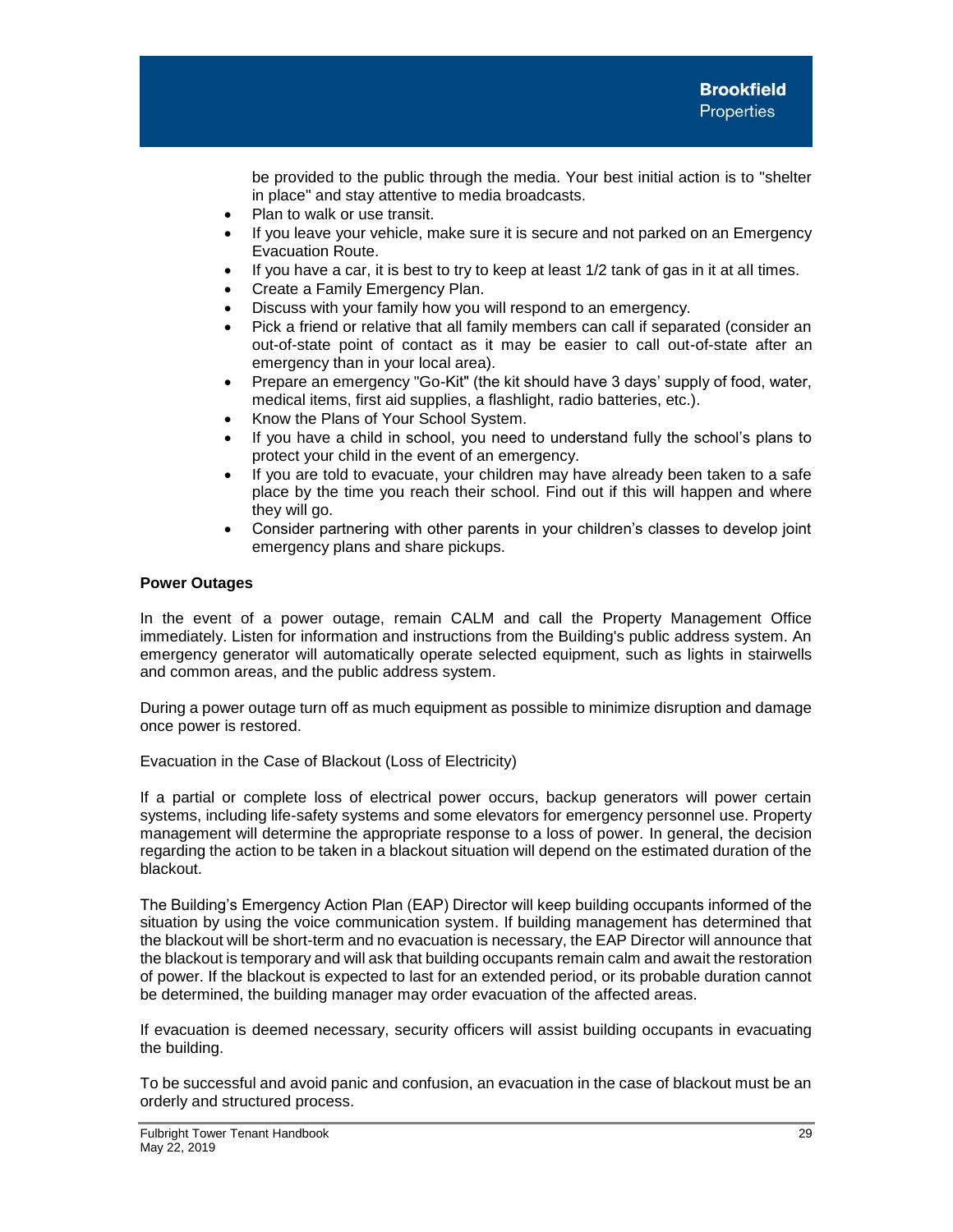be provided to the public through the media. Your best initial action is to "shelter in place" and stay attentive to media broadcasts.

- Plan to walk or use transit.
- If you leave your vehicle, make sure it is secure and not parked on an Emergency Evacuation Route.
- If you have a car, it is best to try to keep at least 1/2 tank of gas in it at all times.
- Create a Family Emergency Plan.
- Discuss with your family how you will respond to an emergency.
- Pick a friend or relative that all family members can call if separated (consider an out-of-state point of contact as it may be easier to call out-of-state after an emergency than in your local area).
- Prepare an emergency "Go-Kit" (the kit should have 3 days' supply of food, water, medical items, first aid supplies, a flashlight, radio batteries, etc.).
- Know the Plans of Your School System.
- If you have a child in school, you need to understand fully the school's plans to protect your child in the event of an emergency.
- If you are told to evacuate, your children may have already been taken to a safe place by the time you reach their school. Find out if this will happen and where they will go.
- Consider partnering with other parents in your children's classes to develop joint emergency plans and share pickups.

**Power Outages**

In the event of a power outage, remain CALM and call the Property Management Office immediately. Listen for information and instructions from the Building's public address system. An emergency generator will automatically operate selected equipment, such as lights in stairwells and common areas, and the public address system.

During a power outage turn off as much equipment as possible to minimize disruption and damage once power is restored.

Evacuation in the Case of Blackout (Loss of Electricity)

If a partial or complete loss of electrical power occurs, backup generators will power certain systems, including life-safety systems and some elevators for emergency personnel use. Property management will determine the appropriate response to a loss of power. In general, the decision regarding the action to be taken in a blackout situation will depend on the estimated duration of the blackout.

The Building's Emergency Action Plan (EAP) Director will keep building occupants informed of the situation by using the voice communication system. If building management has determined that the blackout will be short-term and no evacuation is necessary, the EAP Director will announce that the blackout is temporary and will ask that building occupants remain calm and await the restoration of power. If the blackout is expected to last for an extended period, or its probable duration cannot be determined, the building manager may order evacuation of the affected areas.

If evacuation is deemed necessary, security officers will assist building occupants in evacuating the building.

To be successful and avoid panic and confusion, an evacuation in the case of blackout must be an orderly and structured process.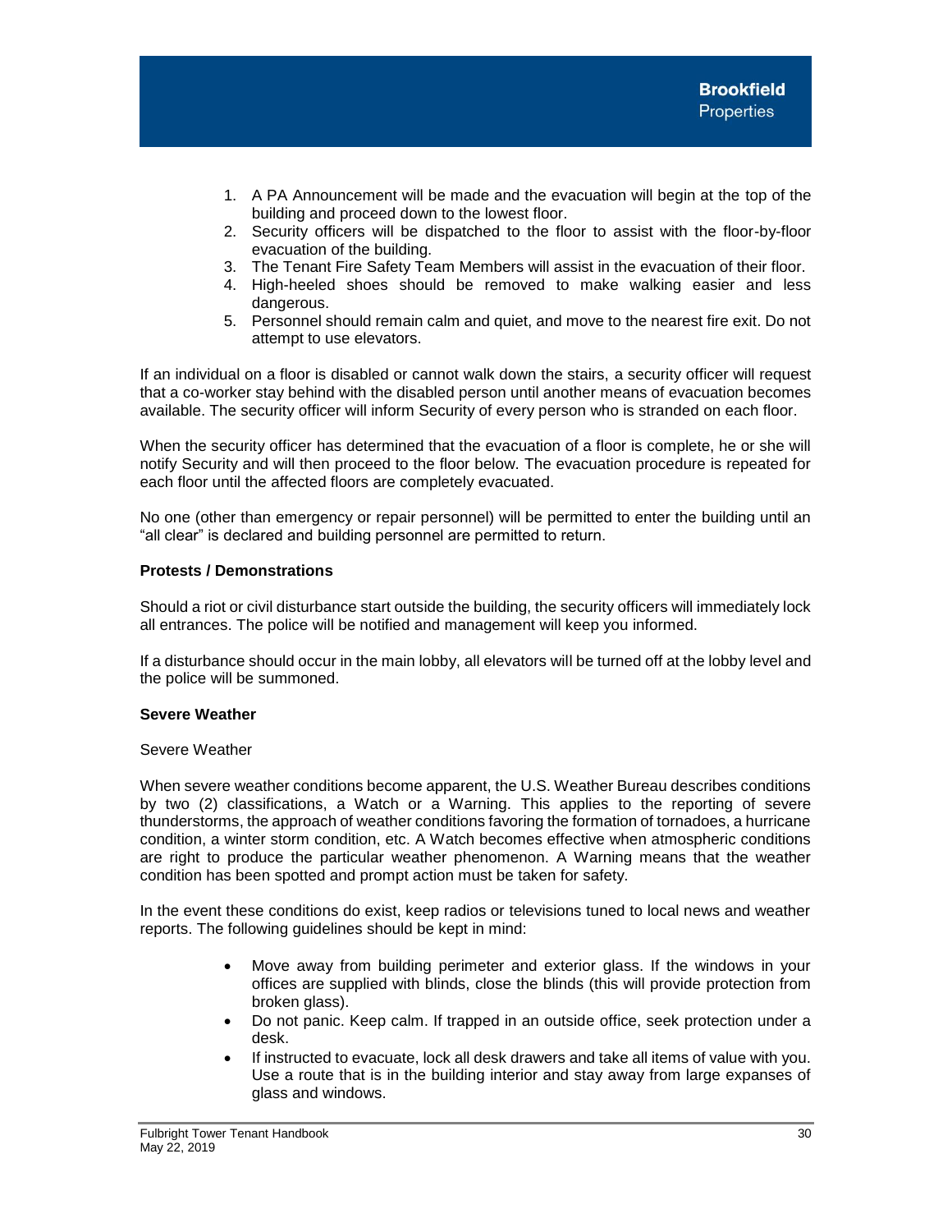1. A PA Announcement will be made and the evacuation will begin at the top of the building and proceed down to the lowest floor.
2. Security officers will be dispatched to the floor to assist with the floor-by-floor evacuation of the building.
3. The Tenant Fire Safety Team Members will assist in the evacuation of their floor.
4. High-heeled shoes should be removed to make walking easier and less dangerous.
5. Personnel should remain calm and quiet, and move to the nearest fire exit. Do not attempt to use elevators.

If an individual on a floor is disabled or cannot walk down the stairs, a security officer will request that a co-worker stay behind with the disabled person until another means of evacuation becomes available. The security officer will inform Security of every person who is stranded on each floor.

When the security officer has determined that the evacuation of a floor is complete, he or she will notify Security and will then proceed to the floor below. The evacuation procedure is repeated for each floor until the affected floors are completely evacuated.

No one (other than emergency or repair personnel) will be permitted to enter the building until an "all clear" is declared and building personnel are permitted to return.

**Protests / Demonstrations**

Should a riot or civil disturbance start outside the building, the security officers will immediately lock all entrances. The police will be notified and management will keep you informed.

If a disturbance should occur in the main lobby, all elevators will be turned off at the lobby level and the police will be summoned.

**Severe Weather**

Severe Weather

When severe weather conditions become apparent, the U.S. Weather Bureau describes conditions by two (2) classifications, a Watch or a Warning. This applies to the reporting of severe thunderstorms, the approach of weather conditions favoring the formation of tornadoes, a hurricane condition, a winter storm condition, etc. A Watch becomes effective when atmospheric conditions are right to produce the particular weather phenomenon. A Warning means that the weather condition has been spotted and prompt action must be taken for safety.

In the event these conditions do exist, keep radios or televisions tuned to local news and weather reports. The following guidelines should be kept in mind:

- Move away from building perimeter and exterior glass. If the windows in your offices are supplied with blinds, close the blinds (this will provide protection from broken glass).
- Do not panic. Keep calm. If trapped in an outside office, seek protection under a desk.
- If instructed to evacuate, lock all desk drawers and take all items of value with you. Use a route that is in the building interior and stay away from large expanses of glass and windows.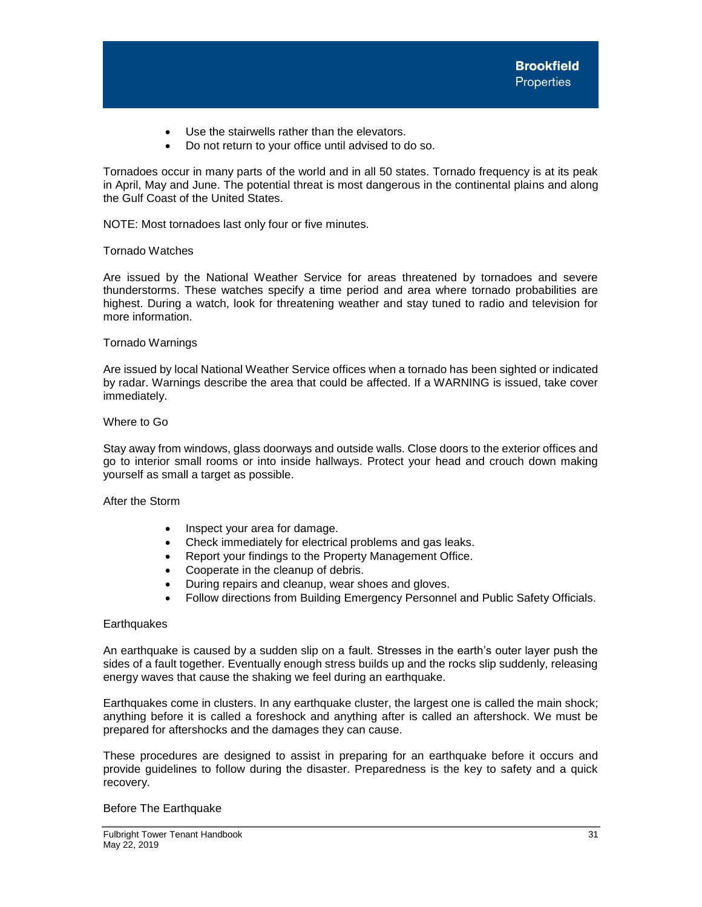- Use the stairwells rather than the elevators.
- Do not return to your office until advised to do so.

Tornadoes occur in many parts of the world and in all 50 states. Tornado frequency is at its peak in April, May and June. The potential threat is most dangerous in the continental plains and along the Gulf Coast of the United States.

NOTE: Most tornadoes last only four or five minutes.

Tornado Watches

Are issued by the National Weather Service for areas threatened by tornadoes and severe thunderstorms. These watches specify a time period and area where tornado probabilities are highest. During a watch, look for threatening weather and stay tuned to radio and television for more information.

Tornado Warnings

Are issued by local National Weather Service offices when a tornado has been sighted or indicated by radar. Warnings describe the area that could be affected. If a WARNING is issued, take cover immediately.

Where to Go

Stay away from windows, glass doorways and outside walls. Close doors to the exterior offices and go to interior small rooms or into inside hallways. Protect your head and crouch down making yourself as small a target as possible.

After the Storm

- Inspect your area for damage.
- Check immediately for electrical problems and gas leaks.
- Report your findings to the Property Management Office.
- Cooperate in the cleanup of debris.
- During repairs and cleanup, wear shoes and gloves.
- Follow directions from Building Emergency Personnel and Public Safety Officials.

Earthquakes

An earthquake is caused by a sudden slip on a fault. Stresses in the earth's outer layer push the sides of a fault together. Eventually enough stress builds up and the rocks slip suddenly, releasing energy waves that cause the shaking we feel during an earthquake.

Earthquakes come in clusters. In any earthquake cluster, the largest one is called the main shock; anything before it is called a foreshock and anything after is called an aftershock. We must be prepared for aftershocks and the damages they can cause.

These procedures are designed to assist in preparing for an earthquake before it occurs and provide guidelines to follow during the disaster. Preparedness is the key to safety and a quick recovery.

Before The Earthquake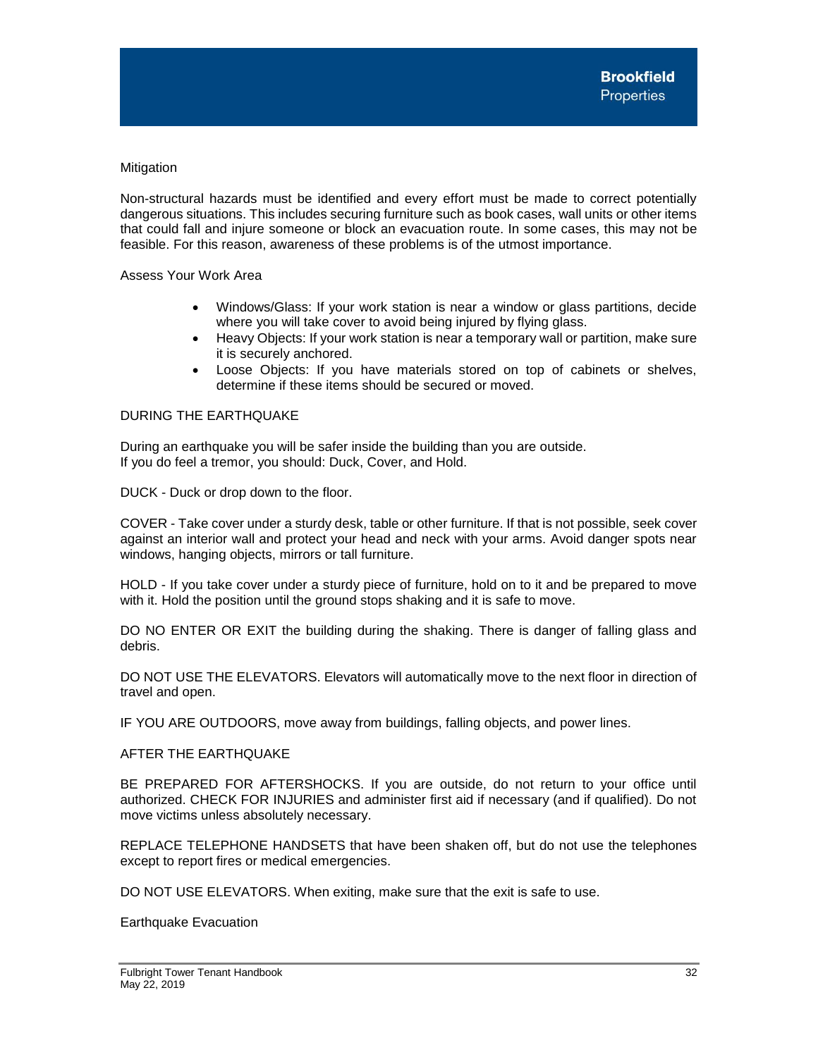Mitigation

Non-structural hazards must be identified and every effort must be made to correct potentially dangerous situations. This includes securing furniture such as book cases, wall units or other items that could fall and injure someone or block an evacuation route. In some cases, this may not be feasible. For this reason, awareness of these problems is of the utmost importance.

Assess Your Work Area

- Windows/Glass: If your work station is near a window or glass partitions, decide where you will take cover to avoid being injured by flying glass.
- Heavy Objects: If your work station is near a temporary wall or partition, make sure it is securely anchored.
- Loose Objects: If you have materials stored on top of cabinets or shelves, determine if these items should be secured or moved.

DURING THE EARTHQUAKE

During an earthquake you will be safer inside the building than you are outside.
If you do feel a tremor, you should: Duck, Cover, and Hold.

DUCK - Duck or drop down to the floor.

COVER - Take cover under a sturdy desk, table or other furniture. If that is not possible, seek cover against an interior wall and protect your head and neck with your arms. Avoid danger spots near windows, hanging objects, mirrors or tall furniture.

HOLD - If you take cover under a sturdy piece of furniture, hold on to it and be prepared to move with it. Hold the position until the ground stops shaking and it is safe to move.

DO NO ENTER OR EXIT the building during the shaking. There is danger of falling glass and debris.

DO NOT USE THE ELEVATORS. Elevators will automatically move to the next floor in direction of travel and open.

IF YOU ARE OUTDOORS, move away from buildings, falling objects, and power lines.

AFTER THE EARTHQUAKE

BE PREPARED FOR AFTERSHOCKS. If you are outside, do not return to your office until authorized. CHECK FOR INJURIES and administer first aid if necessary (and if qualified). Do not move victims unless absolutely necessary.

REPLACE TELEPHONE HANDSETS that have been shaken off, but do not use the telephones except to report fires or medical emergencies.

DO NOT USE ELEVATORS. When exiting, make sure that the exit is safe to use.

Earthquake Evacuation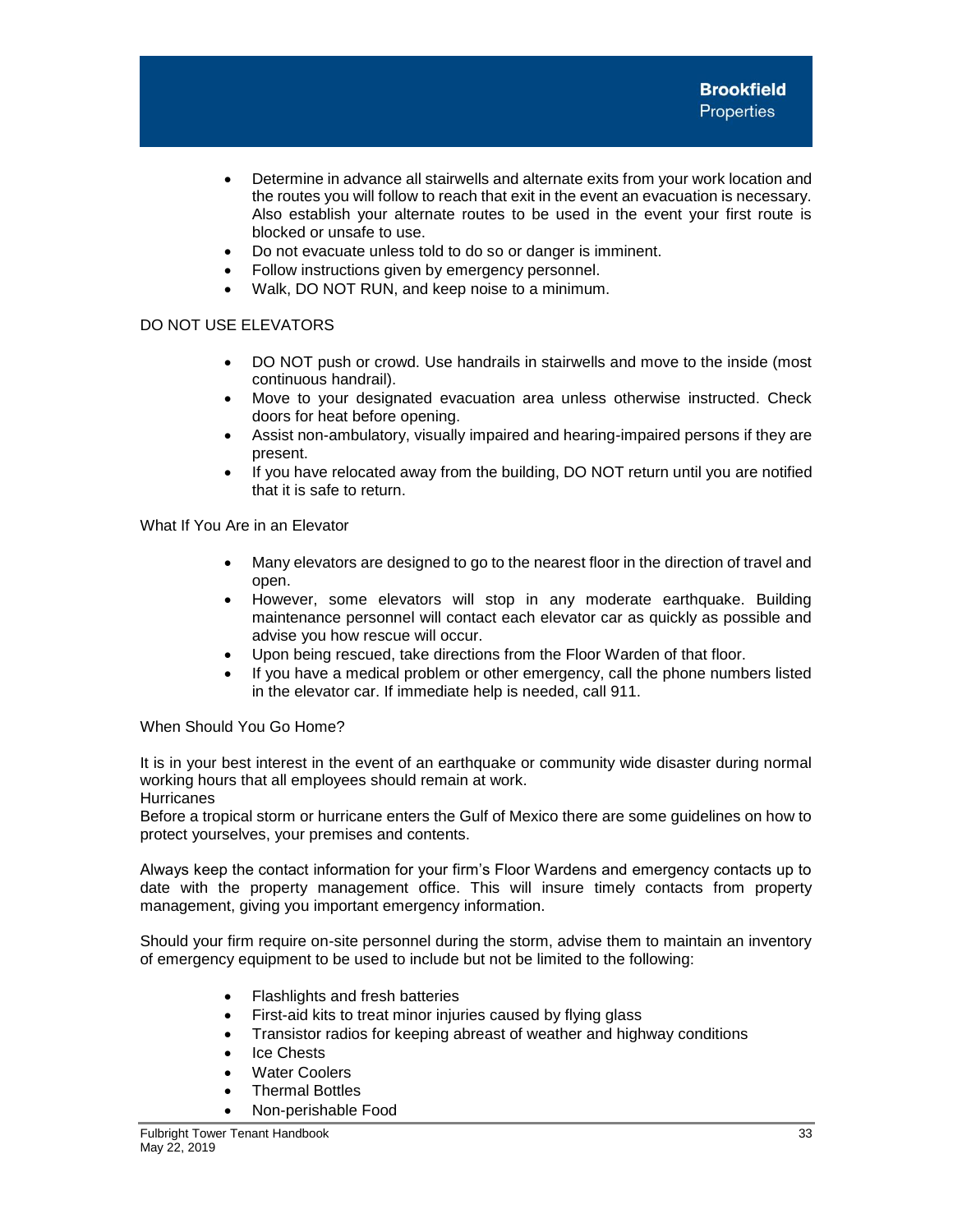- Determine in advance all stairwells and alternate exits from your work location and the routes you will follow to reach that exit in the event an evacuation is necessary. Also establish your alternate routes to be used in the event your first route is blocked or unsafe to use.
- Do not evacuate unless told to do so or danger is imminent.
- Follow instructions given by emergency personnel.
- Walk, DO NOT RUN, and keep noise to a minimum.

DO NOT USE ELEVATORS

- DO NOT push or crowd. Use handrails in stairwells and move to the inside (most continuous handrail).
- Move to your designated evacuation area unless otherwise instructed. Check doors for heat before opening.
- Assist non-ambulatory, visually impaired and hearing-impaired persons if they are present.
- If you have relocated away from the building, DO NOT return until you are notified that it is safe to return.

What If You Are in an Elevator

- Many elevators are designed to go to the nearest floor in the direction of travel and open.
- However, some elevators will stop in any moderate earthquake. Building maintenance personnel will contact each elevator car as quickly as possible and advise you how rescue will occur.
- Upon being rescued, take directions from the Floor Warden of that floor.
- If you have a medical problem or other emergency, call the phone numbers listed in the elevator car. If immediate help is needed, call 911.

When Should You Go Home?

It is in your best interest in the event of an earthquake or community wide disaster during normal working hours that all employees should remain at work.

Hurricanes

Before a tropical storm or hurricane enters the Gulf of Mexico there are some guidelines on how to protect yourselves, your premises and contents.

Always keep the contact information for your firm's Floor Wardens and emergency contacts up to date with the property management office. This will insure timely contacts from property management, giving you important emergency information.

Should your firm require on-site personnel during the storm, advise them to maintain an inventory of emergency equipment to be used to include but not be limited to the following:

- Flashlights and fresh batteries
- First-aid kits to treat minor injuries caused by flying glass
- Transistor radios for keeping abreast of weather and highway conditions
- Ice Chests
- Water Coolers
- Thermal Bottles
- Non-perishable Food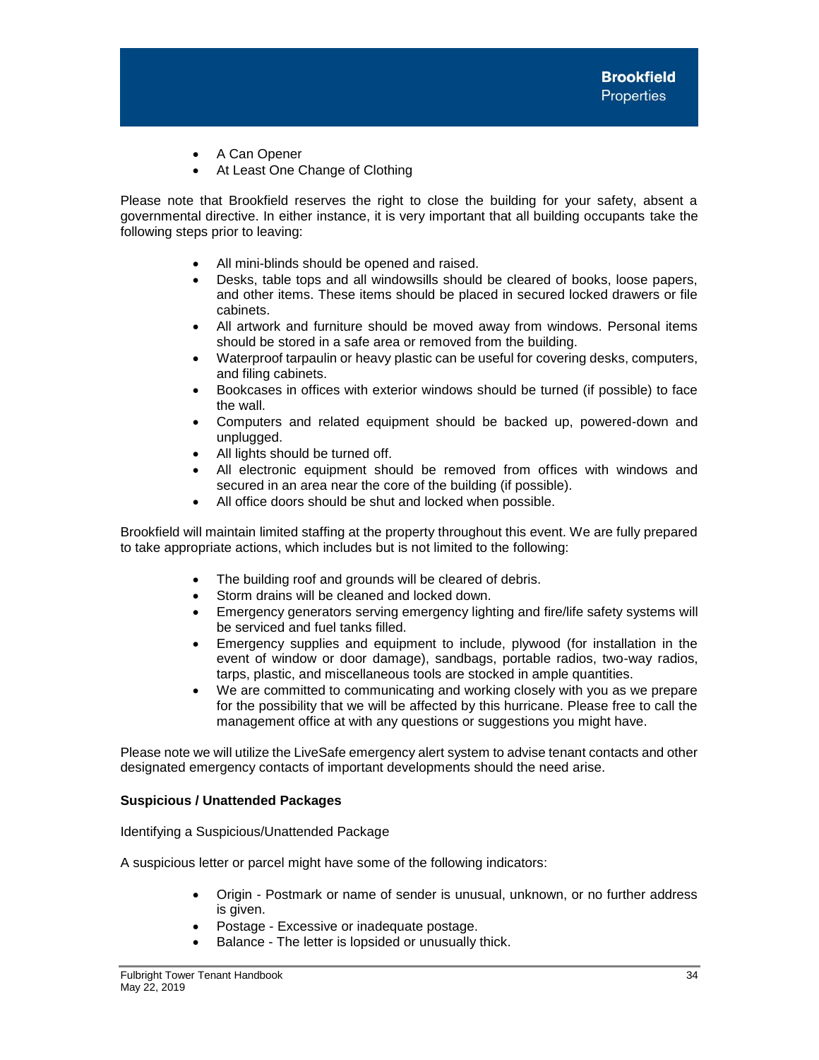- A Can Opener
- At Least One Change of Clothing

Please note that Brookfield reserves the right to close the building for your safety, absent a governmental directive. In either instance, it is very important that all building occupants take the following steps prior to leaving:

- All mini-blinds should be opened and raised.
- Desks, table tops and all windowsills should be cleared of books, loose papers, and other items. These items should be placed in secured locked drawers or file cabinets.
- All artwork and furniture should be moved away from windows. Personal items should be stored in a safe area or removed from the building.
- Waterproof tarpaulin or heavy plastic can be useful for covering desks, computers, and filing cabinets.
- Bookcases in offices with exterior windows should be turned (if possible) to face the wall.
- Computers and related equipment should be backed up, powered-down and unplugged.
- All lights should be turned off.
- All electronic equipment should be removed from offices with windows and secured in an area near the core of the building (if possible).
- All office doors should be shut and locked when possible.

Brookfield will maintain limited staffing at the property throughout this event. We are fully prepared to take appropriate actions, which includes but is not limited to the following:

- The building roof and grounds will be cleared of debris.
- Storm drains will be cleaned and locked down.
- Emergency generators serving emergency lighting and fire/life safety systems will be serviced and fuel tanks filled.
- Emergency supplies and equipment to include, plywood (for installation in the event of window or door damage), sandbags, portable radios, two-way radios, tarps, plastic, and miscellaneous tools are stocked in ample quantities.
- We are committed to communicating and working closely with you as we prepare for the possibility that we will be affected by this hurricane. Please free to call the management office at with any questions or suggestions you might have.

Please note we will utilize the LiveSafe emergency alert system to advise tenant contacts and other designated emergency contacts of important developments should the need arise.

**Suspicious / Unattended Packages**

Identifying a Suspicious/Unattended Package

A suspicious letter or parcel might have some of the following indicators:

- Origin - Postmark or name of sender is unusual, unknown, or no further address is given.
- Postage - Excessive or inadequate postage.
- Balance - The letter is lopsided or unusually thick.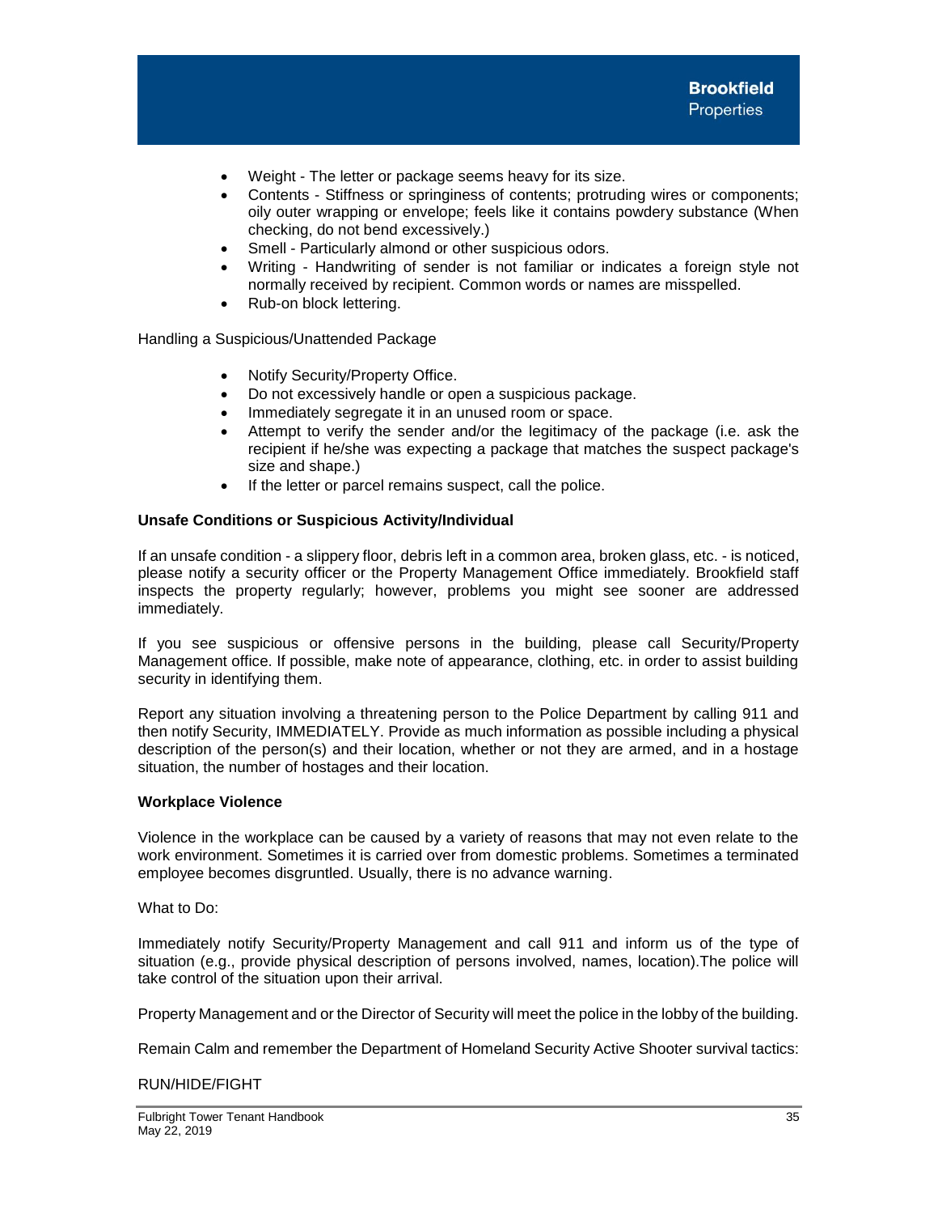- Weight - The letter or package seems heavy for its size.
- Contents - Stiffness or springiness of contents; protruding wires or components; oily outer wrapping or envelope; feels like it contains powdery substance (When checking, do not bend excessively.)
- Smell - Particularly almond or other suspicious odors.
- Writing - Handwriting of sender is not familiar or indicates a foreign style not normally received by recipient. Common words or names are misspelled.
- Rub-on block lettering.

Handling a Suspicious/Unattended Package

- Notify Security/Property Office.
- Do not excessively handle or open a suspicious package.
- Immediately segregate it in an unused room or space.
- Attempt to verify the sender and/or the legitimacy of the package (i.e. ask the recipient if he/she was expecting a package that matches the suspect package's size and shape.)
- If the letter or parcel remains suspect, call the police.

**Unsafe Conditions or Suspicious Activity/Individual**

If an unsafe condition - a slippery floor, debris left in a common area, broken glass, etc. - is noticed, please notify a security officer or the Property Management Office immediately. Brookfield staff inspects the property regularly; however, problems you might see sooner are addressed immediately.

If you see suspicious or offensive persons in the building, please call Security/Property Management office. If possible, make note of appearance, clothing, etc. in order to assist building security in identifying them.

Report any situation involving a threatening person to the Police Department by calling 911 and then notify Security, IMMEDIATELY. Provide as much information as possible including a physical description of the person(s) and their location, whether or not they are armed, and in a hostage situation, the number of hostages and their location.

**Workplace Violence**

Violence in the workplace can be caused by a variety of reasons that may not even relate to the work environment. Sometimes it is carried over from domestic problems. Sometimes a terminated employee becomes disgruntled. Usually, there is no advance warning.

What to Do:

Immediately notify Security/Property Management and call 911 and inform us of the type of situation (e.g., provide physical description of persons involved, names, location).The police will take control of the situation upon their arrival.

Property Management and or the Director of Security will meet the police in the lobby of the building.

Remain Calm and remember the Department of Homeland Security Active Shooter survival tactics:

RUN/HIDE/FIGHT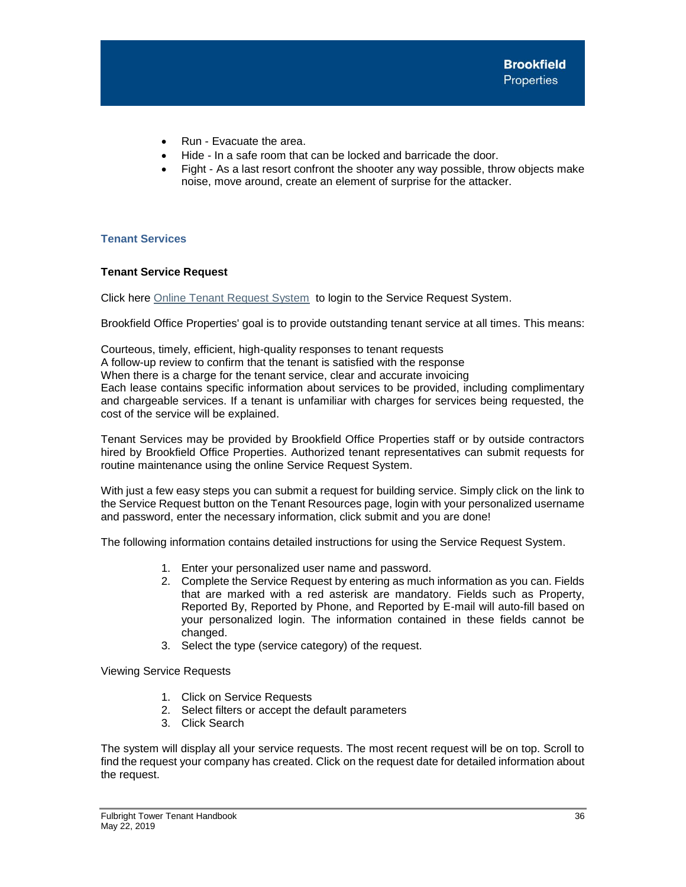- Run - Evacuate the area.
- Hide - In a safe room that can be locked and barricade the door.
- Fight - As a last resort confront the shooter any way possible, throw objects make noise, move around, create an element of surprise for the attacker.

## Tenant Services

### Tenant Service Request

Click here [Online Tenant Request System](#) to login to the Service Request System.

Brookfield Office Properties' goal is to provide outstanding tenant service at all times. This means:

Courteous, timely, efficient, high-quality responses to tenant requests
A follow-up review to confirm that the tenant is satisfied with the response
When there is a charge for the tenant service, clear and accurate invoicing
Each lease contains specific information about services to be provided, including complimentary and chargeable services. If a tenant is unfamiliar with charges for services being requested, the cost of the service will be explained.

Tenant Services may be provided by Brookfield Office Properties staff or by outside contractors hired by Brookfield Office Properties. Authorized tenant representatives can submit requests for routine maintenance using the online Service Request System.

With just a few easy steps you can submit a request for building service. Simply click on the link to the Service Request button on the Tenant Resources page, login with your personalized username and password, enter the necessary information, click submit and you are done!

The following information contains detailed instructions for using the Service Request System.

1. Enter your personalized user name and password.
2. Complete the Service Request by entering as much information as you can. Fields that are marked with a red asterisk are mandatory. Fields such as Property, Reported By, Reported by Phone, and Reported by E-mail will auto-fill based on your personalized login. The information contained in these fields cannot be changed.
3. Select the type (service category) of the request.

Viewing Service Requests

1. Click on Service Requests
2. Select filters or accept the default parameters
3. Click Search

The system will display all your service requests. The most recent request will be on top. Scroll to find the request your company has created. Click on the request date for detailed information about the request.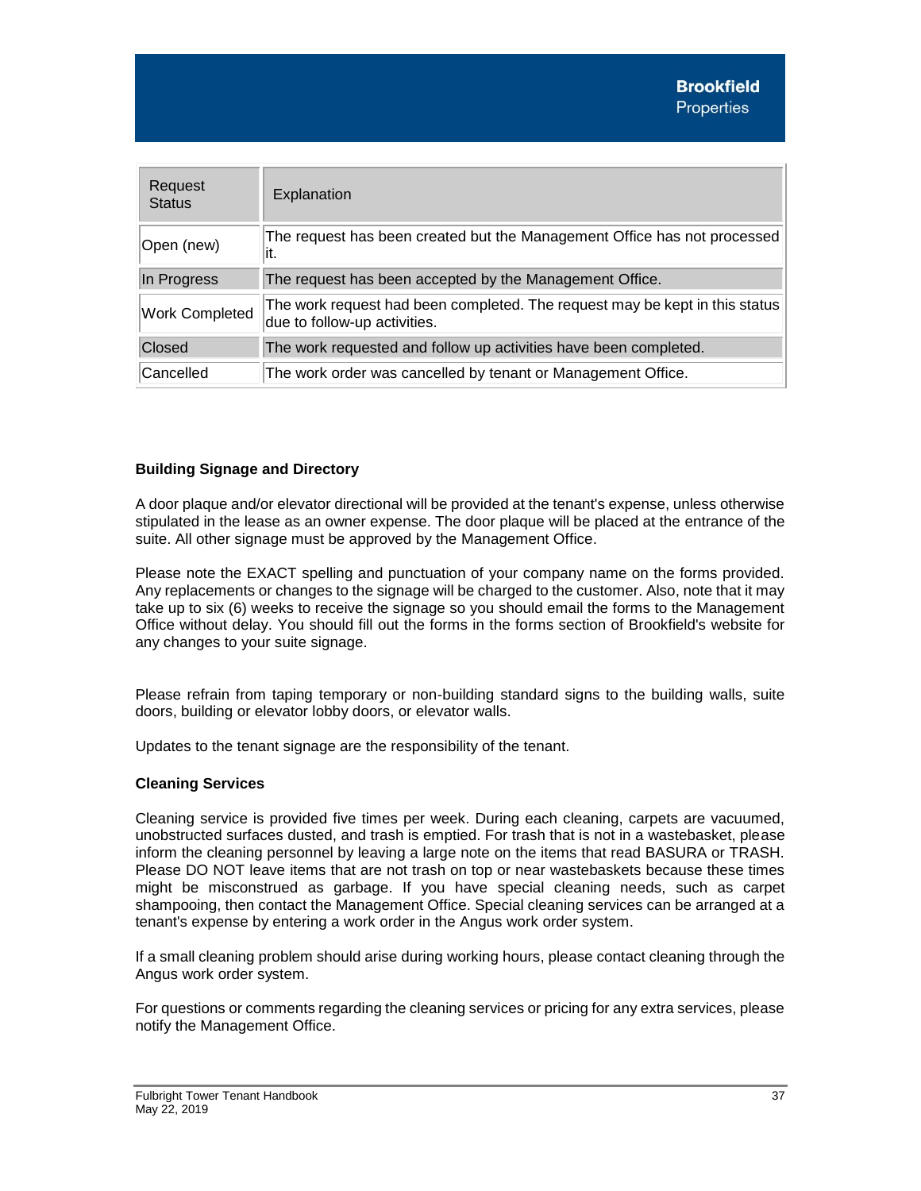| Request Status | Explanation |
| --- | --- |
| Open (new) | The request has been created but the Management Office has not processed it. |
| In Progress | The request has been accepted by the Management Office. |
| Work Completed | The work request had been completed. The request may be kept in this status due to follow-up activities. |
| Closed | The work requested and follow up activities have been completed. |
| Cancelled | The work order was cancelled by tenant or Management Office. |

**Building Signage and Directory**

A door plaque and/or elevator directional will be provided at the tenant's expense, unless otherwise stipulated in the lease as an owner expense. The door plaque will be placed at the entrance of the suite. All other signage must be approved by the Management Office.

Please note the EXACT spelling and punctuation of your company name on the forms provided. Any replacements or changes to the signage will be charged to the customer. Also, note that it may take up to six (6) weeks to receive the signage so you should email the forms to the Management Office without delay. You should fill out the forms in the forms section of Brookfield's website for any changes to your suite signage.

Please refrain from taping temporary or non-building standard signs to the building walls, suite doors, building or elevator lobby doors, or elevator walls.

Updates to the tenant signage are the responsibility of the tenant.

**Cleaning Services**

Cleaning service is provided five times per week. During each cleaning, carpets are vacuumed, unobstructed surfaces dusted, and trash is emptied. For trash that is not in a wastebasket, please inform the cleaning personnel by leaving a large note on the items that read BASURA or TRASH. Please DO NOT leave items that are not trash on top or near wastebaskets because these times might be misconstrued as garbage. If you have special cleaning needs, such as carpet shampooing, then contact the Management Office. Special cleaning services can be arranged at a tenant's expense by entering a work order in the Angus work order system.

If a small cleaning problem should arise during working hours, please contact cleaning through the Angus work order system.

For questions or comments regarding the cleaning services or pricing for any extra services, please notify the Management Office.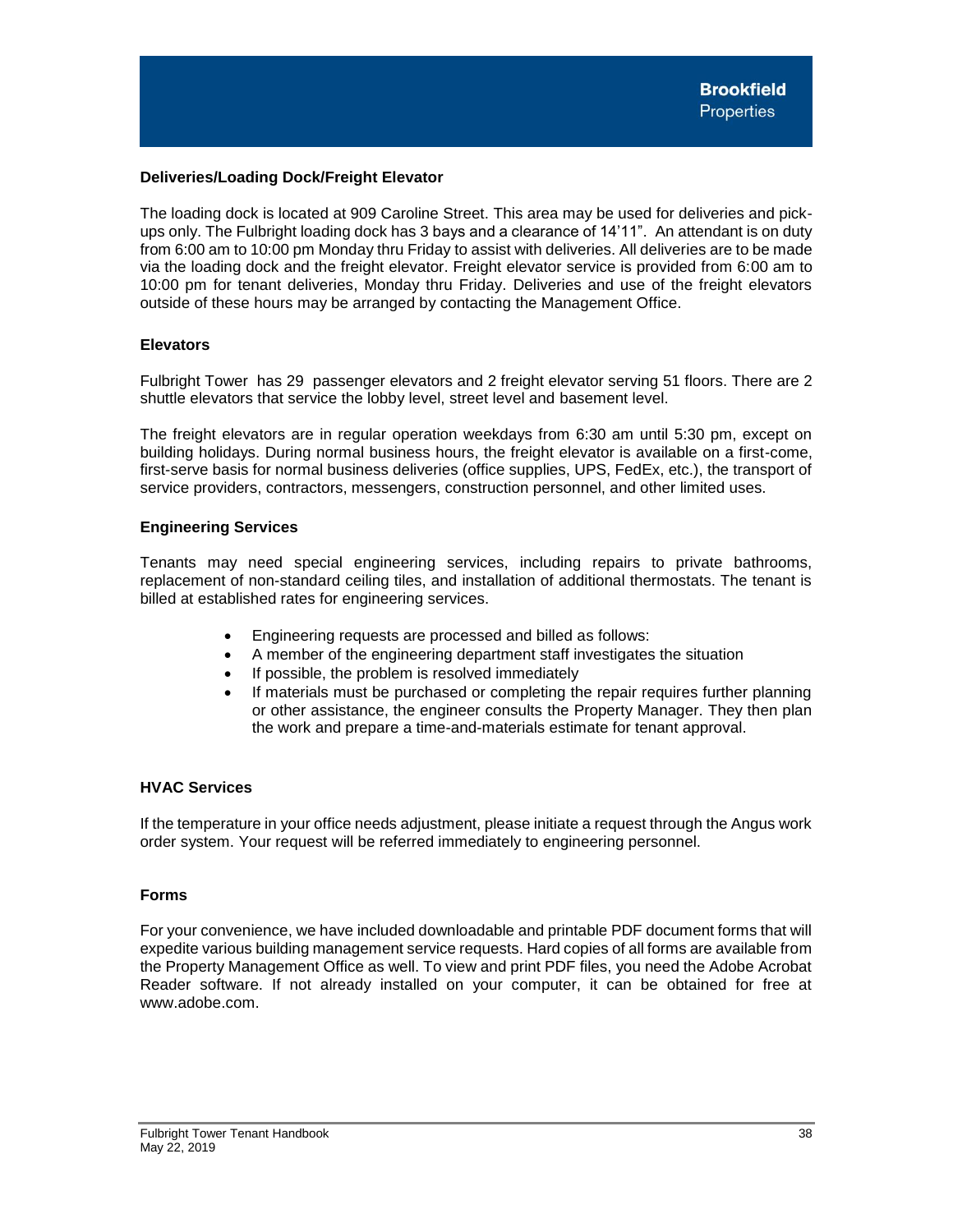## Deliveries/Loading Dock/Freight Elevator

The loading dock is located at 909 Caroline Street. This area may be used for deliveries and pick-ups only. The Fulbright loading dock has 3 bays and a clearance of 14'11". An attendant is on duty from 6:00 am to 10:00 pm Monday thru Friday to assist with deliveries. All deliveries are to be made via the loading dock and the freight elevator. Freight elevator service is provided from 6:00 am to 10:00 pm for tenant deliveries, Monday thru Friday. Deliveries and use of the freight elevators outside of these hours may be arranged by contacting the Management Office.

## Elevators

Fulbright Tower has 29 passenger elevators and 2 freight elevator serving 51 floors. There are 2 shuttle elevators that service the lobby level, street level and basement level.

The freight elevators are in regular operation weekdays from 6:30 am until 5:30 pm, except on building holidays. During normal business hours, the freight elevator is available on a first-come, first-serve basis for normal business deliveries (office supplies, UPS, FedEx, etc.), the transport of service providers, contractors, messengers, construction personnel, and other limited uses.

## Engineering Services

Tenants may need special engineering services, including repairs to private bathrooms, replacement of non-standard ceiling tiles, and installation of additional thermostats. The tenant is billed at established rates for engineering services.

- Engineering requests are processed and billed as follows:
- A member of the engineering department staff investigates the situation
- If possible, the problem is resolved immediately
- If materials must be purchased or completing the repair requires further planning or other assistance, the engineer consults the Property Manager. They then plan the work and prepare a time-and-materials estimate for tenant approval.

## HVAC Services

If the temperature in your office needs adjustment, please initiate a request through the Angus work order system. Your request will be referred immediately to engineering personnel.

## Forms

For your convenience, we have included downloadable and printable PDF document forms that will expedite various building management service requests. Hard copies of all forms are available from the Property Management Office as well. To view and print PDF files, you need the Adobe Acrobat Reader software. If not already installed on your computer, it can be obtained for free at www.adobe.com.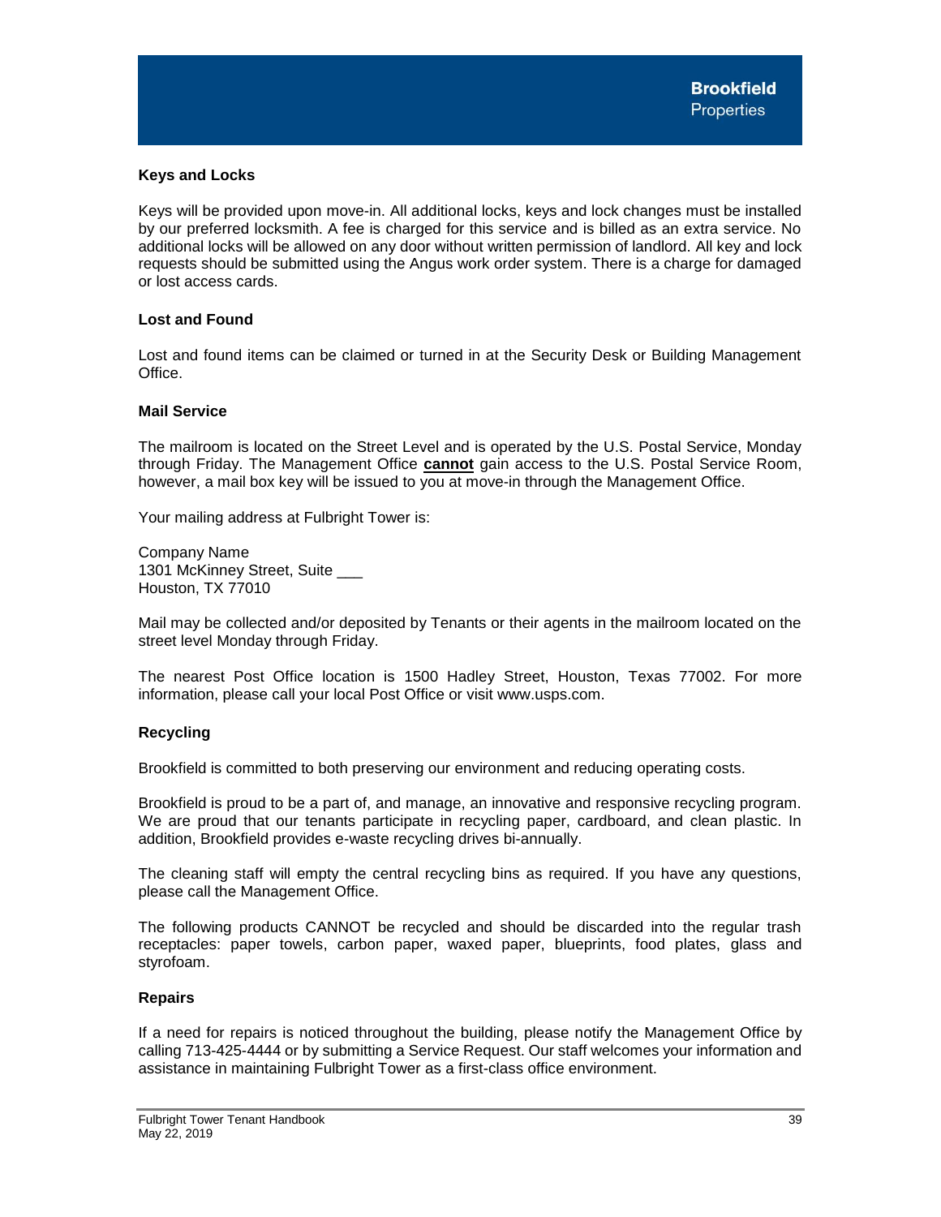### Keys and Locks

Keys will be provided upon move-in. All additional locks, keys and lock changes must be installed by our preferred locksmith. A fee is charged for this service and is billed as an extra service. No additional locks will be allowed on any door without written permission of landlord. All key and lock requests should be submitted using the Angus work order system. There is a charge for damaged or lost access cards.

### Lost and Found

Lost and found items can be claimed or turned in at the Security Desk or Building Management Office.

### Mail Service

The mailroom is located on the Street Level and is operated by the U.S. Postal Service, Monday through Friday. The Management Office **cannot** gain access to the U.S. Postal Service Room, however, a mail box key will be issued to you at move-in through the Management Office.

Your mailing address at Fulbright Tower is:

Company Name
1301 McKinney Street, Suite ___
Houston, TX 77010

Mail may be collected and/or deposited by Tenants or their agents in the mailroom located on the street level Monday through Friday.

The nearest Post Office location is 1500 Hadley Street, Houston, Texas 77002. For more information, please call your local Post Office or visit www.usps.com.

### Recycling

Brookfield is committed to both preserving our environment and reducing operating costs.

Brookfield is proud to be a part of, and manage, an innovative and responsive recycling program. We are proud that our tenants participate in recycling paper, cardboard, and clean plastic. In addition, Brookfield provides e-waste recycling drives bi-annually.

The cleaning staff will empty the central recycling bins as required. If you have any questions, please call the Management Office.

The following products CANNOT be recycled and should be discarded into the regular trash receptacles: paper towels, carbon paper, waxed paper, blueprints, food plates, glass and styrofoam.

### Repairs

If a need for repairs is noticed throughout the building, please notify the Management Office by calling 713-425-4444 or by submitting a Service Request. Our staff welcomes your information and assistance in maintaining Fulbright Tower as a first-class office environment.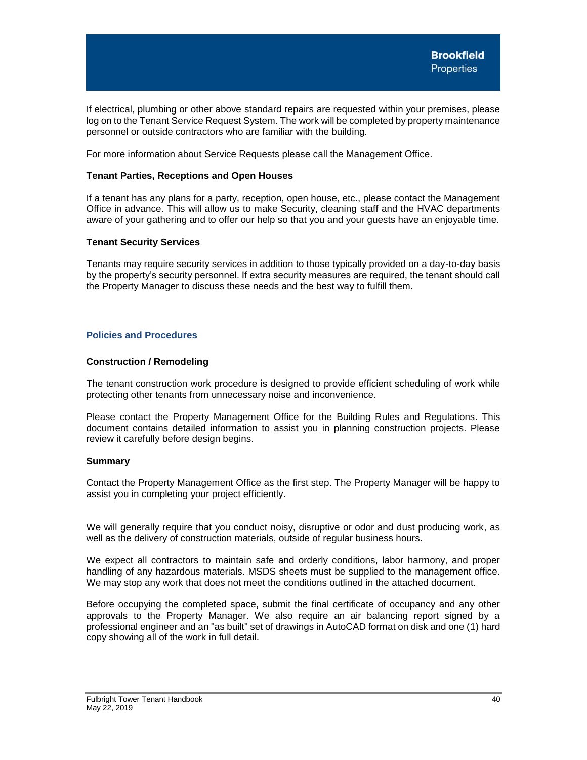If electrical, plumbing or other above standard repairs are requested within your premises, please log on to the Tenant Service Request System. The work will be completed by property maintenance personnel or outside contractors who are familiar with the building.

For more information about Service Requests please call the Management Office.

**Tenant Parties, Receptions and Open Houses**

If a tenant has any plans for a party, reception, open house, etc., please contact the Management Office in advance. This will allow us to make Security, cleaning staff and the HVAC departments aware of your gathering and to offer our help so that you and your guests have an enjoyable time.

**Tenant Security Services**

Tenants may require security services in addition to those typically provided on a day-to-day basis by the property's security personnel. If extra security measures are required, the tenant should call the Property Manager to discuss these needs and the best way to fulfill them.

## Policies and Procedures

**Construction / Remodeling**

The tenant construction work procedure is designed to provide efficient scheduling of work while protecting other tenants from unnecessary noise and inconvenience.

Please contact the Property Management Office for the Building Rules and Regulations. This document contains detailed information to assist you in planning construction projects. Please review it carefully before design begins.

**Summary**

Contact the Property Management Office as the first step. The Property Manager will be happy to assist you in completing your project efficiently.

We will generally require that you conduct noisy, disruptive or odor and dust producing work, as well as the delivery of construction materials, outside of regular business hours.

We expect all contractors to maintain safe and orderly conditions, labor harmony, and proper handling of any hazardous materials. MSDS sheets must be supplied to the management office. We may stop any work that does not meet the conditions outlined in the attached document.

Before occupying the completed space, submit the final certificate of occupancy and any other approvals to the Property Manager. We also require an air balancing report signed by a professional engineer and an "as built" set of drawings in AutoCAD format on disk and one (1) hard copy showing all of the work in full detail.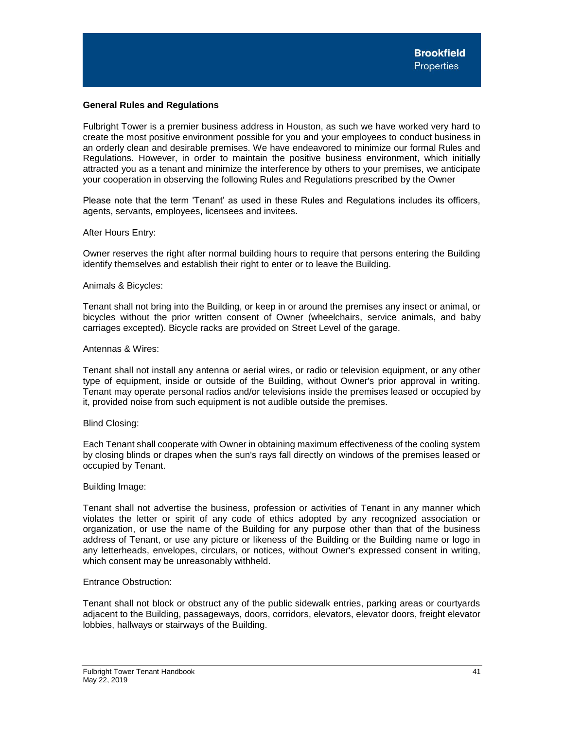## General Rules and Regulations

Fulbright Tower is a premier business address in Houston, as such we have worked very hard to create the most positive environment possible for you and your employees to conduct business in an orderly clean and desirable premises. We have endeavored to minimize our formal Rules and Regulations. However, in order to maintain the positive business environment, which initially attracted you as a tenant and minimize the interference by others to your premises, we anticipate your cooperation in observing the following Rules and Regulations prescribed by the Owner

Please note that the term 'Tenant' as used in these Rules and Regulations includes its officers, agents, servants, employees, licensees and invitees.

After Hours Entry:

Owner reserves the right after normal building hours to require that persons entering the Building identify themselves and establish their right to enter or to leave the Building.

Animals & Bicycles:

Tenant shall not bring into the Building, or keep in or around the premises any insect or animal, or bicycles without the prior written consent of Owner (wheelchairs, service animals, and baby carriages excepted). Bicycle racks are provided on Street Level of the garage.

Antennas & Wires:

Tenant shall not install any antenna or aerial wires, or radio or television equipment, or any other type of equipment, inside or outside of the Building, without Owner's prior approval in writing. Tenant may operate personal radios and/or televisions inside the premises leased or occupied by it, provided noise from such equipment is not audible outside the premises.

Blind Closing:

Each Tenant shall cooperate with Owner in obtaining maximum effectiveness of the cooling system by closing blinds or drapes when the sun's rays fall directly on windows of the premises leased or occupied by Tenant.

Building Image:

Tenant shall not advertise the business, profession or activities of Tenant in any manner which violates the letter or spirit of any code of ethics adopted by any recognized association or organization, or use the name of the Building for any purpose other than that of the business address of Tenant, or use any picture or likeness of the Building or the Building name or logo in any letterheads, envelopes, circulars, or notices, without Owner's expressed consent in writing, which consent may be unreasonably withheld.

Entrance Obstruction:

Tenant shall not block or obstruct any of the public sidewalk entries, parking areas or courtyards adjacent to the Building, passageways, doors, corridors, elevators, elevator doors, freight elevator lobbies, hallways or stairways of the Building.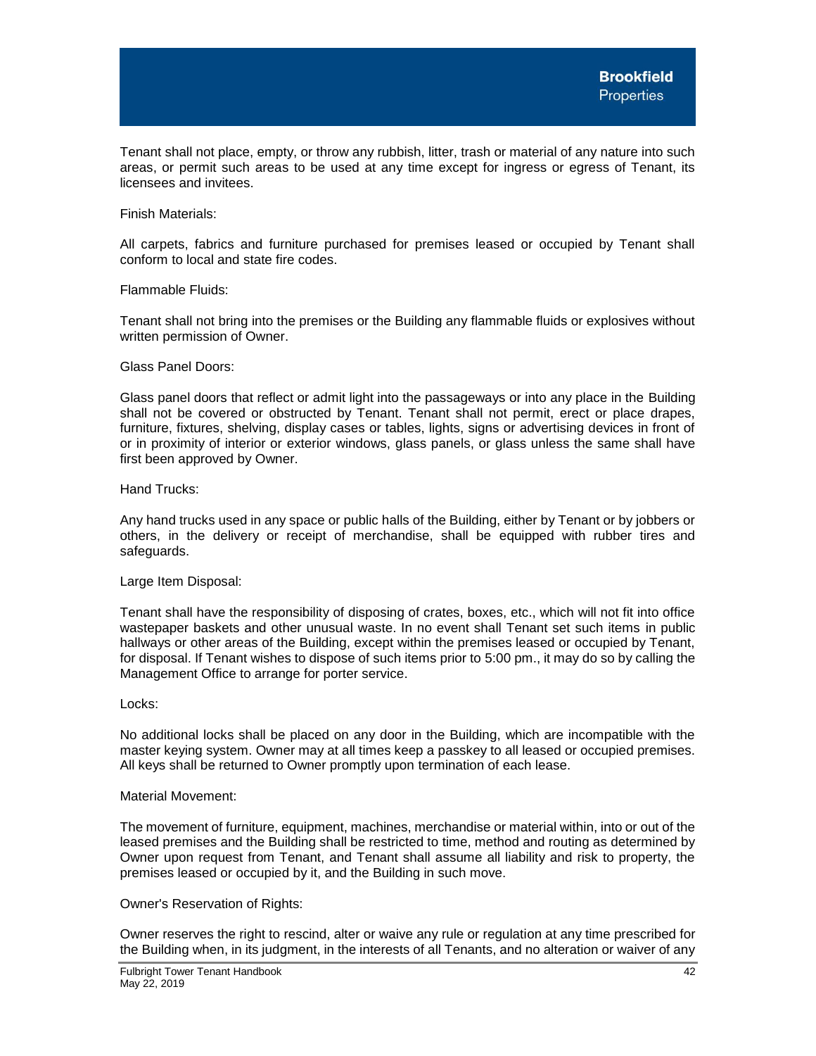Tenant shall not place, empty, or throw any rubbish, litter, trash or material of any nature into such areas, or permit such areas to be used at any time except for ingress or egress of Tenant, its licensees and invitees.

Finish Materials:

All carpets, fabrics and furniture purchased for premises leased or occupied by Tenant shall conform to local and state fire codes.

Flammable Fluids:

Tenant shall not bring into the premises or the Building any flammable fluids or explosives without written permission of Owner.

Glass Panel Doors:

Glass panel doors that reflect or admit light into the passageways or into any place in the Building shall not be covered or obstructed by Tenant. Tenant shall not permit, erect or place drapes, furniture, fixtures, shelving, display cases or tables, lights, signs or advertising devices in front of or in proximity of interior or exterior windows, glass panels, or glass unless the same shall have first been approved by Owner.

Hand Trucks:

Any hand trucks used in any space or public halls of the Building, either by Tenant or by jobbers or others, in the delivery or receipt of merchandise, shall be equipped with rubber tires and safeguards.

Large Item Disposal:

Tenant shall have the responsibility of disposing of crates, boxes, etc., which will not fit into office wastepaper baskets and other unusual waste. In no event shall Tenant set such items in public hallways or other areas of the Building, except within the premises leased or occupied by Tenant, for disposal. If Tenant wishes to dispose of such items prior to 5:00 pm., it may do so by calling the Management Office to arrange for porter service.

Locks:

No additional locks shall be placed on any door in the Building, which are incompatible with the master keying system. Owner may at all times keep a passkey to all leased or occupied premises. All keys shall be returned to Owner promptly upon termination of each lease.

Material Movement:

The movement of furniture, equipment, machines, merchandise or material within, into or out of the leased premises and the Building shall be restricted to time, method and routing as determined by Owner upon request from Tenant, and Tenant shall assume all liability and risk to property, the premises leased or occupied by it, and the Building in such move.

Owner's Reservation of Rights:

Owner reserves the right to rescind, alter or waive any rule or regulation at any time prescribed for the Building when, in its judgment, in the interests of all Tenants, and no alteration or waiver of any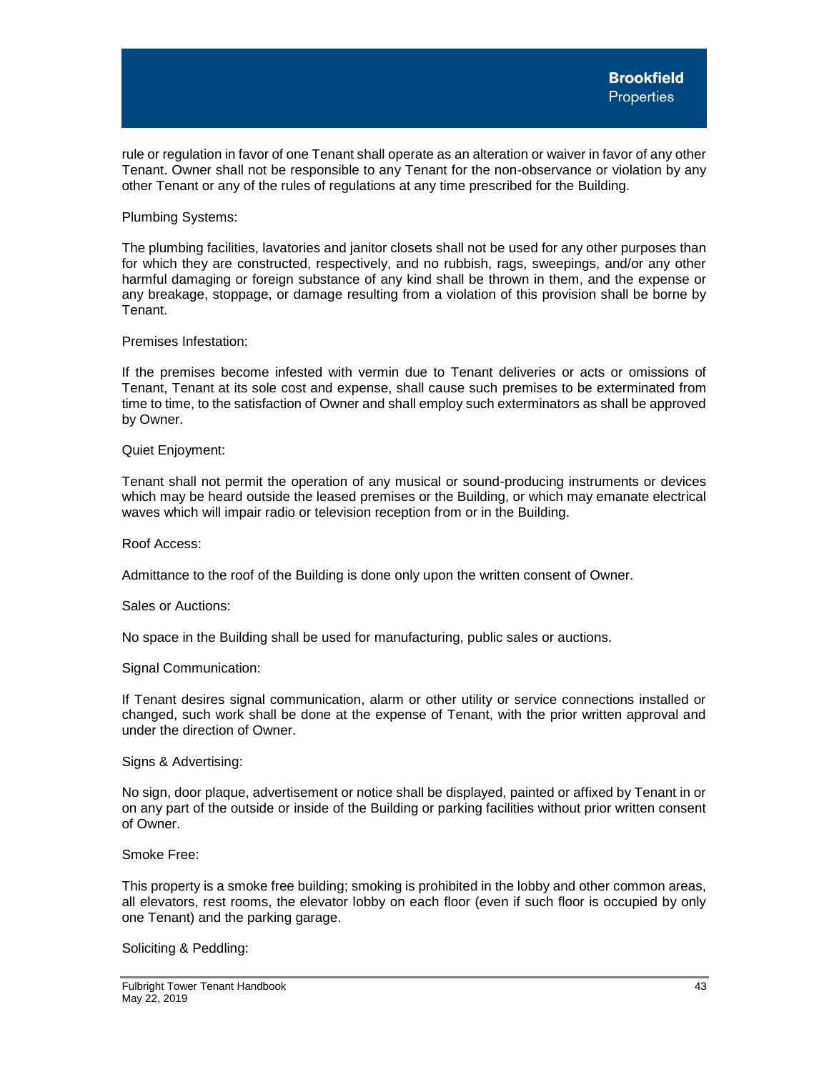rule or regulation in favor of one Tenant shall operate as an alteration or waiver in favor of any other Tenant. Owner shall not be responsible to any Tenant for the non-observance or violation by any other Tenant or any of the rules of regulations at any time prescribed for the Building.

Plumbing Systems:

The plumbing facilities, lavatories and janitor closets shall not be used for any other purposes than for which they are constructed, respectively, and no rubbish, rags, sweepings, and/or any other harmful damaging or foreign substance of any kind shall be thrown in them, and the expense or any breakage, stoppage, or damage resulting from a violation of this provision shall be borne by Tenant.

Premises Infestation:

If the premises become infested with vermin due to Tenant deliveries or acts or omissions of Tenant, Tenant at its sole cost and expense, shall cause such premises to be exterminated from time to time, to the satisfaction of Owner and shall employ such exterminators as shall be approved by Owner.

Quiet Enjoyment:

Tenant shall not permit the operation of any musical or sound-producing instruments or devices which may be heard outside the leased premises or the Building, or which may emanate electrical waves which will impair radio or television reception from or in the Building.

Roof Access:

Admittance to the roof of the Building is done only upon the written consent of Owner.

Sales or Auctions:

No space in the Building shall be used for manufacturing, public sales or auctions.

Signal Communication:

If Tenant desires signal communication, alarm or other utility or service connections installed or changed, such work shall be done at the expense of Tenant, with the prior written approval and under the direction of Owner.

Signs & Advertising:

No sign, door plaque, advertisement or notice shall be displayed, painted or affixed by Tenant in or on any part of the outside or inside of the Building or parking facilities without prior written consent of Owner.

Smoke Free:

This property is a smoke free building; smoking is prohibited in the lobby and other common areas, all elevators, rest rooms, the elevator lobby on each floor (even if such floor is occupied by only one Tenant) and the parking garage.

Soliciting & Peddling: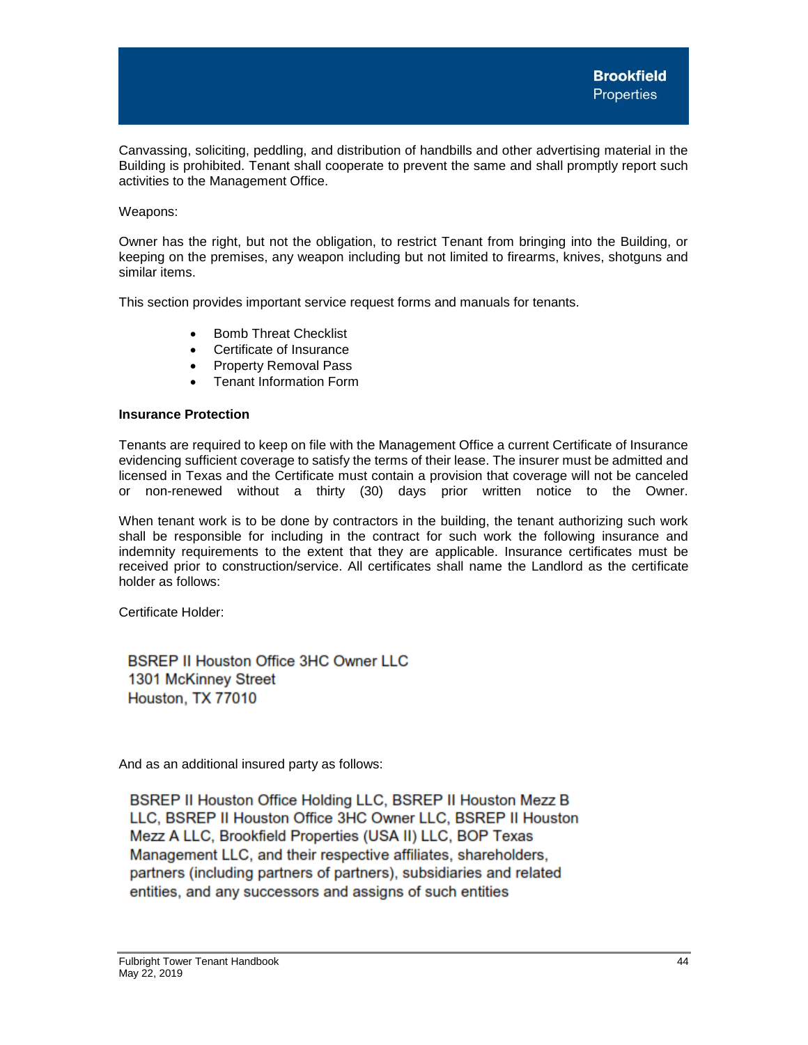Canvassing, soliciting, peddling, and distribution of handbills and other advertising material in the Building is prohibited. Tenant shall cooperate to prevent the same and shall promptly report such activities to the Management Office.

Weapons:

Owner has the right, but not the obligation, to restrict Tenant from bringing into the Building, or keeping on the premises, any weapon including but not limited to firearms, knives, shotguns and similar items.

This section provides important service request forms and manuals for tenants.

- Bomb Threat Checklist
- Certificate of Insurance
- Property Removal Pass
- Tenant Information Form

**Insurance Protection**

Tenants are required to keep on file with the Management Office a current Certificate of Insurance evidencing sufficient coverage to satisfy the terms of their lease. The insurer must be admitted and licensed in Texas and the Certificate must contain a provision that coverage will not be canceled or non-renewed without a thirty (30) days prior written notice to the Owner.

When tenant work is to be done by contractors in the building, the tenant authorizing such work shall be responsible for including in the contract for such work the following insurance and indemnity requirements to the extent that they are applicable. Insurance certificates must be received prior to construction/service. All certificates shall name the Landlord as the certificate holder as follows:

Certificate Holder:

BSREP II Houston Office 3HC Owner LLC
1301 McKinney Street
Houston, TX 77010

And as an additional insured party as follows:

BSREP II Houston Office Holding LLC, BSREP II Houston Mezz B LLC, BSREP II Houston Office 3HC Owner LLC, BSREP II Houston Mezz A LLC, Brookfield Properties (USA II) LLC, BOP Texas Management LLC, and their respective affiliates, shareholders, partners (including partners of partners), subsidiaries and related entities, and any successors and assigns of such entities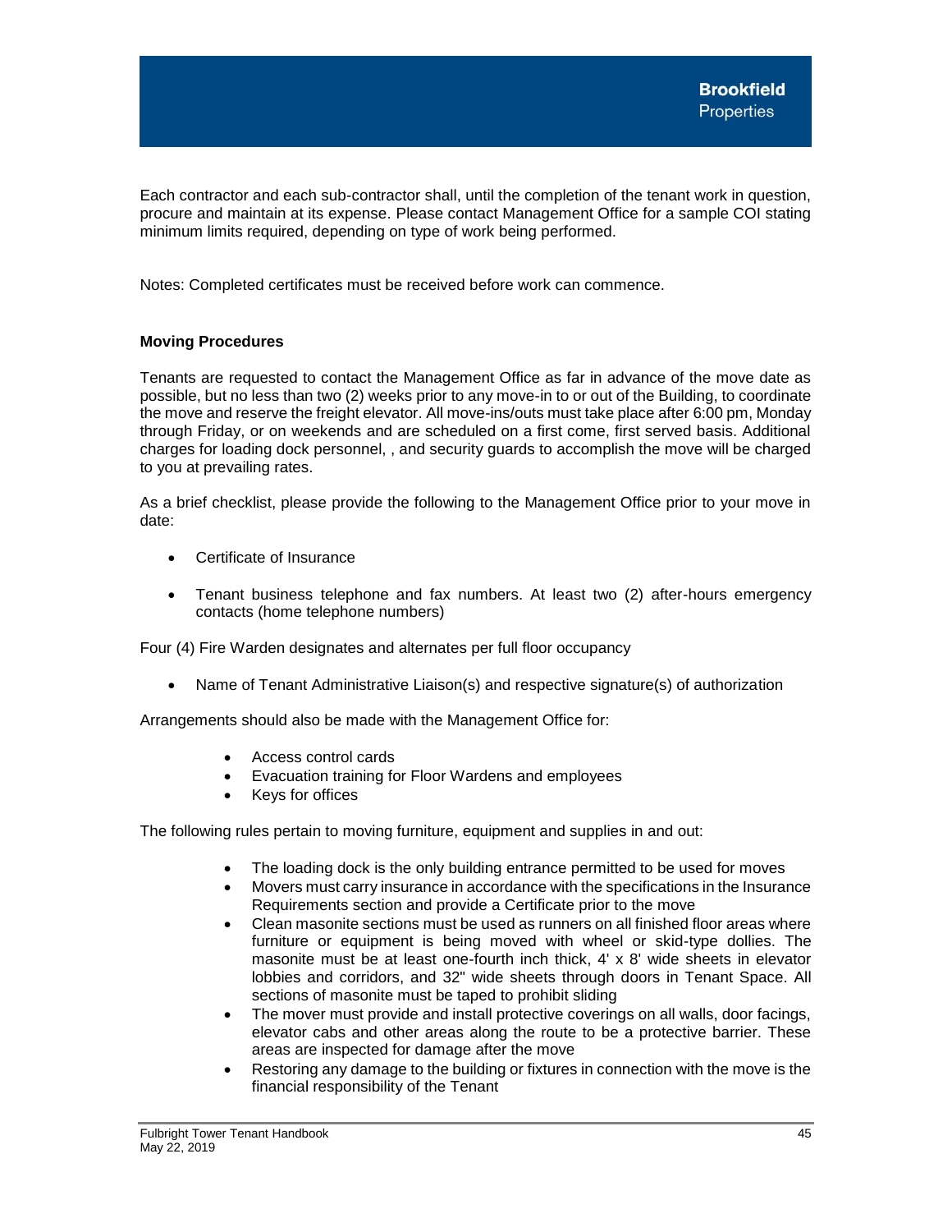Each contractor and each sub-contractor shall, until the completion of the tenant work in question, procure and maintain at its expense. Please contact Management Office for a sample COI stating minimum limits required, depending on type of work being performed.

Notes: Completed certificates must be received before work can commence.

**Moving Procedures**

Tenants are requested to contact the Management Office as far in advance of the move date as possible, but no less than two (2) weeks prior to any move-in to or out of the Building, to coordinate the move and reserve the freight elevator. All move-ins/outs must take place after 6:00 pm, Monday through Friday, or on weekends and are scheduled on a first come, first served basis. Additional charges for loading dock personnel, , and security guards to accomplish the move will be charged to you at prevailing rates.

As a brief checklist, please provide the following to the Management Office prior to your move in date:

- Certificate of Insurance
- Tenant business telephone and fax numbers. At least two (2) after-hours emergency contacts (home telephone numbers)

Four (4) Fire Warden designates and alternates per full floor occupancy

- Name of Tenant Administrative Liaison(s) and respective signature(s) of authorization

Arrangements should also be made with the Management Office for:

- Access control cards
- Evacuation training for Floor Wardens and employees
- Keys for offices

The following rules pertain to moving furniture, equipment and supplies in and out:

- The loading dock is the only building entrance permitted to be used for moves
- Movers must carry insurance in accordance with the specifications in the Insurance Requirements section and provide a Certificate prior to the move
- Clean masonite sections must be used as runners on all finished floor areas where furniture or equipment is being moved with wheel or skid-type dollies. The masonite must be at least one-fourth inch thick, 4' x 8' wide sheets in elevator lobbies and corridors, and 32" wide sheets through doors in Tenant Space. All sections of masonite must be taped to prohibit sliding
- The mover must provide and install protective coverings on all walls, door facings, elevator cabs and other areas along the route to be a protective barrier. These areas are inspected for damage after the move
- Restoring any damage to the building or fixtures in connection with the move is the financial responsibility of the Tenant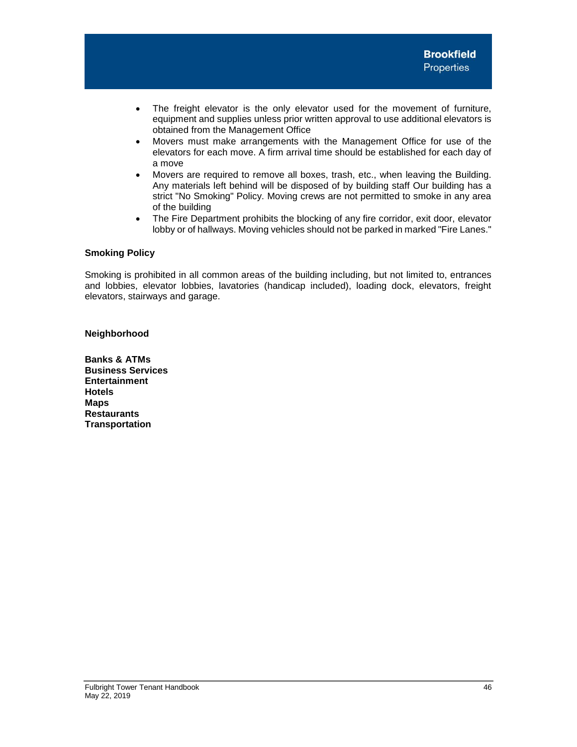- The freight elevator is the only elevator used for the movement of furniture, equipment and supplies unless prior written approval to use additional elevators is obtained from the Management Office
- Movers must make arrangements with the Management Office for use of the elevators for each move. A firm arrival time should be established for each day of a move
- Movers are required to remove all boxes, trash, etc., when leaving the Building. Any materials left behind will be disposed of by building staff Our building has a strict "No Smoking" Policy. Moving crews are not permitted to smoke in any area of the building
- The Fire Department prohibits the blocking of any fire corridor, exit door, elevator lobby or of hallways. Moving vehicles should not be parked in marked "Fire Lanes."

**Smoking Policy**

Smoking is prohibited in all common areas of the building including, but not limited to, entrances and lobbies, elevator lobbies, lavatories (handicap included), loading dock, elevators, freight elevators, stairways and garage.

**Neighborhood**

**Banks & ATMs**
**Business Services**
**Entertainment**
**Hotels**
**Maps**
**Restaurants**
**Transportation**